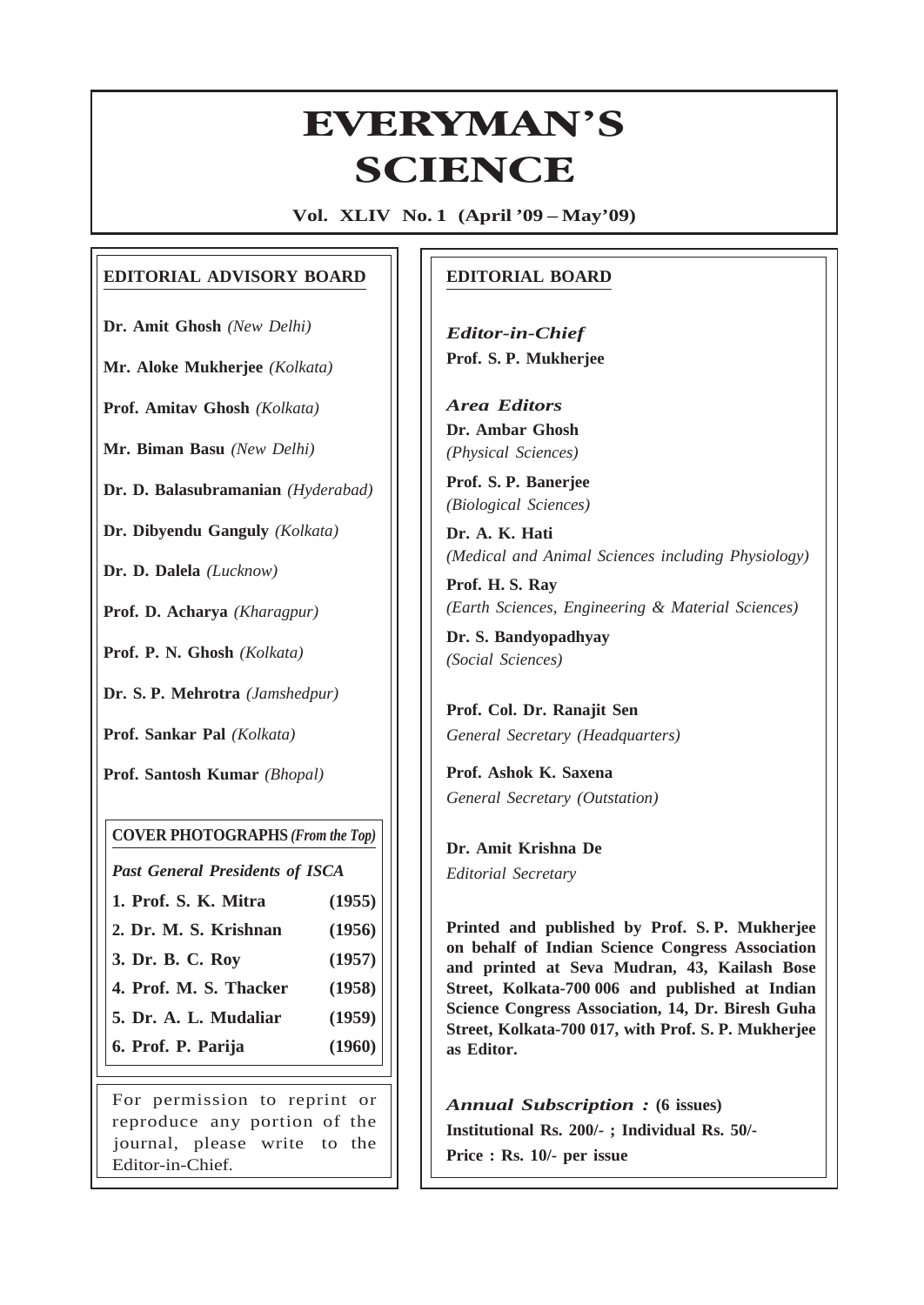# EVERYMAN'S SCIENCE

**Vol. XLIV No. 1 (April '09 – May'09)**

## EDITORIAL ADVISORY BOARD

**Dr. Amit Ghosh** *(New Delhi)*

**Mr. Aloke Mukherjee** *(Kolkata)*

**Prof. Amitav Ghosh** *(Kolkata)*

**Mr. Biman Basu** *(New Delhi)*

**Dr. D. Balasubramanian** *(Hyderabad)*

**Dr. Dibyendu Ganguly** *(Kolkata)*

**Dr. D. Dalela** *(Lucknow)*

**Prof. D. Acharya** *(Kharagpur)*

**Prof. P. N. Ghosh** *(Kolkata)*

**Dr. S. P. Mehrotra** *(Jamshedpur)*

**Prof. Sankar Pal** *(Kolkata)*

**Prof. Santosh Kumar** *(Bhopal)*

**COVER PHOTOGRAPHS** *(From the Top)*

*Past General Presidents of ISCA*

| | |
|---|---|
| **1. Prof. S. K. Mitra** | **(1955)** |
| **2. Dr. M. S. Krishnan** | **(1956)** |
| **3. Dr. B. C. Roy** | **(1957)** |
| **4. Prof. M. S. Thacker** | **(1958)** |
| **5. Dr. A. L. Mudaliar** | **(1959)** |
| **6. Prof. P. Parija** | **(1960)** |

For permission to reprint or reproduce any portion of the journal, please write to the Editor-in-Chief.

## EDITORIAL BOARD

*Editor-in-Chief*
**Prof. S. P. Mukherjee**

*Area Editors*

**Dr. Ambar Ghosh**
*(Physical Sciences)*

**Prof. S. P. Banerjee**
*(Biological Sciences)*

**Dr. A. K. Hati**
*(Medical and Animal Sciences including Physiology)*

**Prof. H. S. Ray**
*(Earth Sciences, Engineering & Material Sciences)*

**Dr. S. Bandyopadhyay**
*(Social Sciences)*

**Prof. Col. Dr. Ranajit Sen**
*General Secretary (Headquarters)*

**Prof. Ashok K. Saxena**
*General Secretary (Outstation)*

**Dr. Amit Krishna De**
*Editorial Secretary*

**Printed and published by Prof. S. P. Mukherjee on behalf of Indian Science Congress Association and printed at Seva Mudran, 43, Kailash Bose Street, Kolkata-700 006 and published at Indian Science Congress Association, 14, Dr. Biresh Guha Street, Kolkata-700 017, with Prof. S. P. Mukherjee as Editor.**

*Annual Subscription :* **(6 issues)**
**Institutional Rs. 200/- ; Individual Rs. 50/-**
**Price : Rs. 10/- per issue**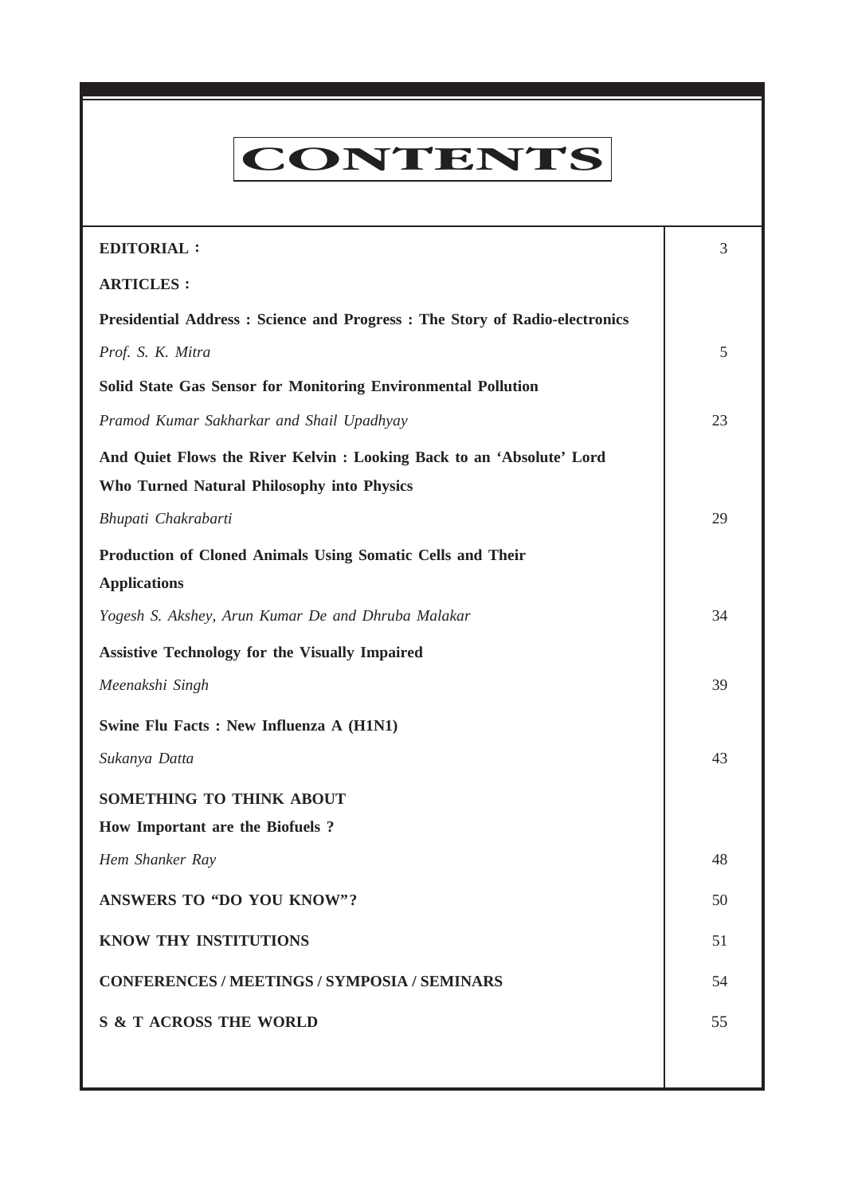# CONTENTS

| | |
|---|---|
| **EDITORIAL :** | 3 |
| **ARTICLES :** | |
| **Presidential Address : Science and Progress : The Story of Radio-electronics** | |
| *Prof. S. K. Mitra* | 5 |
| **Solid State Gas Sensor for Monitoring Environmental Pollution** | |
| *Pramod Kumar Sakharkar and Shail Upadhyay* | 23 |
| **And Quiet Flows the River Kelvin : Looking Back to an 'Absolute' Lord Who Turned Natural Philosophy into Physics** | |
| *Bhupati Chakrabarti* | 29 |
| **Production of Cloned Animals Using Somatic Cells and Their Applications** | |
| *Yogesh S. Akshey, Arun Kumar De and Dhruba Malakar* | 34 |
| **Assistive Technology for the Visually Impaired** | |
| *Meenakshi Singh* | 39 |
| **Swine Flu Facts : New Influenza A (H1N1)** | |
| *Sukanya Datta* | 43 |
| **SOMETHING TO THINK ABOUT** | |
| **How Important are the Biofuels ?** | |
| *Hem Shanker Ray* | 48 |
| **ANSWERS TO "DO YOU KNOW"?** | 50 |
| **KNOW THY INSTITUTIONS** | 51 |
| **CONFERENCES / MEETINGS / SYMPOSIA / SEMINARS** | 54 |
| **S & T ACROSS THE WORLD** | 55 |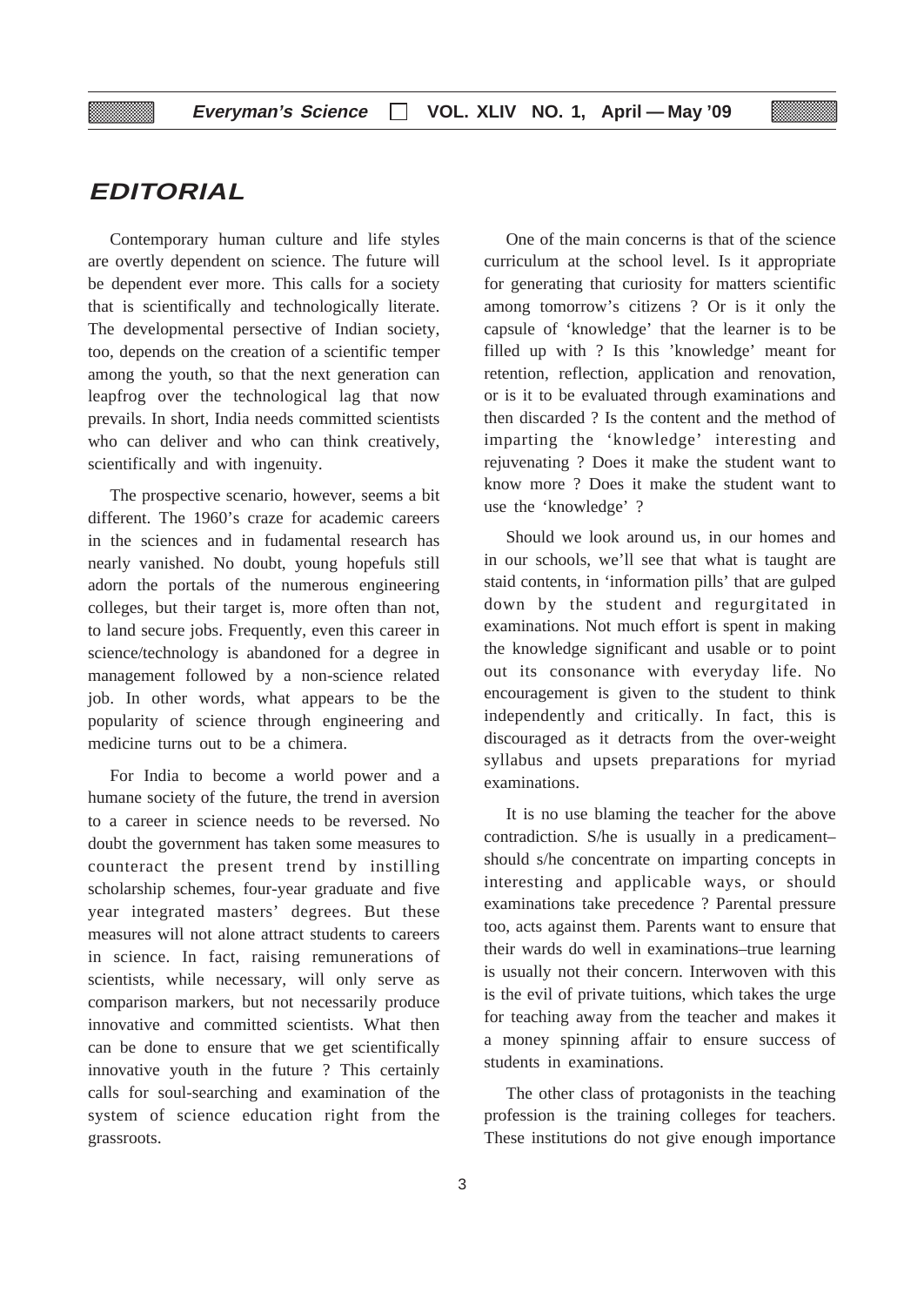# EDITORIAL

Contemporary human culture and life styles are overtly dependent on science. The future will be dependent ever more. This calls for a society that is scientifically and technologically literate. The developmental persective of Indian society, too, depends on the creation of a scientific temper among the youth, so that the next generation can leapfrog over the technological lag that now prevails. In short, India needs committed scientists who can deliver and who can think creatively, scientifically and with ingenuity.

The prospective scenario, however, seems a bit different. The 1960's craze for academic careers in the sciences and in fudamental research has nearly vanished. No doubt, young hopefuls still adorn the portals of the numerous engineering colleges, but their target is, more often than not, to land secure jobs. Frequently, even this career in science/technology is abandoned for a degree in management followed by a non-science related job. In other words, what appears to be the popularity of science through engineering and medicine turns out to be a chimera.

For India to become a world power and a humane society of the future, the trend in aversion to a career in science needs to be reversed. No doubt the government has taken some measures to counteract the present trend by instilling scholarship schemes, four-year graduate and five year integrated masters' degrees. But these measures will not alone attract students to careers in science. In fact, raising remunerations of scientists, while necessary, will only serve as comparison markers, but not necessarily produce innovative and committed scientists. What then can be done to ensure that we get scientifically innovative youth in the future ? This certainly calls for soul-searching and examination of the system of science education right from the grassroots.

One of the main concerns is that of the science curriculum at the school level. Is it appropriate for generating that curiosity for matters scientific among tomorrow's citizens ? Or is it only the capsule of 'knowledge' that the learner is to be filled up with ? Is this 'knowledge' meant for retention, reflection, application and renovation, or is it to be evaluated through examinations and then discarded ? Is the content and the method of imparting the 'knowledge' interesting and rejuvenating ? Does it make the student want to know more ? Does it make the student want to use the 'knowledge' ?

Should we look around us, in our homes and in our schools, we'll see that what is taught are staid contents, in 'information pills' that are gulped down by the student and regurgitated in examinations. Not much effort is spent in making the knowledge significant and usable or to point out its consonance with everyday life. No encouragement is given to the student to think independently and critically. In fact, this is discouraged as it detracts from the over-weight syllabus and upsets preparations for myriad examinations.

It is no use blaming the teacher for the above contradiction. S/he is usually in a predicament– should s/he concentrate on imparting concepts in interesting and applicable ways, or should examinations take precedence ? Parental pressure too, acts against them. Parents want to ensure that their wards do well in examinations–true learning is usually not their concern. Interwoven with this is the evil of private tuitions, which takes the urge for teaching away from the teacher and makes it a money spinning affair to ensure success of students in examinations.

The other class of protagonists in the teaching profession is the training colleges for teachers. These institutions do not give enough importance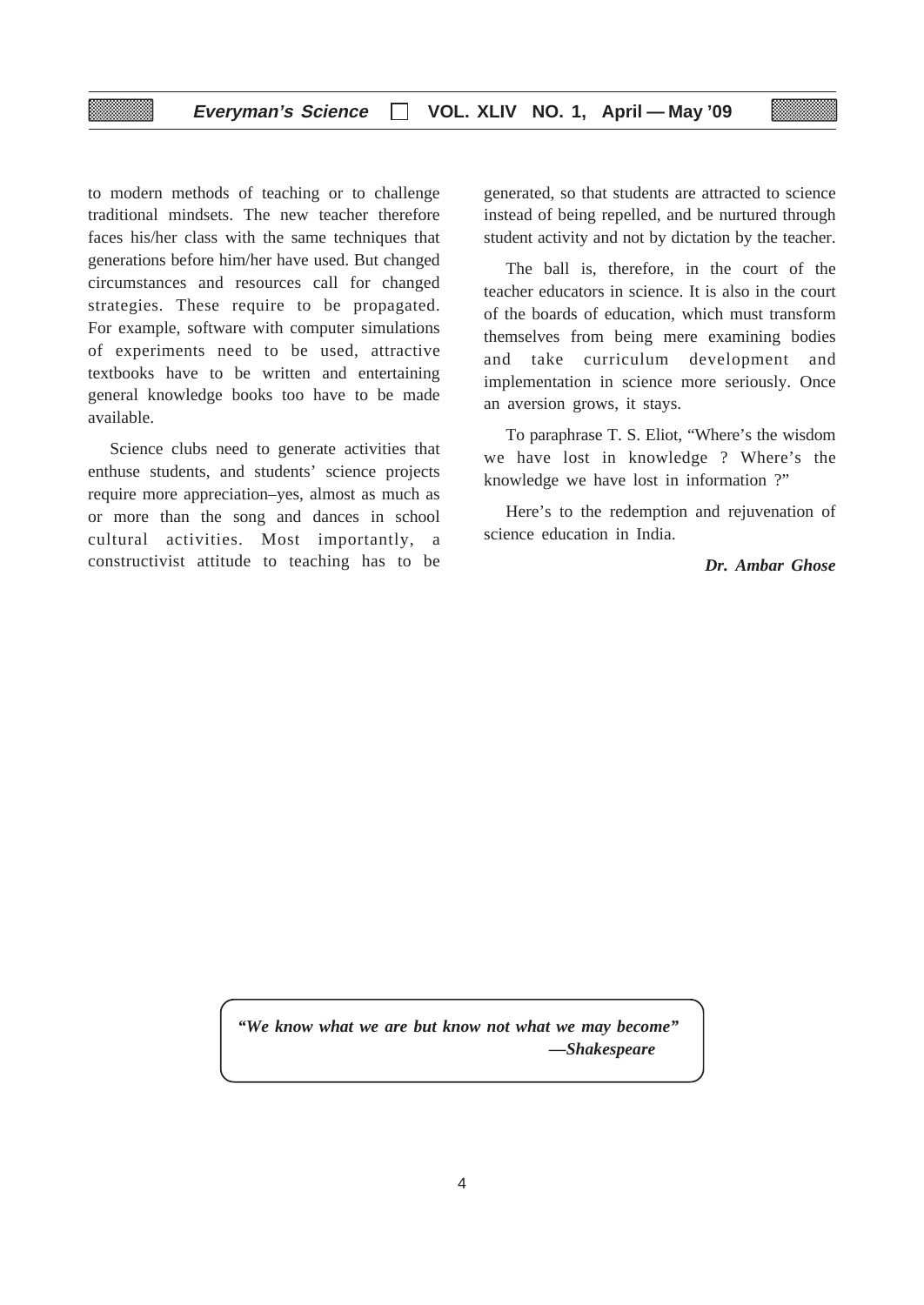to modern methods of teaching or to challenge traditional mindsets. The new teacher therefore faces his/her class with the same techniques that generations before him/her have used. But changed circumstances and resources call for changed strategies. These require to be propagated. For example, software with computer simulations of experiments need to be used, attractive textbooks have to be written and entertaining general knowledge books too have to be made available.

Science clubs need to generate activities that enthuse students, and students' science projects require more appreciation–yes, almost as much as or more than the song and dances in school cultural activities. Most importantly, a constructivist attitude to teaching has to be generated, so that students are attracted to science instead of being repelled, and be nurtured through student activity and not by dictation by the teacher.

The ball is, therefore, in the court of the teacher educators in science. It is also in the court of the boards of education, which must transform themselves from being mere examining bodies and take curriculum development and implementation in science more seriously. Once an aversion grows, it stays.

To paraphrase T. S. Eliot, "Where's the wisdom we have lost in knowledge ? Where's the knowledge we have lost in information ?"

Here's to the redemption and rejuvenation of science education in India.

***Dr. Ambar Ghose***

***"We know what we are but know not what we may become"***
***—Shakespeare***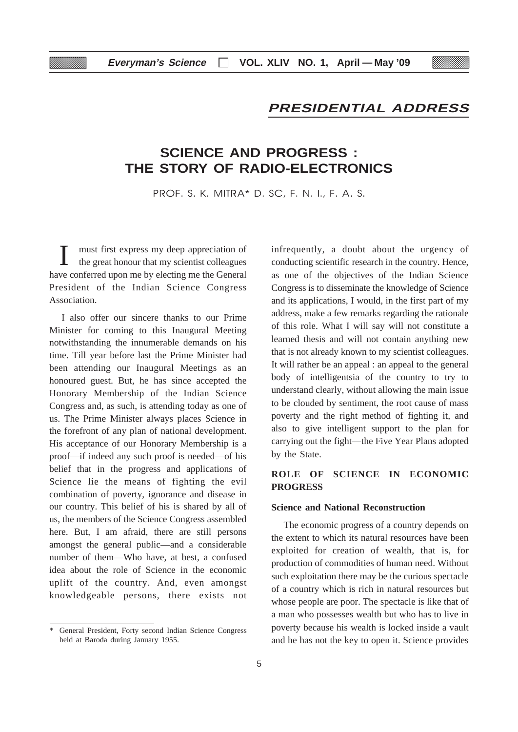## PRESIDENTIAL ADDRESS

# SCIENCE AND PROGRESS : THE STORY OF RADIO-ELECTRONICS

PROF. S. K. MITRA* D. SC, F. N. I., F. A. S.

I must first express my deep appreciation of the great honour that my scientist colleagues have conferred upon me by electing me the General President of the Indian Science Congress Association.

I also offer our sincere thanks to our Prime Minister for coming to this Inaugural Meeting notwithstanding the innumerable demands on his time. Till year before last the Prime Minister had been attending our Inaugural Meetings as an honoured guest. But, he has since accepted the Honorary Membership of the Indian Science Congress and, as such, is attending today as one of us. The Prime Minister always places Science in the forefront of any plan of national development. His acceptance of our Honorary Membership is a proof—if indeed any such proof is needed—of his belief that in the progress and applications of Science lie the means of fighting the evil combination of poverty, ignorance and disease in our country. This belief of his is shared by all of us, the members of the Science Congress assembled here. But, I am afraid, there are still persons amongst the general public—and a considerable number of them—Who have, at best, a confused idea about the role of Science in the economic uplift of the country. And, even amongst knowledgeable persons, there exists not infrequently, a doubt about the urgency of conducting scientific research in the country. Hence, as one of the objectives of the Indian Science Congress is to disseminate the knowledge of Science and its applications, I would, in the first part of my address, make a few remarks regarding the rationale of this role. What I will say will not constitute a learned thesis and will not contain anything new that is not already known to my scientist colleagues. It will rather be an appeal : an appeal to the general body of intelligentsia of the country to try to understand clearly, without allowing the main issue to be clouded by sentiment, the root cause of mass poverty and the right method of fighting it, and also to give intelligent support to the plan for carrying out the fight—the Five Year Plans adopted by the State.

## ROLE OF SCIENCE IN ECONOMIC PROGRESS

### Science and National Reconstruction

The economic progress of a country depends on the extent to which its natural resources have been exploited for creation of wealth, that is, for production of commodities of human need. Without such exploitation there may be the curious spectacle of a country which is rich in natural resources but whose people are poor. The spectacle is like that of a man who possesses wealth but who has to live in poverty because his wealth is locked inside a vault and he has not the key to open it. Science provides

---

\* General President, Forty second Indian Science Congress held at Baroda during January 1955.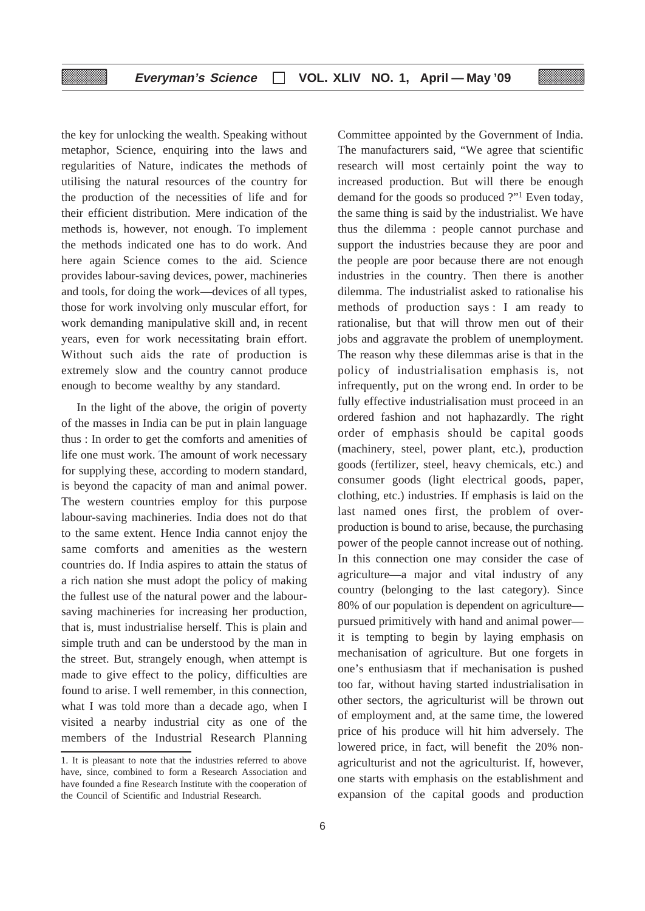the key for unlocking the wealth. Speaking without metaphor, Science, enquiring into the laws and regularities of Nature, indicates the methods of utilising the natural resources of the country for the production of the necessities of life and for their efficient distribution. Mere indication of the methods is, however, not enough. To implement the methods indicated one has to do work. And here again Science comes to the aid. Science provides labour-saving devices, power, machineries and tools, for doing the work—devices of all types, those for work involving only muscular effort, for work demanding manipulative skill and, in recent years, even for work necessitating brain effort. Without such aids the rate of production is extremely slow and the country cannot produce enough to become wealthy by any standard.

In the light of the above, the origin of poverty of the masses in India can be put in plain language thus : In order to get the comforts and amenities of life one must work. The amount of work necessary for supplying these, according to modern standard, is beyond the capacity of man and animal power. The western countries employ for this purpose labour-saving machineries. India does not do that to the same extent. Hence India cannot enjoy the same comforts and amenities as the western countries do. If India aspires to attain the status of a rich nation she must adopt the policy of making the fullest use of the natural power and the labour-saving machineries for increasing her production, that is, must industrialise herself. This is plain and simple truth and can be understood by the man in the street. But, strangely enough, when attempt is made to give effect to the policy, difficulties are found to arise. I well remember, in this connection, what I was told more than a decade ago, when I visited a nearby industrial city as one of the members of the Industrial Research Planning Committee appointed by the Government of India. The manufacturers said, "We agree that scientific research will most certainly point the way to increased production. But will there be enough demand for the goods so produced ?"[1] Even today, the same thing is said by the industrialist. We have thus the dilemma : people cannot purchase and support the industries because they are poor and the people are poor because there are not enough industries in the country. Then there is another dilemma. The industrialist asked to rationalise his methods of production says : I am ready to rationalise, but that will throw men out of their jobs and aggravate the problem of unemployment. The reason why these dilemmas arise is that in the policy of industrialisation emphasis is, not infrequently, put on the wrong end. In order to be fully effective industrialisation must proceed in an ordered fashion and not haphazardly. The right order of emphasis should be capital goods (machinery, steel, power plant, etc.), production goods (fertilizer, steel, heavy chemicals, etc.) and consumer goods (light electrical goods, paper, clothing, etc.) industries. If emphasis is laid on the last named ones first, the problem of over-production is bound to arise, because, the purchasing power of the people cannot increase out of nothing. In this connection one may consider the case of agriculture—a major and vital industry of any country (belonging to the last category). Since 80% of our population is dependent on agriculture—pursued primitively with hand and animal power—it is tempting to begin by laying emphasis on mechanisation of agriculture. But one forgets in one's enthusiasm that if mechanisation is pushed too far, without having started industrialisation in other sectors, the agriculturist will be thrown out of employment and, at the same time, the lowered price of his produce will hit him adversely. The lowered price, in fact, will benefit the 20% non-agriculturist and not the agriculturist. If, however, one starts with emphasis on the establishment and expansion of the capital goods and production

1. It is pleasant to note that the industries referred to above have, since, combined to form a Research Association and have founded a fine Research Institute with the cooperation of the Council of Scientific and Industrial Research.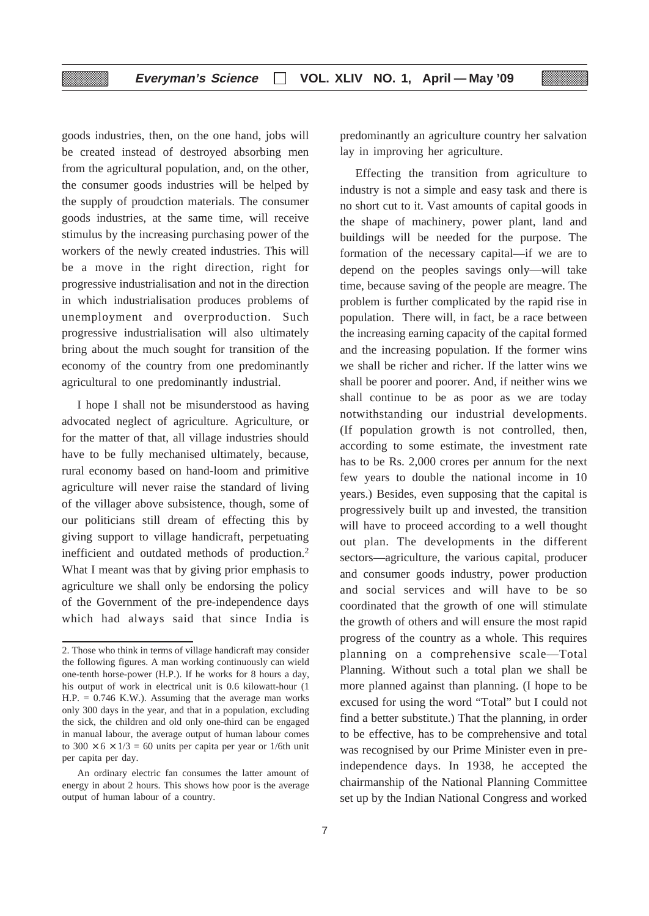goods industries, then, on the one hand, jobs will be created instead of destroyed absorbing men from the agricultural population, and, on the other, the consumer goods industries will be helped by the supply of proudction materials. The consumer goods industries, at the same time, will receive stimulus by the increasing purchasing power of the workers of the newly created industries. This will be a move in the right direction, right for progressive industrialisation and not in the direction in which industrialisation produces problems of unemployment and overproduction. Such progressive industrialisation will also ultimately bring about the much sought for transition of the economy of the country from one predominantly agricultural to one predominantly industrial.

I hope I shall not be misunderstood as having advocated neglect of agriculture. Agriculture, or for the matter of that, all village industries should have to be fully mechanised ultimately, because, rural economy based on hand-loom and primitive agriculture will never raise the standard of living of the villager above subsistence, though, some of our politicians still dream of effecting this by giving support to village handicraft, perpetuating inefficient and outdated methods of production.[2] What I meant was that by giving prior emphasis to agriculture we shall only be endorsing the policy of the Government of the pre-independence days which had always said that since India is predominantly an agriculture country her salvation lay in improving her agriculture.

Effecting the transition from agriculture to industry is not a simple and easy task and there is no short cut to it. Vast amounts of capital goods in the shape of machinery, power plant, land and buildings will be needed for the purpose. The formation of the necessary capital—if we are to depend on the peoples savings only—will take time, because saving of the people are meagre. The problem is further complicated by the rapid rise in population. There will, in fact, be a race between the increasing earning capacity of the capital formed and the increasing population. If the former wins we shall be richer and richer. If the latter wins we shall be poorer and poorer. And, if neither wins we shall continue to be as poor as we are today notwithstanding our industrial developments. (If population growth is not controlled, then, according to some estimate, the investment rate has to be Rs. 2,000 crores per annum for the next few years to double the national income in 10 years.) Besides, even supposing that the capital is progressively built up and invested, the transition will have to proceed according to a well thought out plan. The developments in the different sectors—agriculture, the various capital, producer and consumer goods industry, power production and social services and will have to be so coordinated that the growth of one will stimulate the growth of others and will ensure the most rapid progress of the country as a whole. This requires planning on a comprehensive scale—Total Planning. Without such a total plan we shall be more planned against than planning. (I hope to be excused for using the word "Total" but I could not find a better substitute.) That the planning, in order to be effective, has to be comprehensive and total was recognised by our Prime Minister even in pre-independence days. In 1938, he accepted the chairmanship of the National Planning Committee set up by the Indian National Congress and worked

---

2. Those who think in terms of village handicraft may consider the following figures. A man working continuously can wield one-tenth horse-power (H.P.). If he works for 8 hours a day, his output of work in electrical unit is 0.6 kilowatt-hour (1 H.P. = 0.746 K.W.). Assuming that the average man works only 300 days in the year, and that in a population, excluding the sick, the children and old only one-third can be engaged in manual labour, the average output of human labour comes to $300 \times 6 \times 1/3 = 60$ units per capita per year or 1/6th unit per capita per day.

An ordinary electric fan consumes the latter amount of energy in about 2 hours. This shows how poor is the average output of human labour of a country.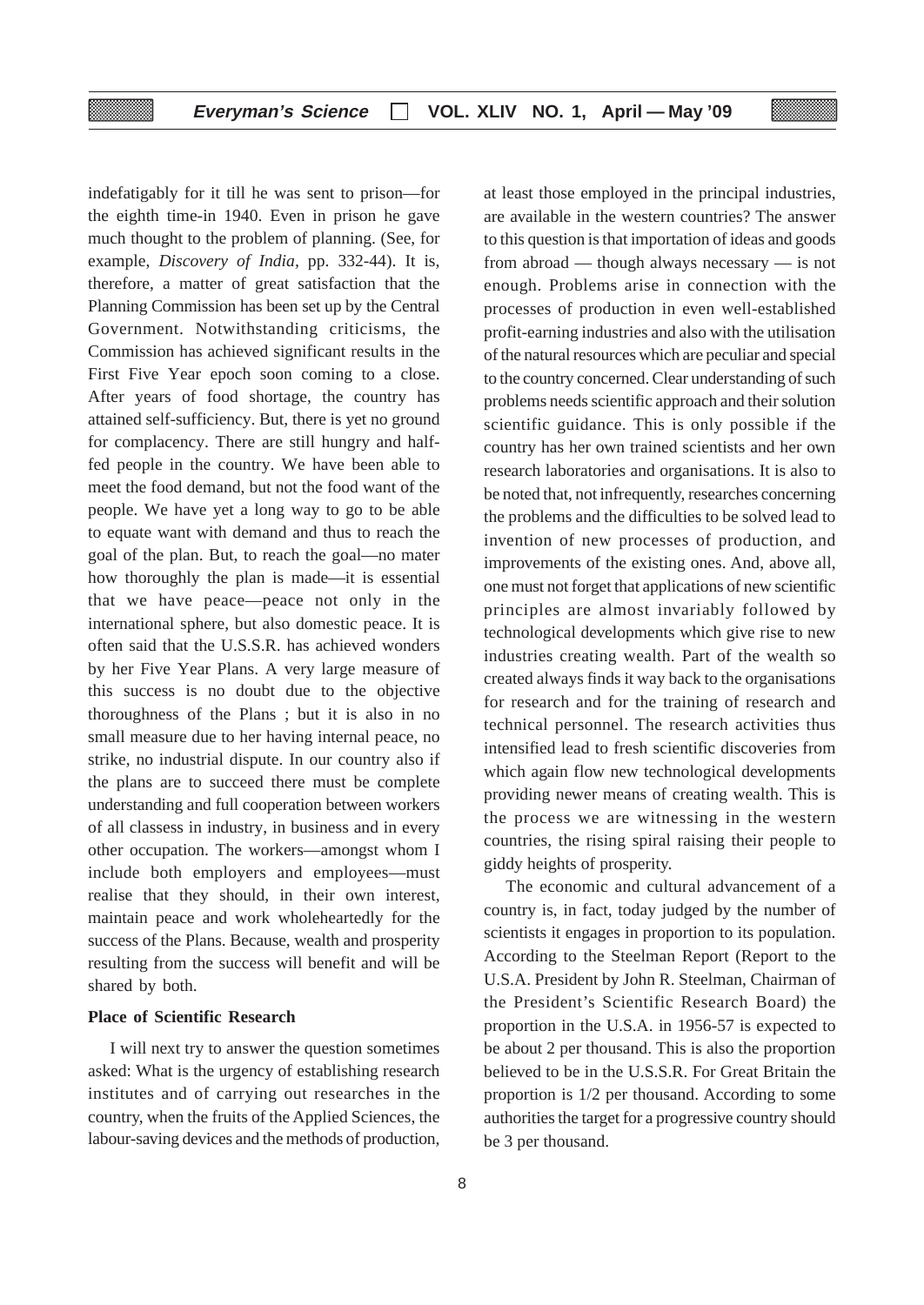indefatigably for it till he was sent to prison—for the eighth time-in 1940. Even in prison he gave much thought to the problem of planning. (See, for example, *Discovery of India,* pp. 332-44). It is, therefore, a matter of great satisfaction that the Planning Commission has been set up by the Central Government. Notwithstanding criticisms, the Commission has achieved significant results in the First Five Year epoch soon coming to a close. After years of food shortage, the country has attained self-sufficiency. But, there is yet no ground for complacency. There are still hungry and half-fed people in the country. We have been able to meet the food demand, but not the food want of the people. We have yet a long way to go to be able to equate want with demand and thus to reach the goal of the plan. But, to reach the goal—no mater how thoroughly the plan is made—it is essential that we have peace—peace not only in the international sphere, but also domestic peace. It is often said that the U.S.S.R. has achieved wonders by her Five Year Plans. A very large measure of this success is no doubt due to the objective thoroughness of the Plans ; but it is also in no small measure due to her having internal peace, no strike, no industrial dispute. In our country also if the plans are to succeed there must be complete understanding and full cooperation between workers of all classess in industry, in business and in every other occupation. The workers—amongst whom I include both employers and employees—must realise that they should, in their own interest, maintain peace and work wholeheartedly for the success of the Plans. Because, wealth and prosperity resulting from the success will benefit and will be shared by both.

**Place of Scientific Research**

I will next try to answer the question sometimes asked: What is the urgency of establishing research institutes and of carrying out researches in the country, when the fruits of the Applied Sciences, the labour-saving devices and the methods of production, at least those employed in the principal industries, are available in the western countries? The answer to this question is that importation of ideas and goods from abroad — though always necessary — is not enough. Problems arise in connection with the processes of production in even well-established profit-earning industries and also with the utilisation of the natural resources which are peculiar and special to the country concerned. Clear understanding of such problems needs scientific approach and their solution scientific guidance. This is only possible if the country has her own trained scientists and her own research laboratories and organisations. It is also to be noted that, not infrequently, researches concerning the problems and the difficulties to be solved lead to invention of new processes of production, and improvements of the existing ones. And, above all, one must not forget that applications of new scientific principles are almost invariably followed by technological developments which give rise to new industries creating wealth. Part of the wealth so created always finds it way back to the organisations for research and for the training of research and technical personnel. The research activities thus intensified lead to fresh scientific discoveries from which again flow new technological developments providing newer means of creating wealth. This is the process we are witnessing in the western countries, the rising spiral raising their people to giddy heights of prosperity.

The economic and cultural advancement of a country is, in fact, today judged by the number of scientists it engages in proportion to its population. According to the Steelman Report (Report to the U.S.A. President by John R. Steelman, Chairman of the President's Scientific Research Board) the proportion in the U.S.A. in 1956-57 is expected to be about 2 per thousand. This is also the proportion believed to be in the U.S.S.R. For Great Britain the proportion is 1/2 per thousand. According to some authorities the target for a progressive country should be 3 per thousand.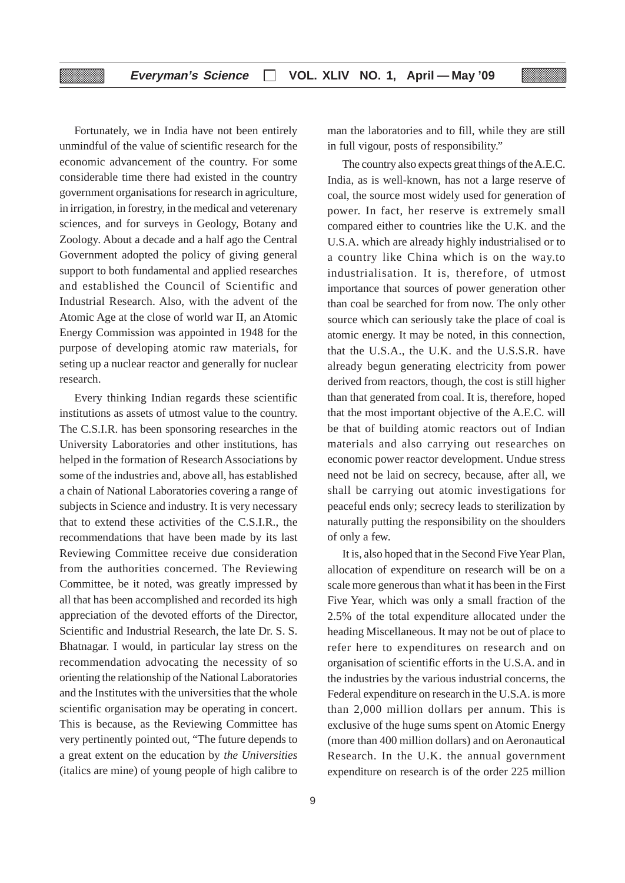Fortunately, we in India have not been entirely unmindful of the value of scientific research for the economic advancement of the country. For some considerable time there had existed in the country government organisations for research in agriculture, in irrigation, in forestry, in the medical and veterenary sciences, and for surveys in Geology, Botany and Zoology. About a decade and a half ago the Central Government adopted the policy of giving general support to both fundamental and applied researches and established the Council of Scientific and Industrial Research. Also, with the advent of the Atomic Age at the close of world war II, an Atomic Energy Commission was appointed in 1948 for the purpose of developing atomic raw materials, for seting up a nuclear reactor and generally for nuclear research.

Every thinking Indian regards these scientific institutions as assets of utmost value to the country. The C.S.I.R. has been sponsoring researches in the University Laboratories and other institutions, has helped in the formation of Research Associations by some of the industries and, above all, has established a chain of National Laboratories covering a range of subjects in Science and industry. It is very necessary that to extend these activities of the C.S.I.R., the recommendations that have been made by its last Reviewing Committee receive due consideration from the authorities concerned. The Reviewing Committee, be it noted, was greatly impressed by all that has been accomplished and recorded its high appreciation of the devoted efforts of the Director, Scientific and Industrial Research, the late Dr. S. S. Bhatnagar. I would, in particular lay stress on the recommendation advocating the necessity of so orienting the relationship of the National Laboratories and the Institutes with the universities that the whole scientific organisation may be operating in concert. This is because, as the Reviewing Committee has very pertinently pointed out, "The future depends to a great extent on the education by *the Universities* (italics are mine) of young people of high calibre to man the laboratories and to fill, while they are still in full vigour, posts of responsibility."

The country also expects great things of the A.E.C. India, as is well-known, has not a large reserve of coal, the source most widely used for generation of power. In fact, her reserve is extremely small compared either to countries like the U.K. and the U.S.A. which are already highly industrialised or to a country like China which is on the way.to industrialisation. It is, therefore, of utmost importance that sources of power generation other than coal be searched for from now. The only other source which can seriously take the place of coal is atomic energy. It may be noted, in this connection, that the U.S.A., the U.K. and the U.S.S.R. have already begun generating electricity from power derived from reactors, though, the cost is still higher than that generated from coal. It is, therefore, hoped that the most important objective of the A.E.C. will be that of building atomic reactors out of Indian materials and also carrying out researches on economic power reactor development. Undue stress need not be laid on secrecy, because, after all, we shall be carrying out atomic investigations for peaceful ends only; secrecy leads to sterilization by naturally putting the responsibility on the shoulders of only a few.

It is, also hoped that in the Second Five Year Plan, allocation of expenditure on research will be on a scale more generous than what it has been in the First Five Year, which was only a small fraction of the 2.5% of the total expenditure allocated under the heading Miscellaneous. It may not be out of place to refer here to expenditures on research and on organisation of scientific efforts in the U.S.A. and in the industries by the various industrial concerns, the Federal expenditure on research in the U.S.A. is more than 2,000 million dollars per annum. This is exclusive of the huge sums spent on Atomic Energy (more than 400 million dollars) and on Aeronautical Research. In the U.K. the annual government expenditure on research is of the order 225 million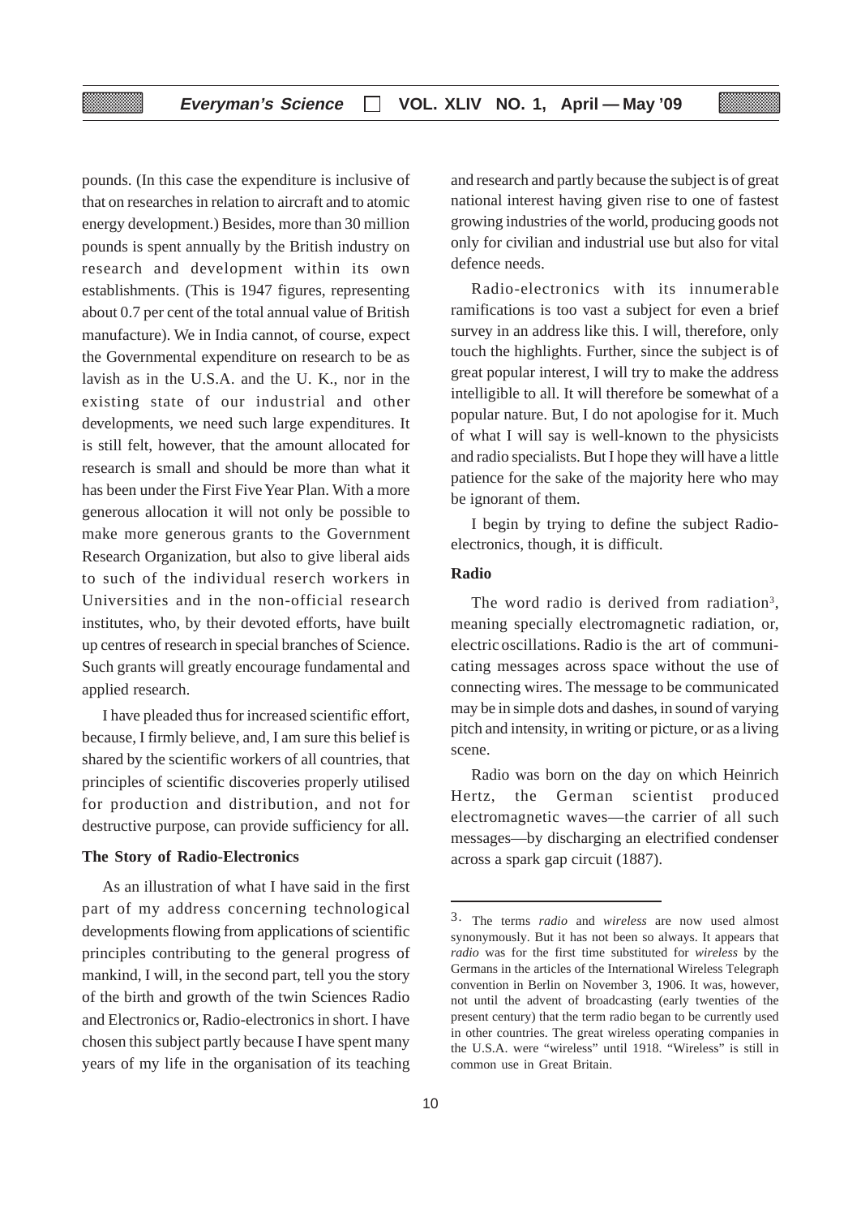pounds. (In this case the expenditure is inclusive of that on researches in relation to aircraft and to atomic energy development.) Besides, more than 30 million pounds is spent annually by the British industry on research and development within its own establishments. (This is 1947 figures, representing about 0.7 per cent of the total annual value of British manufacture). We in India cannot, of course, expect the Governmental expenditure on research to be as lavish as in the U.S.A. and the U. K., nor in the existing state of our industrial and other developments, we need such large expenditures. It is still felt, however, that the amount allocated for research is small and should be more than what it has been under the First Five Year Plan. With a more generous allocation it will not only be possible to make more generous grants to the Government Research Organization, but also to give liberal aids to such of the individual reserch workers in Universities and in the non-official research institutes, who, by their devoted efforts, have built up centres of research in special branches of Science. Such grants will greatly encourage fundamental and applied research.

I have pleaded thus for increased scientific effort, because, I firmly believe, and, I am sure this belief is shared by the scientific workers of all countries, that principles of scientific discoveries properly utilised for production and distribution, and not for destructive purpose, can provide sufficiency for all.

**The Story of Radio-Electronics**

As an illustration of what I have said in the first part of my address concerning technological developments flowing from applications of scientific principles contributing to the general progress of mankind, I will, in the second part, tell you the story of the birth and growth of the twin Sciences Radio and Electronics or, Radio-electronics in short. I have chosen this subject partly because I have spent many years of my life in the organisation of its teaching and research and partly because the subject is of great national interest having given rise to one of fastest growing industries of the world, producing goods not only for civilian and industrial use but also for vital defence needs.

Radio-electronics with its innumerable ramifications is too vast a subject for even a brief survey in an address like this. I will, therefore, only touch the highlights. Further, since the subject is of great popular interest, I will try to make the address intelligible to all. It will therefore be somewhat of a popular nature. But, I do not apologise for it. Much of what I will say is well-known to the physicists and radio specialists. But I hope they will have a little patience for the sake of the majority here who may be ignorant of them.

I begin by trying to define the subject Radio-electronics, though, it is difficult.

**Radio**

The word radio is derived from radiation[3], meaning specially electromagnetic radiation, or, electric oscillations. Radio is the art of communicating messages across space without the use of connecting wires. The message to be communicated may be in simple dots and dashes, in sound of varying pitch and intensity, in writing or picture, or as a living scene.

Radio was born on the day on which Heinrich Hertz, the German scientist produced electromagnetic waves—the carrier of all such messages—by discharging an electrified condenser across a spark gap circuit (1887).

---

3. The terms *radio* and *wireless* are now used almost synonymously. But it has not been so always. It appears that *radio* was for the first time substituted for *wireless* by the Germans in the articles of the International Wireless Telegraph convention in Berlin on November 3, 1906. It was, however, not until the advent of broadcasting (early twenties of the present century) that the term radio began to be currently used in other countries. The great wireless operating companies in the U.S.A. were "wireless" until 1918. "Wireless" is still in common use in Great Britain.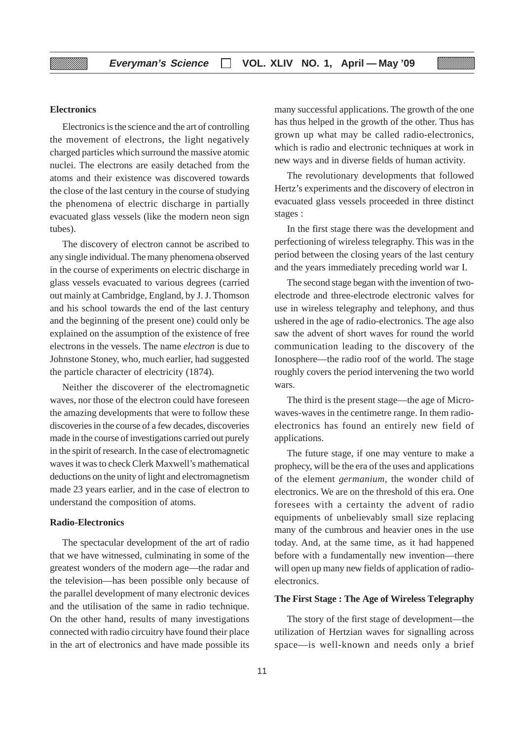### Electronics

Electronics is the science and the art of controlling the movement of electrons, the light negatively charged particles which surround the massive atomic nuclei. The electrons are easily detached from the atoms and their existence was discovered towards the close of the last century in the course of studying the phenomena of electric discharge in partially evacuated glass vessels (like the modern neon sign tubes).

The discovery of electron cannot be ascribed to any single individual. The many phenomena observed in the course of experiments on electric discharge in glass vessels evacuated to various degrees (carried out mainly at Cambridge, England, by J. J. Thomson and his school towards the end of the last century and the beginning of the present one) could only be explained on the assumption of the existence of free electrons in the vessels. The name *electron* is due to Johnstone Stoney, who, much earlier, had suggested the particle character of electricity (1874).

Neither the discoverer of the electromagnetic waves, nor those of the electron could have foreseen the amazing developments that were to follow these discoveries in the course of a few decades, discoveries made in the course of investigations carried out purely in the spirit of research. In the case of electromagnetic waves it was to check Clerk Maxwell's mathematical deductions on the unity of light and electromagnetism made 23 years earlier, and in the case of electron to understand the composition of atoms.

### Radio-Electronics

The spectacular development of the art of radio that we have witnessed, culminating in some of the greatest wonders of the modern age—the radar and the television—has been possible only because of the parallel development of many electronic devices and the utilisation of the same in radio technique. On the other hand, results of many investigations connected with radio circuitry have found their place in the art of electronics and have made possible its many successful applications. The growth of the one has thus helped in the growth of the other. Thus has grown up what may be called radio-electronics, which is radio and electronic techniques at work in new ways and in diverse fields of human activity.

The revolutionary developments that followed Hertz's experiments and the discovery of electron in evacuated glass vessels proceeded in three distinct stages :

In the first stage there was the development and perfectioning of wireless telegraphy. This was in the period between the closing years of the last century and the years immediately preceding world war I.

The second stage began with the invention of two-electrode and three-electrode electronic valves for use in wireless telegraphy and telephony, and thus ushered in the age of radio-electronics. The age also saw the advent of short waves for round the world communication leading to the discovery of the Ionosphere—the radio roof of the world. The stage roughly covers the period intervening the two world wars.

The third is the present stage—the age of Micro-waves-waves in the centimetre range. In them radio-electronics has found an entirely new field of applications.

The future stage, if one may venture to make a prophecy, will be the era of the uses and applications of the element *germanium*, the wonder child of electronics. We are on the threshold of this era. One foresees with a certainty the advent of radio equipments of unbelievably small size replacing many of the cumbrous and heavier ones in the use today. And, at the same time, as it had happened before with a fundamentally new invention—there will open up many new fields of application of radio-electronics.

### The First Stage : The Age of Wireless Telegraphy

The story of the first stage of development—the utilization of Hertzian waves for signalling across space—is well-known and needs only a brief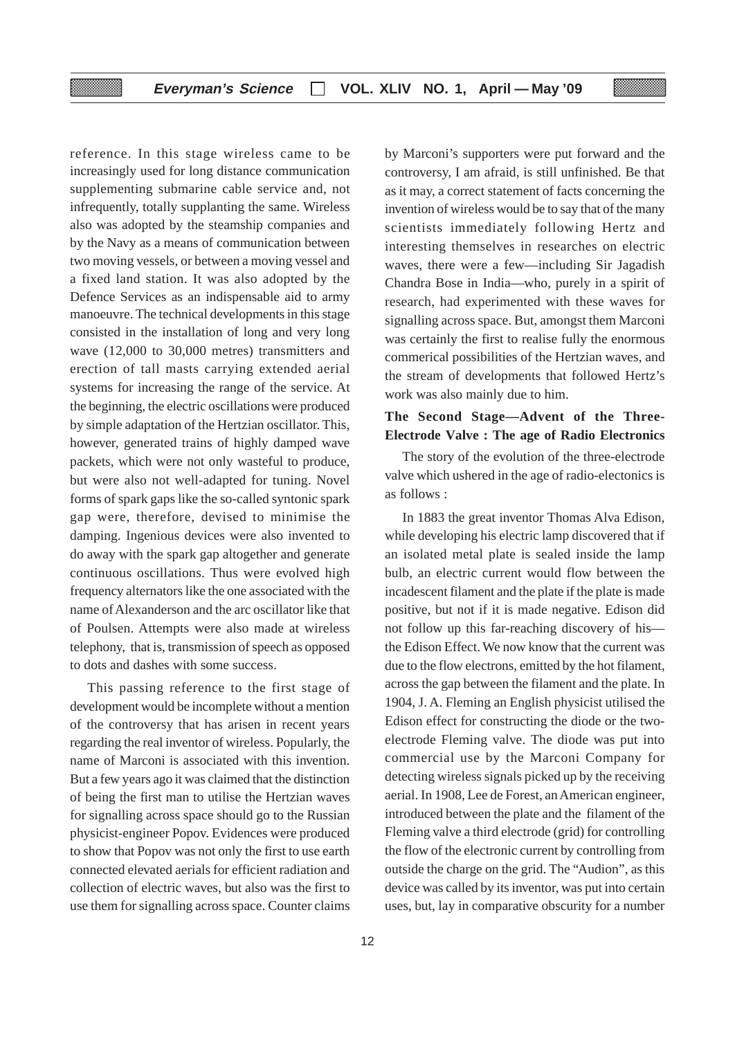reference. In this stage wireless came to be increasingly used for long distance communication supplementing submarine cable service and, not infrequently, totally supplanting the same. Wireless also was adopted by the steamship companies and by the Navy as a means of communication between two moving vessels, or between a moving vessel and a fixed land station. It was also adopted by the Defence Services as an indispensable aid to army manoeuvre. The technical developments in this stage consisted in the installation of long and very long wave (12,000 to 30,000 metres) transmitters and erection of tall masts carrying extended aerial systems for increasing the range of the service. At the beginning, the electric oscillations were produced by simple adaptation of the Hertzian oscillator. This, however, generated trains of highly damped wave packets, which were not only wasteful to produce, but were also not well-adapted for tuning. Novel forms of spark gaps like the so-called syntonic spark gap were, therefore, devised to minimise the damping. Ingenious devices were also invented to do away with the spark gap altogether and generate continuous oscillations. Thus were evolved high frequency alternators like the one associated with the name of Alexanderson and the arc oscillator like that of Poulsen. Attempts were also made at wireless telephony, that is, transmission of speech as opposed to dots and dashes with some success.

This passing reference to the first stage of development would be incomplete without a mention of the controversy that has arisen in recent years regarding the real inventor of wireless. Popularly, the name of Marconi is associated with this invention. But a few years ago it was claimed that the distinction of being the first man to utilise the Hertzian waves for signalling across space should go to the Russian physicist-engineer Popov. Evidences were produced to show that Popov was not only the first to use earth connected elevated aerials for efficient radiation and collection of electric waves, but also was the first to use them for signalling across space. Counter claims by Marconi's supporters were put forward and the controversy, I am afraid, is still unfinished. Be that as it may, a correct statement of facts concerning the invention of wireless would be to say that of the many scientists immediately following Hertz and interesting themselves in researches on electric waves, there were a few—including Sir Jagadish Chandra Bose in India—who, purely in a spirit of research, had experimented with these waves for signalling across space. But, amongst them Marconi was certainly the first to realise fully the enormous commerical possibilities of the Hertzian waves, and the stream of developments that followed Hertz's work was also mainly due to him.

**The Second Stage—Advent of the Three-Electrode Valve : The age of Radio Electronics**

The story of the evolution of the three-electrode valve which ushered in the age of radio-electonics is as follows :

In 1883 the great inventor Thomas Alva Edison, while developing his electric lamp discovered that if an isolated metal plate is sealed inside the lamp bulb, an electric current would flow between the incadescent filament and the plate if the plate is made positive, but not if it is made negative. Edison did not follow up this far-reaching discovery of his—the Edison Effect. We now know that the current was due to the flow electrons, emitted by the hot filament, across the gap between the filament and the plate. In 1904, J. A. Fleming an English physicist utilised the Edison effect for constructing the diode or the two-electrode Fleming valve. The diode was put into commercial use by the Marconi Company for detecting wireless signals picked up by the receiving aerial. In 1908, Lee de Forest, an American engineer, introduced between the plate and the filament of the Fleming valve a third electrode (grid) for controlling the flow of the electronic current by controlling from outside the charge on the grid. The "Audion", as this device was called by its inventor, was put into certain uses, but, lay in comparative obscurity for a number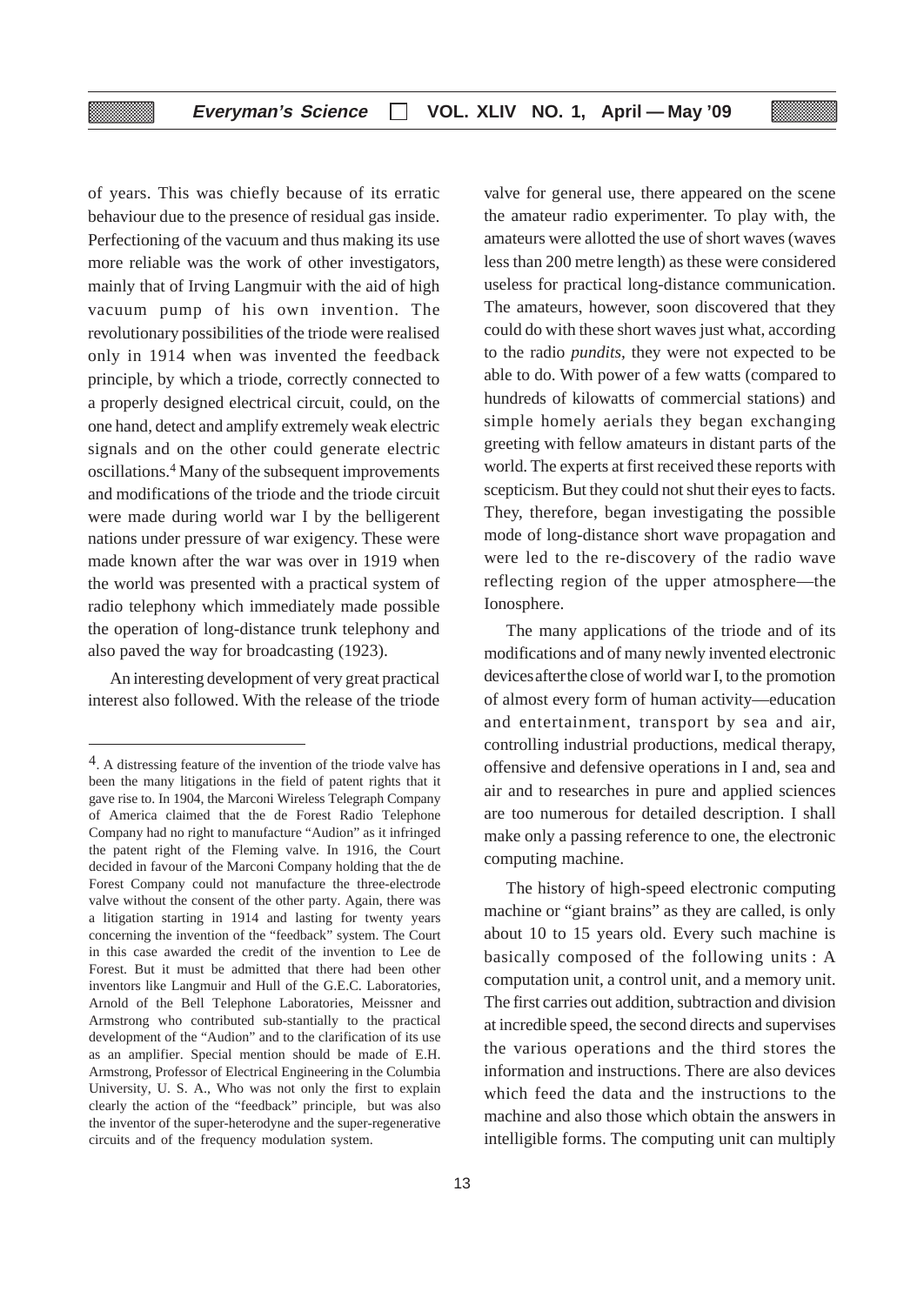of years. This was chiefly because of its erratic behaviour due to the presence of residual gas inside. Perfectioning of the vacuum and thus making its use more reliable was the work of other investigators, mainly that of Irving Langmuir with the aid of high vacuum pump of his own invention. The revolutionary possibilities of the triode were realised only in 1914 when was invented the feedback principle, by which a triode, correctly connected to a properly designed electrical circuit, could, on the one hand, detect and amplify extremely weak electric signals and on the other could generate electric oscillations.[4] Many of the subsequent improvements and modifications of the triode and the triode circuit were made during world war I by the belligerent nations under pressure of war exigency. These were made known after the war was over in 1919 when the world was presented with a practical system of radio telephony which immediately made possible the operation of long-distance trunk telephony and also paved the way for broadcasting (1923).

An interesting development of very great practical interest also followed. With the release of the triode valve for general use, there appeared on the scene the amateur radio experimenter. To play with, the amateurs were allotted the use of short waves (waves less than 200 metre length) as these were considered useless for practical long-distance communication. The amateurs, however, soon discovered that they could do with these short waves just what, according to the radio *pundits*, they were not expected to be able to do. With power of a few watts (compared to hundreds of kilowatts of commercial stations) and simple homely aerials they began exchanging greeting with fellow amateurs in distant parts of the world. The experts at first received these reports with scepticism. But they could not shut their eyes to facts. They, therefore, began investigating the possible mode of long-distance short wave propagation and were led to the re-discovery of the radio wave reflecting region of the upper atmosphere—the Ionosphere.

The many applications of the triode and of its modifications and of many newly invented electronic devices after the close of world war I, to the promotion of almost every form of human activity—education and entertainment, transport by sea and air, controlling industrial productions, medical therapy, offensive and defensive operations in I and, sea and air and to researches in pure and applied sciences are too numerous for detailed description. I shall make only a passing reference to one, the electronic computing machine.

The history of high-speed electronic computing machine or "giant brains" as they are called, is only about 10 to 15 years old. Every such machine is basically composed of the following units : A computation unit, a control unit, and a memory unit. The first carries out addition, subtraction and division at incredible speed, the second directs and supervises the various operations and the third stores the information and instructions. There are also devices which feed the data and the instructions to the machine and also those which obtain the answers in intelligible forms. The computing unit can multiply

---

[4]. A distressing feature of the invention of the triode valve has been the many litigations in the field of patent rights that it gave rise to. In 1904, the Marconi Wireless Telegraph Company of America claimed that the de Forest Radio Telephone Company had no right to manufacture "Audion" as it infringed the patent right of the Fleming valve. In 1916, the Court decided in favour of the Marconi Company holding that the de Forest Company could not manufacture the three-electrode valve without the consent of the other party. Again, there was a litigation starting in 1914 and lasting for twenty years concerning the invention of the "feedback" system. The Court in this case awarded the credit of the invention to Lee de Forest. But it must be admitted that there had been other inventors like Langmuir and Hull of the G.E.C. Laboratories, Arnold of the Bell Telephone Laboratories, Meissner and Armstrong who contributed sub-stantially to the practical development of the "Audion" and to the clarification of its use as an amplifier. Special mention should be made of E.H. Armstrong, Professor of Electrical Engineering in the Columbia University, U. S. A., Who was not only the first to explain clearly the action of the "feedback" principle, but was also the inventor of the super-heterodyne and the super-regenerative circuits and of the frequency modulation system.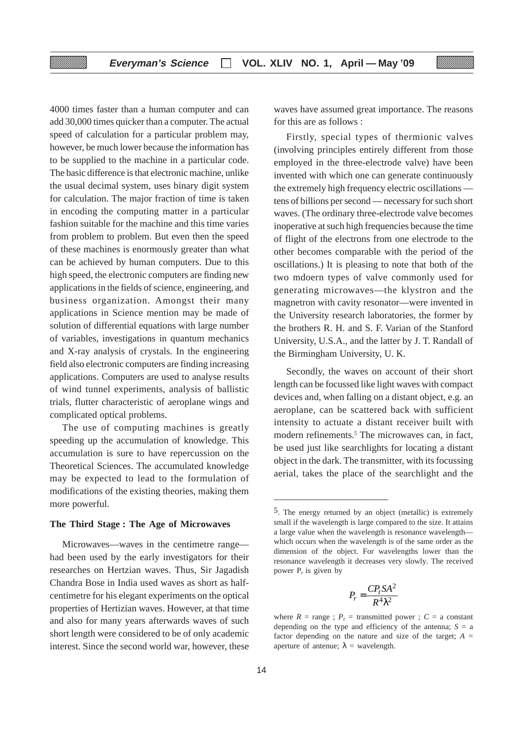4000 times faster than a human computer and can add 30,000 times quicker than a computer. The actual speed of calculation for a particular problem may, however, be much lower because the information has to be supplied to the machine in a particular code. The basic difference is that electronic machine, unlike the usual decimal system, uses binary digit system for calculation. The major fraction of time is taken in encoding the computing matter in a particular fashion suitable for the machine and this time varies from problem to problem. But even then the speed of these machines is enormously greater than what can be achieved by human computers. Due to this high speed, the electronic computers are finding new applications in the fields of science, engineering, and business organization. Amongst their many applications in Science mention may be made of solution of differential equations with large number of variables, investigations in quantum mechanics and X-ray analysis of crystals. In the engineering field also electronic computers are finding increasing applications. Computers are used to analyse results of wind tunnel experiments, analysis of ballistic trials, flutter characteristic of aeroplane wings and complicated optical problems.

The use of computing machines is greatly speeding up the accumulation of knowledge. This accumulation is sure to have repercussion on the Theoretical Sciences. The accumulated knowledge may be expected to lead to the formulation of modifications of the existing theories, making them more powerful.

**The Third Stage : The Age of Microwaves**

Microwaves—waves in the centimetre range—had been used by the early investigators for their researches on Hertzian waves. Thus, Sir Jagadish Chandra Bose in India used waves as short as half-centimetre for his elegant experiments on the optical properties of Hertizian waves. However, at that time and also for many years afterwards waves of such short length were considered to be of only academic interest. Since the second world war, however, these waves have assumed great importance. The reasons for this are as follows :

Firstly, special types of thermionic valves (involving principles entirely different from those employed in the three-electrode valve) have been invented with which one can generate continuously the extremely high frequency electric oscillations — tens of billions per second — necessary for such short waves. (The ordinary three-electrode valve becomes inoperative at such high frequencies because the time of flight of the electrons from one electrode to the other becomes comparable with the period of the oscillations.) It is pleasing to note that both of the two mdoern types of valve commonly used for generating microwaves—the klystron and the magnetron with cavity resonator—were invented in the University research laboratories, the former by the brothers R. H. and S. F. Varian of the Stanford University, U.S.A., and the latter by J. T. Randall of the Birmingham University, U. K.

Secondly, the waves on account of their short length can be focussed like light waves with compact devices and, when falling on a distant object, e.g. an aeroplane, can be scattered back with sufficient intensity to actuate a distant receiver built with modern refinements.[5] The microwaves can, in fact, be used just like searchlights for locating a distant object in the dark. The transmitter, with its focussing aerial, takes the place of the searchlight and the

---

5. The energy returned by an object (metallic) is extremely small if the wavelength is large compared to the size. It attains a large value when the wavelength is resonance wavelength—which occurs when the wavelength is of the same order as the dimension of the object. For wavelengths lower than the resonance wavelength it decreases very slowly. The received power $P_r$ is given by

$$P_r = \frac{CP_t SA^2}{R^4 \lambda^2}$$

where $R$ = range ; $P_t$ = transmitted power ; $C$ = a constant depending on the type and efficiency of the antenna; $S$ = a factor depending on the nature and size of the target; $A$ = aperture of antenue; $\lambda$ = wavelength.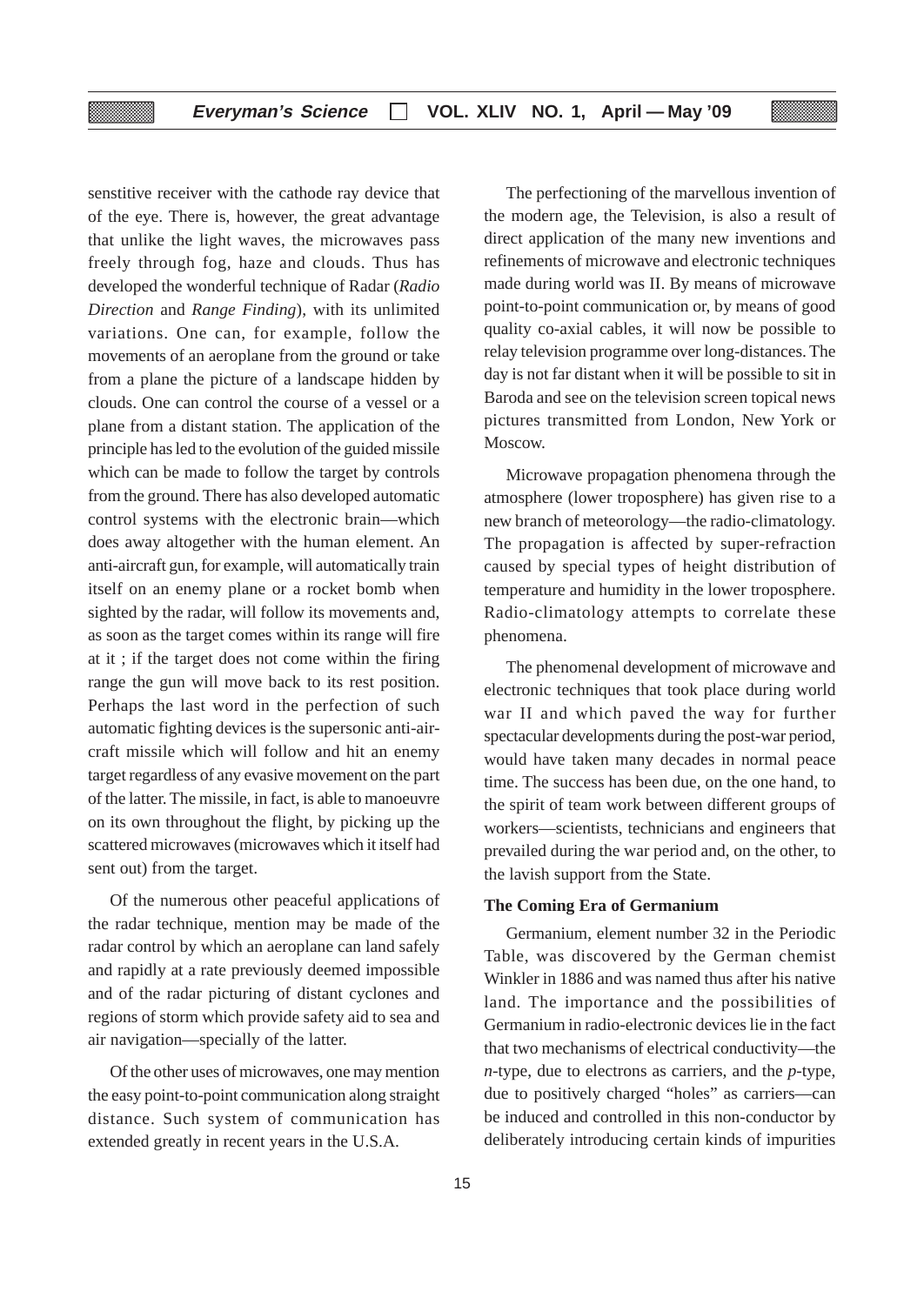senstitive receiver with the cathode ray device that of the eye. There is, however, the great advantage that unlike the light waves, the microwaves pass freely through fog, haze and clouds. Thus has developed the wonderful technique of Radar (*Radio Direction* and *Range Finding*), with its unlimited variations. One can, for example, follow the movements of an aeroplane from the ground or take from a plane the picture of a landscape hidden by clouds. One can control the course of a vessel or a plane from a distant station. The application of the principle has led to the evolution of the guided missile which can be made to follow the target by controls from the ground. There has also developed automatic control systems with the electronic brain—which does away altogether with the human element. An anti-aircraft gun, for example, will automatically train itself on an enemy plane or a rocket bomb when sighted by the radar, will follow its movements and, as soon as the target comes within its range will fire at it ; if the target does not come within the firing range the gun will move back to its rest position. Perhaps the last word in the perfection of such automatic fighting devices is the supersonic anti-aircraft missile which will follow and hit an enemy target regardless of any evasive movement on the part of the latter. The missile, in fact, is able to manoeuvre on its own throughout the flight, by picking up the scattered microwaves (microwaves which it itself had sent out) from the target.

Of the numerous other peaceful applications of the radar technique, mention may be made of the radar control by which an aeroplane can land safely and rapidly at a rate previously deemed impossible and of the radar picturing of distant cyclones and regions of storm which provide safety aid to sea and air navigation—specially of the latter.

Of the other uses of microwaves, one may mention the easy point-to-point communication along straight distance. Such system of communication has extended greatly in recent years in the U.S.A.

The perfectioning of the marvellous invention of the modern age, the Television, is also a result of direct application of the many new inventions and refinements of microwave and electronic techniques made during world was II. By means of microwave point-to-point communication or, by means of good quality co-axial cables, it will now be possible to relay television programme over long-distances. The day is not far distant when it will be possible to sit in Baroda and see on the television screen topical news pictures transmitted from London, New York or Moscow.

Microwave propagation phenomena through the atmosphere (lower troposphere) has given rise to a new branch of meteorology—the radio-climatology. The propagation is affected by super-refraction caused by special types of height distribution of temperature and humidity in the lower troposphere. Radio-climatology attempts to correlate these phenomena.

The phenomenal development of microwave and electronic techniques that took place during world war II and which paved the way for further spectacular developments during the post-war period, would have taken many decades in normal peace time. The success has been due, on the one hand, to the spirit of team work between different groups of workers—scientists, technicians and engineers that prevailed during the war period and, on the other, to the lavish support from the State.

**The Coming Era of Germanium**

Germanium, element number 32 in the Periodic Table, was discovered by the German chemist Winkler in 1886 and was named thus after his native land. The importance and the possibilities of Germanium in radio-electronic devices lie in the fact that two mechanisms of electrical conductivity—the *n*-type, due to electrons as carriers, and the *p*-type, due to positively charged "holes" as carriers—can be induced and controlled in this non-conductor by deliberately introducing certain kinds of impurities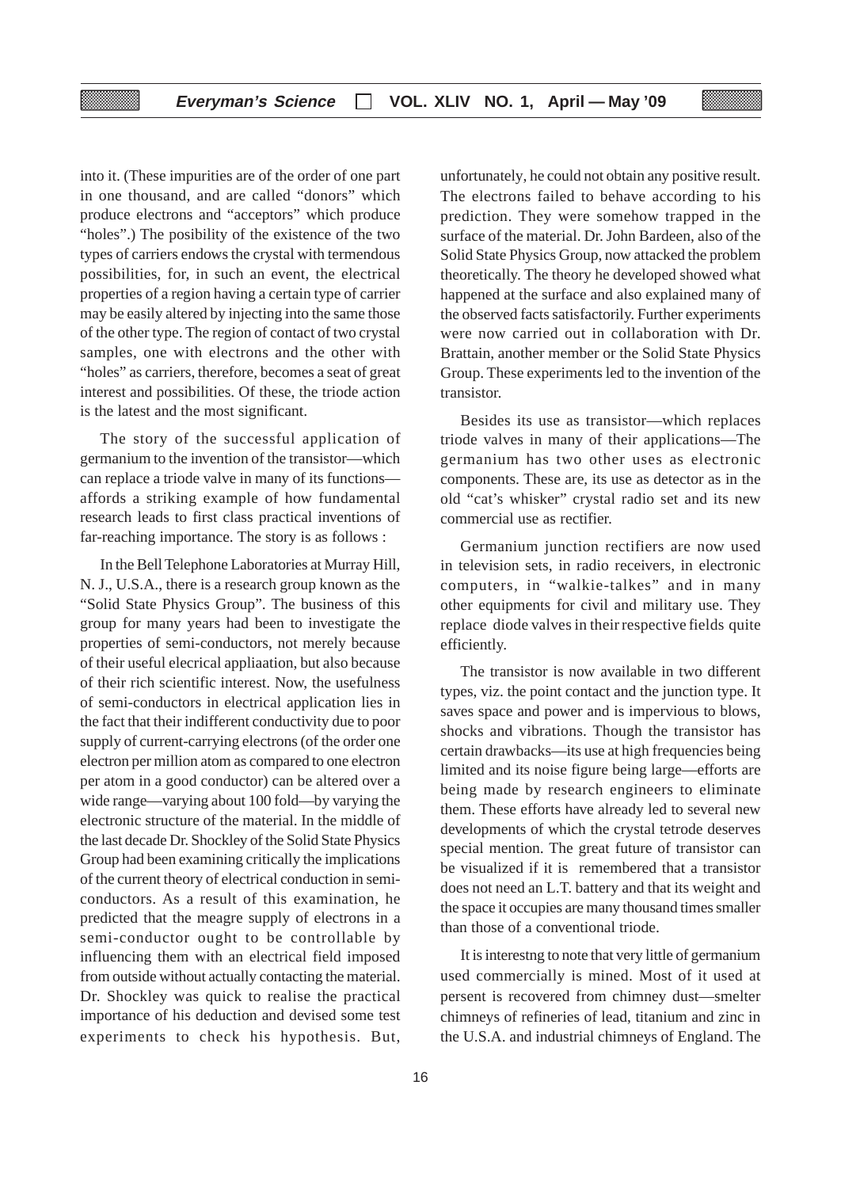into it. (These impurities are of the order of one part in one thousand, and are called "donors" which produce electrons and "acceptors" which produce "holes".) The posibility of the existence of the two types of carriers endows the crystal with termendous possibilities, for, in such an event, the electrical properties of a region having a certain type of carrier may be easily altered by injecting into the same those of the other type. The region of contact of two crystal samples, one with electrons and the other with "holes" as carriers, therefore, becomes a seat of great interest and possibilities. Of these, the triode action is the latest and the most significant.

The story of the successful application of germanium to the invention of the transistor—which can replace a triode valve in many of its functions—affords a striking example of how fundamental research leads to first class practical inventions of far-reaching importance. The story is as follows :

In the Bell Telephone Laboratories at Murray Hill, N. J., U.S.A., there is a research group known as the "Solid State Physics Group". The business of this group for many years had been to investigate the properties of semi-conductors, not merely because of their useful elecrical appliaation, but also because of their rich scientific interest. Now, the usefulness of semi-conductors in electrical application lies in the fact that their indifferent conductivity due to poor supply of current-carrying electrons (of the order one electron per million atom as compared to one electron per atom in a good conductor) can be altered over a wide range—varying about 100 fold—by varying the electronic structure of the material. In the middle of the last decade Dr. Shockley of the Solid State Physics Group had been examining critically the implications of the current theory of electrical conduction in semi-conductors. As a result of this examination, he predicted that the meagre supply of electrons in a semi-conductor ought to be controllable by influencing them with an electrical field imposed from outside without actually contacting the material. Dr. Shockley was quick to realise the practical importance of his deduction and devised some test experiments to check his hypothesis. But, unfortunately, he could not obtain any positive result. The electrons failed to behave according to his prediction. They were somehow trapped in the surface of the material. Dr. John Bardeen, also of the Solid State Physics Group, now attacked the problem theoretically. The theory he developed showed what happened at the surface and also explained many of the observed facts satisfactorily. Further experiments were now carried out in collaboration with Dr. Brattain, another member or the Solid State Physics Group. These experiments led to the invention of the transistor.

Besides its use as transistor—which replaces triode valves in many of their applications—The germanium has two other uses as electronic components. These are, its use as detector as in the old "cat's whisker" crystal radio set and its new commercial use as rectifier.

Germanium junction rectifiers are now used in television sets, in radio receivers, in electronic computers, in "walkie-talkes" and in many other equipments for civil and military use. They replace diode valves in their respective fields quite efficiently.

The transistor is now available in two different types, viz. the point contact and the junction type. It saves space and power and is impervious to blows, shocks and vibrations. Though the transistor has certain drawbacks—its use at high frequencies being limited and its noise figure being large—efforts are being made by research engineers to eliminate them. These efforts have already led to several new developments of which the crystal tetrode deserves special mention. The great future of transistor can be visualized if it is remembered that a transistor does not need an L.T. battery and that its weight and the space it occupies are many thousand times smaller than those of a conventional triode.

It is interestng to note that very little of germanium used commercially is mined. Most of it used at persent is recovered from chimney dust—smelter chimneys of refineries of lead, titanium and zinc in the U.S.A. and industrial chimneys of England. The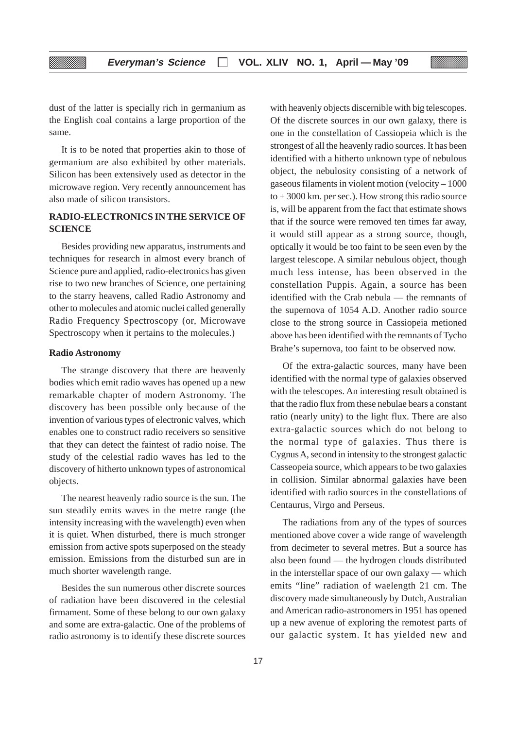dust of the latter is specially rich in germanium as the English coal contains a large proportion of the same.

It is to be noted that properties akin to those of germanium are also exhibited by other materials. Silicon has been extensively used as detector in the microwave region. Very recently announcement has also made of silicon transistors.

## RADIO-ELECTRONICS IN THE SERVICE OF SCIENCE

Besides providing new apparatus, instruments and techniques for research in almost every branch of Science pure and applied, radio-electronics has given rise to two new branches of Science, one pertaining to the starry heavens, called Radio Astronomy and other to molecules and atomic nuclei called generally Radio Frequency Spectroscopy (or, Microwave Spectroscopy when it pertains to the molecules.)

### Radio Astronomy

The strange discovery that there are heavenly bodies which emit radio waves has opened up a new remarkable chapter of modern Astronomy. The discovery has been possible only because of the invention of various types of electronic valves, which enables one to construct radio receivers so sensitive that they can detect the faintest of radio noise. The study of the celestial radio waves has led to the discovery of hitherto unknown types of astronomical objects.

The nearest heavenly radio source is the sun. The sun steadily emits waves in the metre range (the intensity increasing with the wavelength) even when it is quiet. When disturbed, there is much stronger emission from active spots superposed on the steady emission. Emissions from the disturbed sun are in much shorter wavelength range.

Besides the sun numerous other discrete sources of radiation have been discovered in the celestial firmament. Some of these belong to our own galaxy and some are extra-galactic. One of the problems of radio astronomy is to identify these discrete sources with heavenly objects discernible with big telescopes. Of the discrete sources in our own galaxy, there is one in the constellation of Cassiopeia which is the strongest of all the heavenly radio sources. It has been identified with a hitherto unknown type of nebulous object, the nebulosity consisting of a network of gaseous filaments in violent motion (velocity – 1000 to + 3000 km. per sec.). How strong this radio source is, will be apparent from the fact that estimate shows that if the source were removed ten times far away, it would still appear as a strong source, though, optically it would be too faint to be seen even by the largest telescope. A similar nebulous object, though much less intense, has been observed in the constellation Puppis. Again, a source has been identified with the Crab nebula — the remnants of the supernova of 1054 A.D. Another radio source close to the strong source in Cassiopeia metioned above has been identified with the remnants of Tycho Brahe's supernova, too faint to be observed now.

Of the extra-galactic sources, many have been identified with the normal type of galaxies observed with the telescopes. An interesting result obtained is that the radio flux from these nebulae bears a constant ratio (nearly unity) to the light flux. There are also extra-galactic sources which do not belong to the normal type of galaxies. Thus there is Cygnus A, second in intensity to the strongest galactic Casseopeia source, which appears to be two galaxies in collision. Similar abnormal galaxies have been identified with radio sources in the constellations of Centaurus, Virgo and Perseus.

The radiations from any of the types of sources mentioned above cover a wide range of wavelength from decimeter to several metres. But a source has also been found — the hydrogen clouds distributed in the interstellar space of our own galaxy — which emits "line" radiation of waelength 21 cm. The discovery made simultaneously by Dutch, Australian and American radio-astronomers in 1951 has opened up a new avenue of exploring the remotest parts of our galactic system. It has yielded new and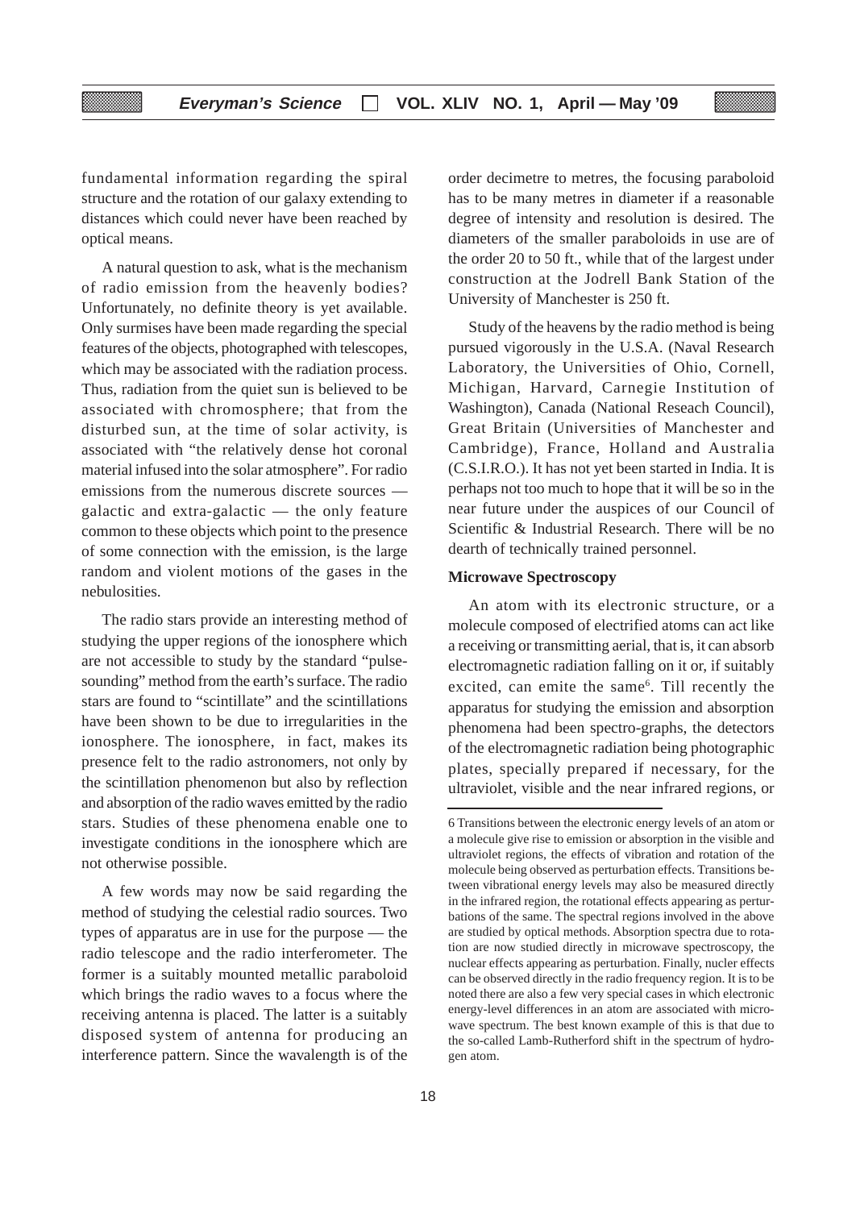fundamental information regarding the spiral structure and the rotation of our galaxy extending to distances which could never have been reached by optical means.

A natural question to ask, what is the mechanism of radio emission from the heavenly bodies? Unfortunately, no definite theory is yet available. Only surmises have been made regarding the special features of the objects, photographed with telescopes, which may be associated with the radiation process. Thus, radiation from the quiet sun is believed to be associated with chromosphere; that from the disturbed sun, at the time of solar activity, is associated with "the relatively dense hot coronal material infused into the solar atmosphere". For radio emissions from the numerous discrete sources — galactic and extra-galactic — the only feature common to these objects which point to the presence of some connection with the emission, is the large random and violent motions of the gases in the nebulosities.

The radio stars provide an interesting method of studying the upper regions of the ionosphere which are not accessible to study by the standard "pulse-sounding" method from the earth's surface. The radio stars are found to "scintillate" and the scintillations have been shown to be due to irregularities in the ionosphere. The ionosphere, in fact, makes its presence felt to the radio astronomers, not only by the scintillation phenomenon but also by reflection and absorption of the radio waves emitted by the radio stars. Studies of these phenomena enable one to investigate conditions in the ionosphere which are not otherwise possible.

A few words may now be said regarding the method of studying the celestial radio sources. Two types of apparatus are in use for the purpose — the radio telescope and the radio interferometer. The former is a suitably mounted metallic paraboloid which brings the radio waves to a focus where the receiving antenna is placed. The latter is a suitably disposed system of antenna for producing an interference pattern. Since the wavalength is of the order decimetre to metres, the focusing paraboloid has to be many metres in diameter if a reasonable degree of intensity and resolution is desired. The diameters of the smaller paraboloids in use are of the order 20 to 50 ft., while that of the largest under construction at the Jodrell Bank Station of the University of Manchester is 250 ft.

Study of the heavens by the radio method is being pursued vigorously in the U.S.A. (Naval Research Laboratory, the Universities of Ohio, Cornell, Michigan, Harvard, Carnegie Institution of Washington), Canada (National Reseach Council), Great Britain (Universities of Manchester and Cambridge), France, Holland and Australia (C.S.I.R.O.). It has not yet been started in India. It is perhaps not too much to hope that it will be so in the near future under the auspices of our Council of Scientific & Industrial Research. There will be no dearth of technically trained personnel.

**Microwave Spectroscopy**

An atom with its electronic structure, or a molecule composed of electrified atoms can act like a receiving or transmitting aerial, that is, it can absorb electromagnetic radiation falling on it or, if suitably excited, can emite the same[6]. Till recently the apparatus for studying the emission and absorption phenomena had been spectro-graphs, the detectors of the electromagnetic radiation being photographic plates, specially prepared if necessary, for the ultraviolet, visible and the near infrared regions, or

---

6 Transitions between the electronic energy levels of an atom or a molecule give rise to emission or absorption in the visible and ultraviolet regions, the effects of vibration and rotation of the molecule being observed as perturbation effects. Transitions between vibrational energy levels may also be measured directly in the infrared region, the rotational effects appearing as perturbations of the same. The spectral regions involved in the above are studied by optical methods. Absorption spectra due to rotation are now studied directly in microwave spectroscopy, the nuclear effects appearing as perturbation. Finally, nucler effects can be observed directly in the radio frequency region. It is to be noted there are also a few very special cases in which electronic energy-level differences in an atom are associated with microwave spectrum. The best known example of this is that due to the so-called Lamb-Rutherford shift in the spectrum of hydrogen atom.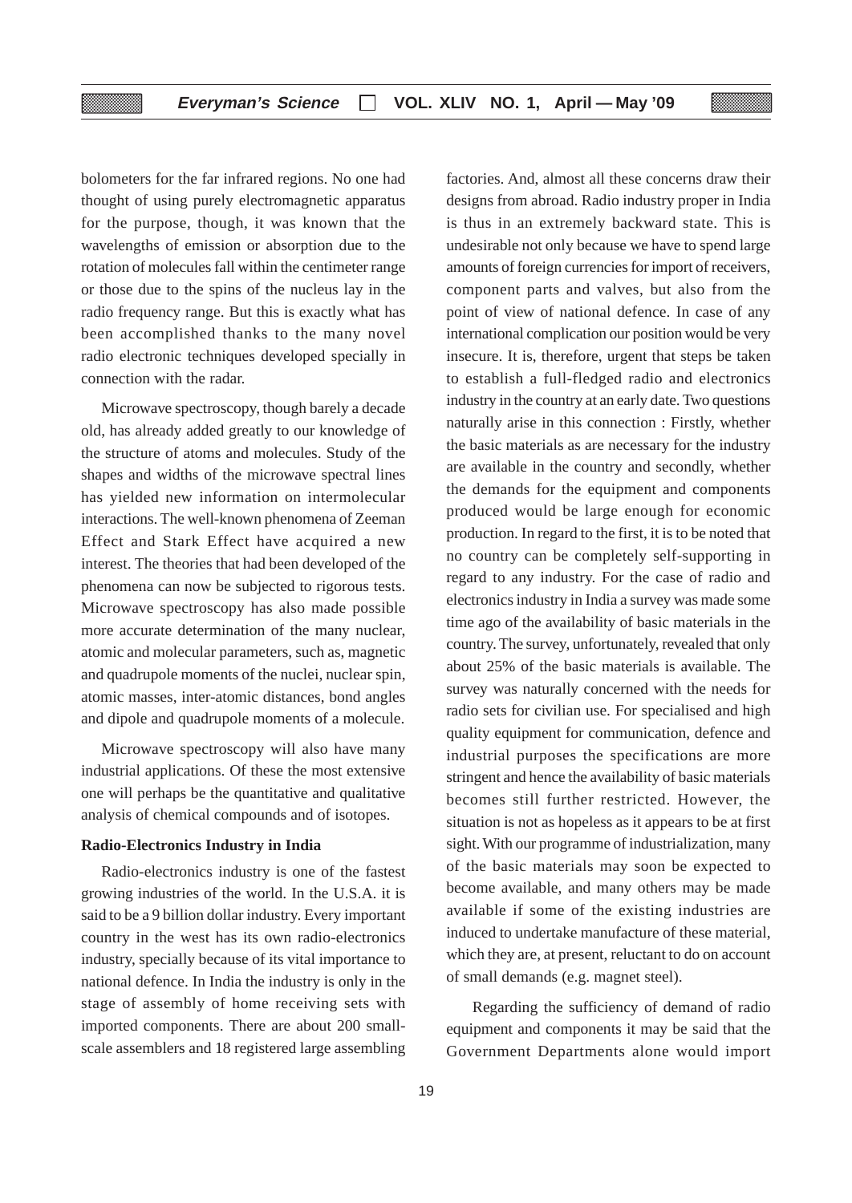bolometers for the far infrared regions. No one had thought of using purely electromagnetic apparatus for the purpose, though, it was known that the wavelengths of emission or absorption due to the rotation of molecules fall within the centimeter range or those due to the spins of the nucleus lay in the radio frequency range. But this is exactly what has been accomplished thanks to the many novel radio electronic techniques developed specially in connection with the radar.

Microwave spectroscopy, though barely a decade old, has already added greatly to our knowledge of the structure of atoms and molecules. Study of the shapes and widths of the microwave spectral lines has yielded new information on intermolecular interactions. The well-known phenomena of Zeeman Effect and Stark Effect have acquired a new interest. The theories that had been developed of the phenomena can now be subjected to rigorous tests. Microwave spectroscopy has also made possible more accurate determination of the many nuclear, atomic and molecular parameters, such as, magnetic and quadrupole moments of the nuclei, nuclear spin, atomic masses, inter-atomic distances, bond angles and dipole and quadrupole moments of a molecule.

Microwave spectroscopy will also have many industrial applications. Of these the most extensive one will perhaps be the quantitative and qualitative analysis of chemical compounds and of isotopes.

**Radio-Electronics Industry in India**

Radio-electronics industry is one of the fastest growing industries of the world. In the U.S.A. it is said to be a 9 billion dollar industry. Every important country in the west has its own radio-electronics industry, specially because of its vital importance to national defence. In India the industry is only in the stage of assembly of home receiving sets with imported components. There are about 200 small-scale assemblers and 18 registered large assembling factories. And, almost all these concerns draw their designs from abroad. Radio industry proper in India is thus in an extremely backward state. This is undesirable not only because we have to spend large amounts of foreign currencies for import of receivers, component parts and valves, but also from the point of view of national defence. In case of any international complication our position would be very insecure. It is, therefore, urgent that steps be taken to establish a full-fledged radio and electronics industry in the country at an early date. Two questions naturally arise in this connection : Firstly, whether the basic materials as are necessary for the industry are available in the country and secondly, whether the demands for the equipment and components produced would be large enough for economic production. In regard to the first, it is to be noted that no country can be completely self-supporting in regard to any industry. For the case of radio and electronics industry in India a survey was made some time ago of the availability of basic materials in the country. The survey, unfortunately, revealed that only about 25% of the basic materials is available. The survey was naturally concerned with the needs for radio sets for civilian use. For specialised and high quality equipment for communication, defence and industrial purposes the specifications are more stringent and hence the availability of basic materials becomes still further restricted. However, the situation is not as hopeless as it appears to be at first sight. With our programme of industrialization, many of the basic materials may soon be expected to become available, and many others may be made available if some of the existing industries are induced to undertake manufacture of these material, which they are, at present, reluctant to do on account of small demands (e.g. magnet steel).

Regarding the sufficiency of demand of radio equipment and components it may be said that the Government Departments alone would import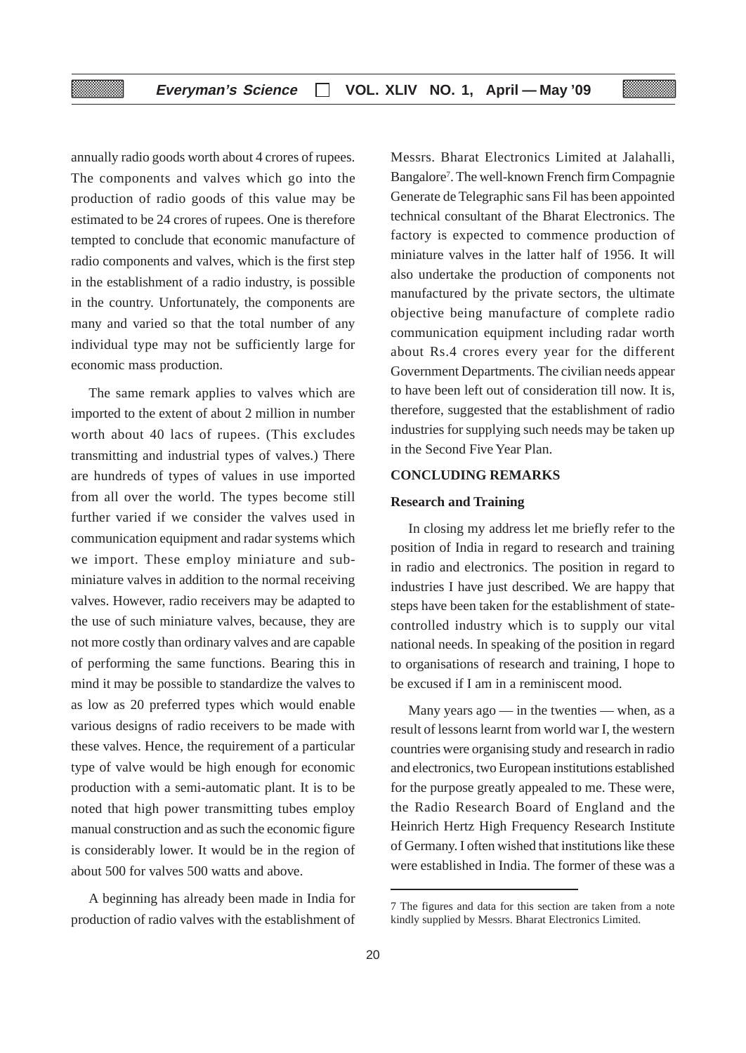annually radio goods worth about 4 crores of rupees. The components and valves which go into the production of radio goods of this value may be estimated to be 24 crores of rupees. One is therefore tempted to conclude that economic manufacture of radio components and valves, which is the first step in the establishment of a radio industry, is possible in the country. Unfortunately, the components are many and varied so that the total number of any individual type may not be sufficiently large for economic mass production.

The same remark applies to valves which are imported to the extent of about 2 million in number worth about 40 lacs of rupees. (This excludes transmitting and industrial types of valves.) There are hundreds of types of values in use imported from all over the world. The types become still further varied if we consider the valves used in communication equipment and radar systems which we import. These employ miniature and sub-miniature valves in addition to the normal receiving valves. However, radio receivers may be adapted to the use of such miniature valves, because, they are not more costly than ordinary valves and are capable of performing the same functions. Bearing this in mind it may be possible to standardize the valves to as low as 20 preferred types which would enable various designs of radio receivers to be made with these valves. Hence, the requirement of a particular type of valve would be high enough for economic production with a semi-automatic plant. It is to be noted that high power transmitting tubes employ manual construction and as such the economic figure is considerably lower. It would be in the region of about 500 for valves 500 watts and above.

A beginning has already been made in India for production of radio valves with the establishment of Messrs. Bharat Electronics Limited at Jalahalli, Bangalore[7]. The well-known French firm Compagnie Generate de Telegraphic sans Fil has been appointed technical consultant of the Bharat Electronics. The factory is expected to commence production of miniature valves in the latter half of 1956. It will also undertake the production of components not manufactured by the private sectors, the ultimate objective being manufacture of complete radio communication equipment including radar worth about Rs.4 crores every year for the different Government Departments. The civilian needs appear to have been left out of consideration till now. It is, therefore, suggested that the establishment of radio industries for supplying such needs may be taken up in the Second Five Year Plan.

## CONCLUDING REMARKS

### Research and Training

In closing my address let me briefly refer to the position of India in regard to research and training in radio and electronics. The position in regard to industries I have just described. We are happy that steps have been taken for the establishment of state-controlled industry which is to supply our vital national needs. In speaking of the position in regard to organisations of research and training, I hope to be excused if I am in a reminiscent mood.

Many years ago — in the twenties — when, as a result of lessons learnt from world war I, the western countries were organising study and research in radio and electronics, two European institutions established for the purpose greatly appealed to me. These were, the Radio Research Board of England and the Heinrich Hertz High Frequency Research Institute of Germany. I often wished that institutions like these were established in India. The former of these was a

---

7 The figures and data for this section are taken from a note kindly supplied by Messrs. Bharat Electronics Limited.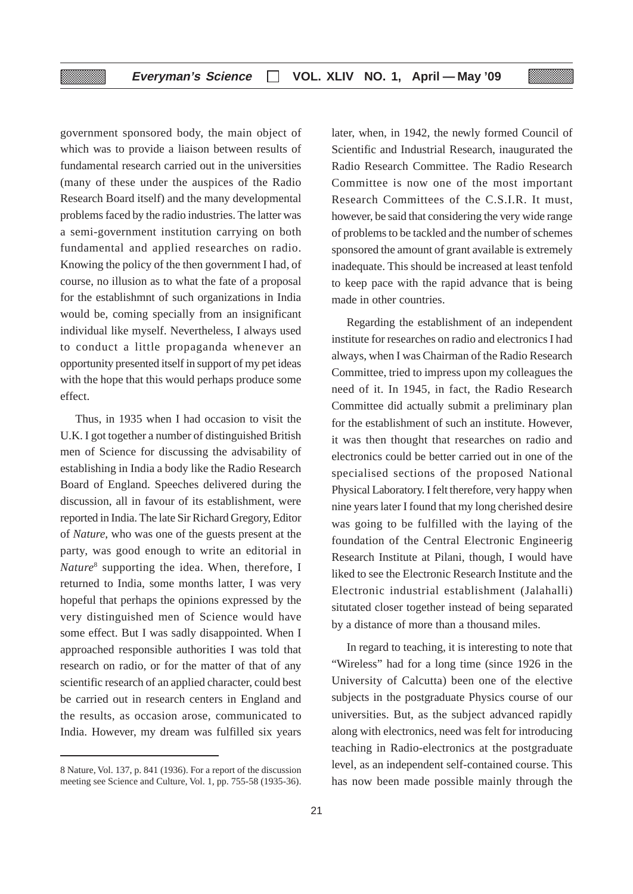government sponsored body, the main object of which was to provide a liaison between results of fundamental research carried out in the universities (many of these under the auspices of the Radio Research Board itself) and the many developmental problems faced by the radio industries. The latter was a semi-government institution carrying on both fundamental and applied researches on radio. Knowing the policy of the then government I had, of course, no illusion as to what the fate of a proposal for the establishmnt of such organizations in India would be, coming specially from an insignificant individual like myself. Nevertheless, I always used to conduct a little propaganda whenever an opportunity presented itself in support of my pet ideas with the hope that this would perhaps produce some effect.

Thus, in 1935 when I had occasion to visit the U.K. I got together a number of distinguished British men of Science for discussing the advisability of establishing in India a body like the Radio Research Board of England. Speeches delivered during the discussion, all in favour of its establishment, were reported in India. The late Sir Richard Gregory, Editor of *Nature,* who was one of the guests present at the party, was good enough to write an editorial in *Nature*[8] supporting the idea. When, therefore, I returned to India, some months latter, I was very hopeful that perhaps the opinions expressed by the very distinguished men of Science would have some effect. But I was sadly disappointed. When I approached responsible authorities I was told that research on radio, or for the matter of that of any scientific research of an applied character, could best be carried out in research centers in England and the results, as occasion arose, communicated to India. However, my dream was fulfilled six years later, when, in 1942, the newly formed Council of Scientific and Industrial Research, inaugurated the Radio Research Committee. The Radio Research Committee is now one of the most important Research Committees of the C.S.I.R. It must, however, be said that considering the very wide range of problems to be tackled and the number of schemes sponsored the amount of grant available is extremely inadequate. This should be increased at least tenfold to keep pace with the rapid advance that is being made in other countries.

Regarding the establishment of an independent institute for researches on radio and electronics I had always, when I was Chairman of the Radio Research Committee, tried to impress upon my colleagues the need of it. In 1945, in fact, the Radio Research Committee did actually submit a preliminary plan for the establishment of such an institute. However, it was then thought that researches on radio and electronics could be better carried out in one of the specialised sections of the proposed National Physical Laboratory. I felt therefore, very happy when nine years later I found that my long cherished desire was going to be fulfilled with the laying of the foundation of the Central Electronic Engineerig Research Institute at Pilani, though, I would have liked to see the Electronic Research Institute and the Electronic industrial establishment (Jalahalli) situtated closer together instead of being separated by a distance of more than a thousand miles.

In regard to teaching, it is interesting to note that "Wireless" had for a long time (since 1926 in the University of Calcutta) been one of the elective subjects in the postgraduate Physics course of our universities. But, as the subject advanced rapidly along with electronics, need was felt for introducing teaching in Radio-electronics at the postgraduate level, as an independent self-contained course. This has now been made possible mainly through the

---

8 Nature, Vol. 137, p. 841 (1936). For a report of the discussion meeting see Science and Culture, Vol. 1, pp. 755-58 (1935-36).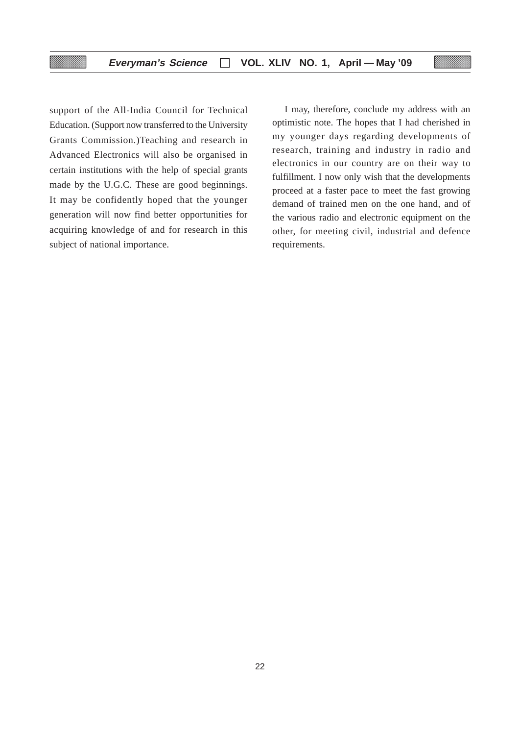support of the All-India Council for Technical Education. (Support now transferred to the University Grants Commission.)Teaching and research in Advanced Electronics will also be organised in certain institutions with the help of special grants made by the U.G.C. These are good beginnings. It may be confidently hoped that the younger generation will now find better opportunities for acquiring knowledge of and for research in this subject of national importance.

I may, therefore, conclude my address with an optimistic note. The hopes that I had cherished in my younger days regarding developments of research, training and industry in radio and electronics in our country are on their way to fulfillment. I now only wish that the developments proceed at a faster pace to meet the fast growing demand of trained men on the one hand, and of the various radio and electronic equipment on the other, for meeting civil, industrial and defence requirements.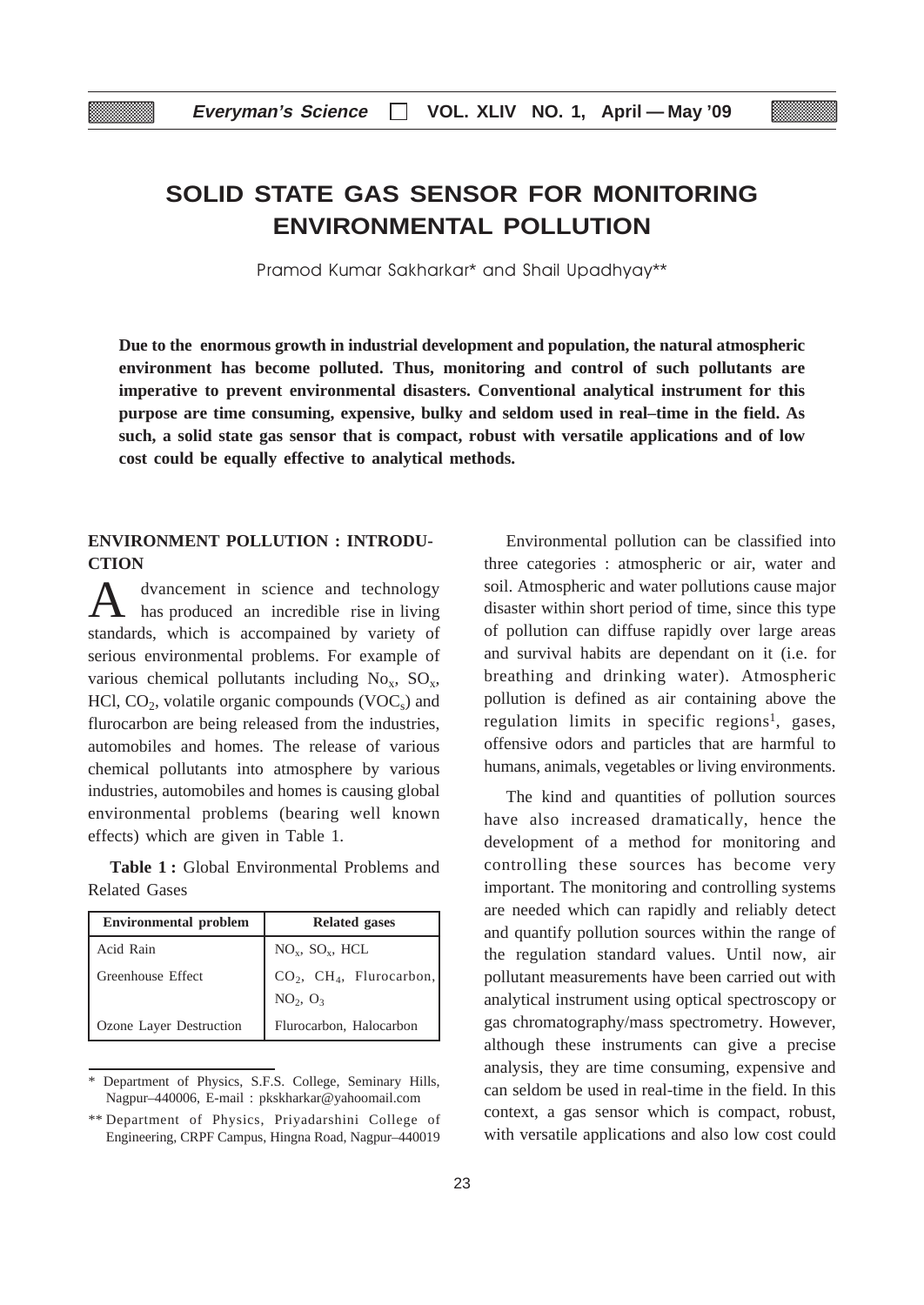# SOLID STATE GAS SENSOR FOR MONITORING ENVIRONMENTAL POLLUTION

Pramod Kumar Sakharkar* and Shail Upadhyay**

**Due to the enormous growth in industrial development and population, the natural atmospheric environment has become polluted. Thus, monitoring and control of such pollutants are imperative to prevent environmental disasters. Conventional analytical instrument for this purpose are time consuming, expensive, bulky and seldom used in real–time in the field. As such, a solid state gas sensor that is compact, robust with versatile applications and of low cost could be equally effective to analytical methods.**

## ENVIRONMENT POLLUTION : INTRODUCTION

Advancement in science and technology has produced an incredible rise in living standards, which is accompained by variety of serious environmental problems. For example of various chemical pollutants including $No_x$, $SO_x$, HCl, $CO_2$, volatile organic compounds ($VOC_s$) and flurocarbon are being released from the industries, automobiles and homes. The release of various chemical pollutants into atmosphere by various industries, automobiles and homes is causing global environmental problems (bearing well known effects) which are given in Table 1.

**Table 1 :** Global Environmental Problems and Related Gases

| Environmental problem | Related gases |
|---|---|
| Acid Rain | $NO_x$, $SO_x$, HCL |
| Greenhouse Effect | $CO_2$, $CH_4$, Flurocarbon, $NO_2$, $O_3$ |
| Ozone Layer Destruction | Flurocarbon, Halocarbon |

\* Department of Physics, S.F.S. College, Seminary Hills, Nagpur–440006, E-mail : pkskharkar@yahoomail.com

\** Department of Physics, Priyadarshini College of Engineering, CRPF Campus, Hingna Road, Nagpur–440019

Environmental pollution can be classified into three categories : atmospheric or air, water and soil. Atmospheric and water pollutions cause major disaster within short period of time, since this type of pollution can diffuse rapidly over large areas and survival habits are dependant on it (i.e. for breathing and drinking water). Atmospheric pollution is defined as air containing above the regulation limits in specific regions[1], gases, offensive odors and particles that are harmful to humans, animals, vegetables or living environments.

The kind and quantities of pollution sources have also increased dramatically, hence the development of a method for monitoring and controlling these sources has become very important. The monitoring and controlling systems are needed which can rapidly and reliably detect and quantify pollution sources within the range of the regulation standard values. Until now, air pollutant measurements have been carried out with analytical instrument using optical spectroscopy or gas chromatography/mass spectrometry. However, although these instruments can give a precise analysis, they are time consuming, expensive and can seldom be used in real-time in the field. In this context, a gas sensor which is compact, robust, with versatile applications and also low cost could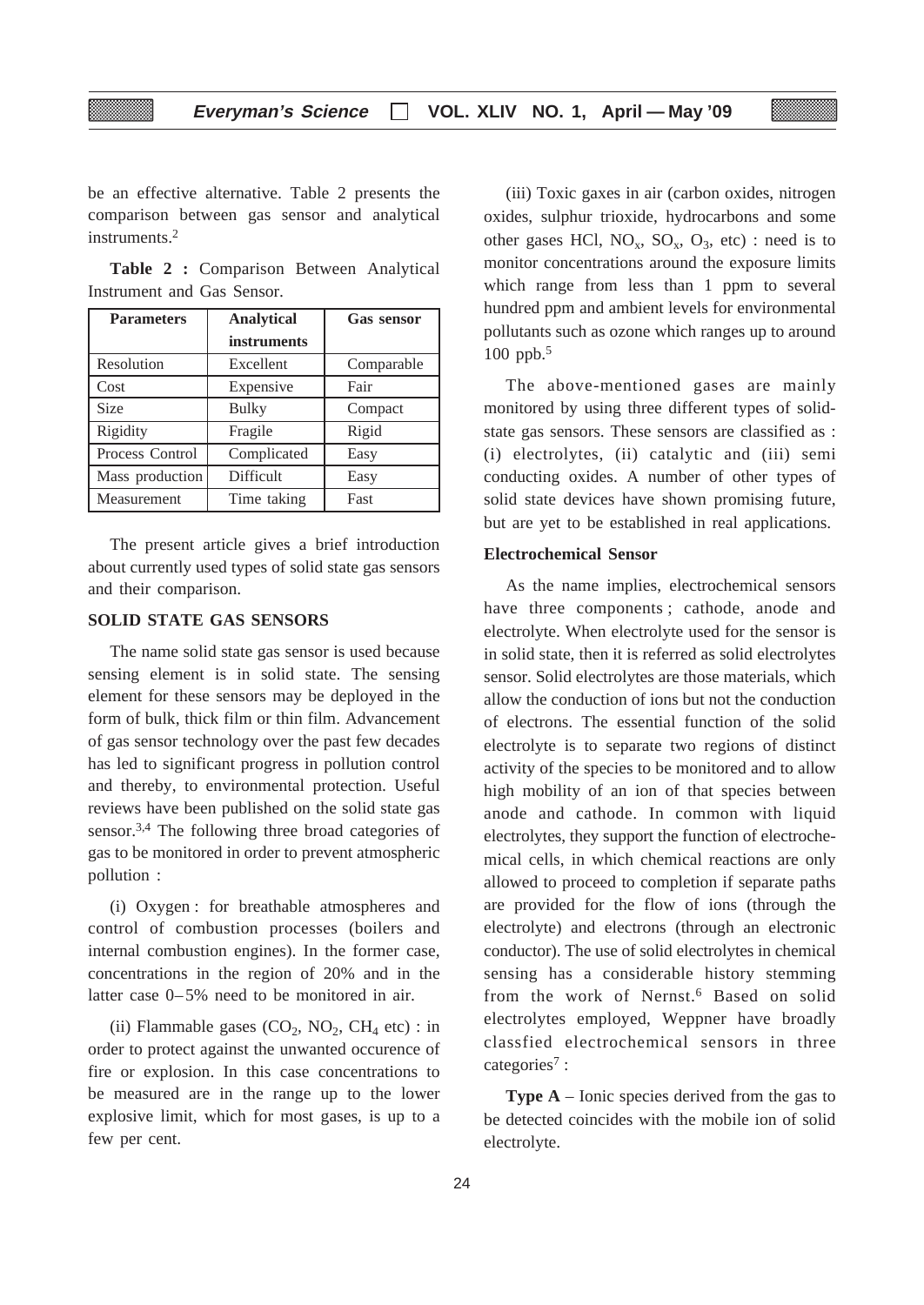be an effective alternative. Table 2 presents the comparison between gas sensor and analytical instruments.[2]

**Table 2 :** Comparison Between Analytical Instrument and Gas Sensor.

| Parameters | Analytical instruments | Gas sensor |
|---|---|---|
| Resolution | Excellent | Comparable |
| Cost | Expensive | Fair |
| Size | Bulky | Compact |
| Rigidity | Fragile | Rigid |
| Process Control | Complicated | Easy |
| Mass production | Difficult | Easy |
| Measurement | Time taking | Fast |

The present article gives a brief introduction about currently used types of solid state gas sensors and their comparison.

## SOLID STATE GAS SENSORS

The name solid state gas sensor is used because sensing element is in solid state. The sensing element for these sensors may be deployed in the form of bulk, thick film or thin film. Advancement of gas sensor technology over the past few decades has led to significant progress in pollution control and thereby, to environmental protection. Useful reviews have been published on the solid state gas sensor.[3,4] The following three broad categories of gas to be monitored in order to prevent atmospheric pollution :

(i) Oxygen : for breathable atmospheres and control of combustion processes (boilers and internal combustion engines). In the former case, concentrations in the region of 20% and in the latter case 0–5% need to be monitored in air.

(ii) Flammable gases ($CO_2$, $NO_2$, $CH_4$ etc) : in order to protect against the unwanted occurence of fire or explosion. In this case concentrations to be measured are in the range up to the lower explosive limit, which for most gases, is up to a few per cent.

(iii) Toxic gaxes in air (carbon oxides, nitrogen oxides, sulphur trioxide, hydrocarbons and some other gases HCl, $NO_x$, $SO_x$, $O_3$, etc) : need is to monitor concentrations around the exposure limits which range from less than 1 ppm to several hundred ppm and ambient levels for environmental pollutants such as ozone which ranges up to around 100 ppb.[5]

The above-mentioned gases are mainly monitored by using three different types of solid-state gas sensors. These sensors are classified as : (i) electrolytes, (ii) catalytic and (iii) semi conducting oxides. A number of other types of solid state devices have shown promising future, but are yet to be established in real applications.

### Electrochemical Sensor

As the name implies, electrochemical sensors have three components ; cathode, anode and electrolyte. When electrolyte used for the sensor is in solid state, then it is referred as solid electrolytes sensor. Solid electrolytes are those materials, which allow the conduction of ions but not the conduction of electrons. The essential function of the solid electrolyte is to separate two regions of distinct activity of the species to be monitored and to allow high mobility of an ion of that species between anode and cathode. In common with liquid electrolytes, they support the function of electrochemical cells, in which chemical reactions are only allowed to proceed to completion if separate paths are provided for the flow of ions (through the electrolyte) and electrons (through an electronic conductor). The use of solid electrolytes in chemical sensing has a considerable history stemming from the work of Nernst.[6] Based on solid electrolytes employed, Weppner have broadly classfied electrochemical sensors in three categories[7] :

**Type A** – Ionic species derived from the gas to be detected coincides with the mobile ion of solid electrolyte.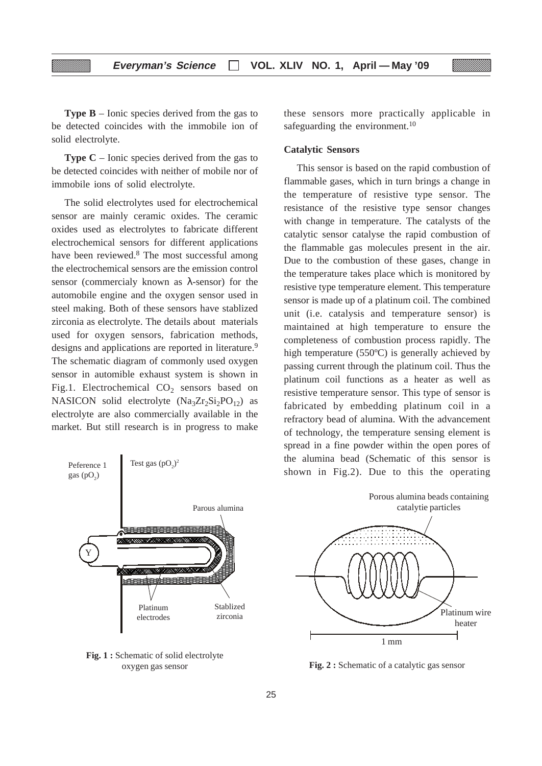**Type B** – Ionic species derived from the gas to be detected coincides with the immobile ion of solid electrolyte.

**Type C** – Ionic species derived from the gas to be detected coincides with neither of mobile nor of immobile ions of solid electrolyte.

The solid electrolytes used for electrochemical sensor are mainly ceramic oxides. The ceramic oxides used as electrolytes to fabricate different electrochemical sensors for different applications have been reviewed.[8] The most successful among the electrochemical sensors are the emission control sensor (commercialy known as λ-sensor) for the automobile engine and the oxygen sensor used in steel making. Both of these sensors have stablized zirconia as electrolyte. The details about materials used for oxygen sensors, fabrication methods, designs and applications are reported in literature.[9] The schematic diagram of commonly used oxygen sensor in automible exhaust system is shown in Fig.1. Electrochemical $CO_2$ sensors based on NASICON solid electrolyte ($Na_3Zr_2Si_2PO_{12}$) as electrolyte are also commercially available in the market. But still research is in progress to make these sensors more practically applicable in safeguarding the environment.[10]

Peference 1 gas ($pO_2$)

Test gas $(pO_2)^2$

Parous alumina

Y

Platinum electrodes

Stablized zirconia

**Fig. 1 :** Schematic of solid electrolyte oxygen gas sensor

### Catalytic Sensors

This sensor is based on the rapid combustion of flammable gases, which in turn brings a change in the temperature of resistive type sensor. The resistance of the resistive type sensor changes with change in temperature. The catalysts of the catalytic sensor catalyse the rapid combustion of the flammable gas molecules present in the air. Due to the combustion of these gases, change in the temperature takes place which is monitored by resistive type temperature element. This temperature sensor is made up of a platinum coil. The combined unit (i.e. catalysis and temperature sensor) is maintained at high temperature to ensure the completeness of combustion process rapidly. The high temperature (550ºC) is generally achieved by passing current through the platinum coil. Thus the platinum coil functions as a heater as well as resistive temperature sensor. This type of sensor is fabricated by embedding platinum coil in a refractory bead of alumina. With the advancement of technology, the temperature sensing element is spread in a fine powder within the open pores of the alumina bead (Schematic of this sensor is shown in Fig.2). Due to this the operating

Porous alumina beads containing catalytie particles

Platinum wire heater

1 mm

**Fig. 2 :** Schematic of a catalytic gas sensor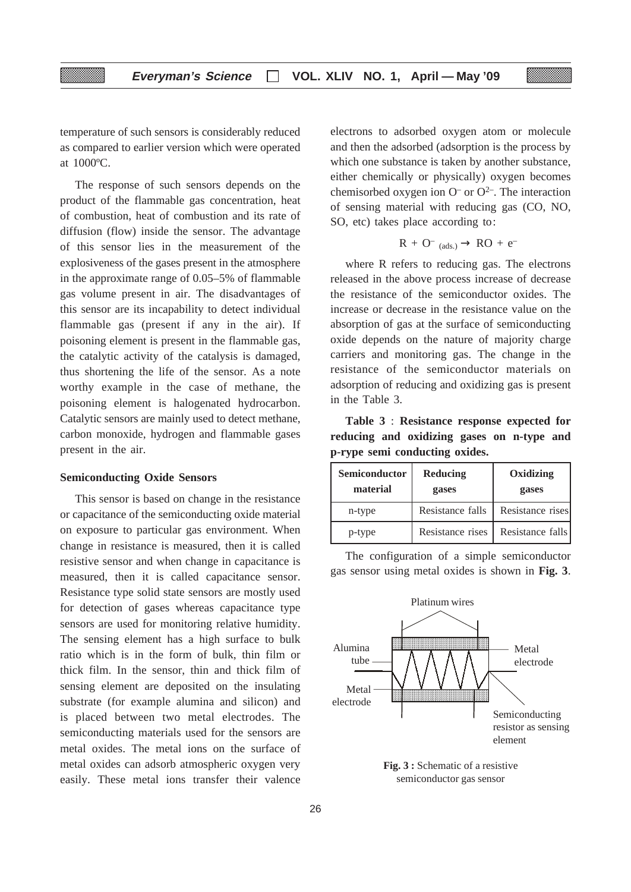temperature of such sensors is considerably reduced as compared to earlier version which were operated at 1000ºC.

The response of such sensors depends on the product of the flammable gas concentration, heat of combustion, heat of combustion and its rate of diffusion (flow) inside the sensor. The advantage of this sensor lies in the measurement of the explosiveness of the gases present in the atmosphere in the approximate range of 0.05–5% of flammable gas volume present in air. The disadvantages of this sensor are its incapability to detect individual flammable gas (present if any in the air). If poisoning element is present in the flammable gas, the catalytic activity of the catalysis is damaged, thus shortening the life of the sensor. As a note worthy example in the case of methane, the poisoning element is halogenated hydrocarbon. Catalytic sensors are mainly used to detect methane, carbon monoxide, hydrogen and flammable gases present in the air.

**Semiconducting Oxide Sensors**

This sensor is based on change in the resistance or capacitance of the semiconducting oxide material on exposure to particular gas environment. When change in resistance is measured, then it is called resistive sensor and when change in capacitance is measured, then it is called capacitance sensor. Resistance type solid state sensors are mostly used for detection of gases whereas capacitance type sensors are used for monitoring relative humidity. The sensing element has a high surface to bulk ratio which is in the form of bulk, thin film or thick film. In the sensor, thin and thick film of sensing element are deposited on the insulating substrate (for example alumina and silicon) and is placed between two metal electrodes. The semiconducting materials used for the sensors are metal oxides. The metal ions on the surface of metal oxides can adsorb atmospheric oxygen very easily. These metal ions transfer their valence electrons to adsorbed oxygen atom or molecule and then the adsorbed (adsorption is the process by which one substance is taken by another substance, either chemically or physically) oxygen becomes chemisorbed oxygen ion $O^-$ or $O^{2-}$. The interaction of sensing material with reducing gas (CO, NO, SO, etc) takes place according to:

$$R + O^-_{(ads.)} \rightarrow RO + e^-$$

where R refers to reducing gas. The electrons released in the above process increase of decrease the resistance of the semiconductor oxides. The increase or decrease in the resistance value on the absorption of gas at the surface of semiconducting oxide depends on the nature of majority charge carriers and monitoring gas. The change in the resistance of the semiconductor materials on adsorption of reducing and oxidizing gas is present in the Table 3.

**Table 3** : **Resistance response expected for reducing and oxidizing gases on n-type and p-rype semi conducting oxides.**

| Semiconductor material | Reducing gases | Oxidizing gases |
|---|---|---|
| n-type | Resistance falls | Resistance rises |
| p-type | Resistance rises | Resistance falls |

The configuration of a simple semiconductor gas sensor using metal oxides is shown in **Fig. 3**.

Platinum wires

Alumina tube

Metal electrode

Metal electrode

Semiconducting resistor as sensing element

**Fig. 3 :** Schematic of a resistive semiconductor gas sensor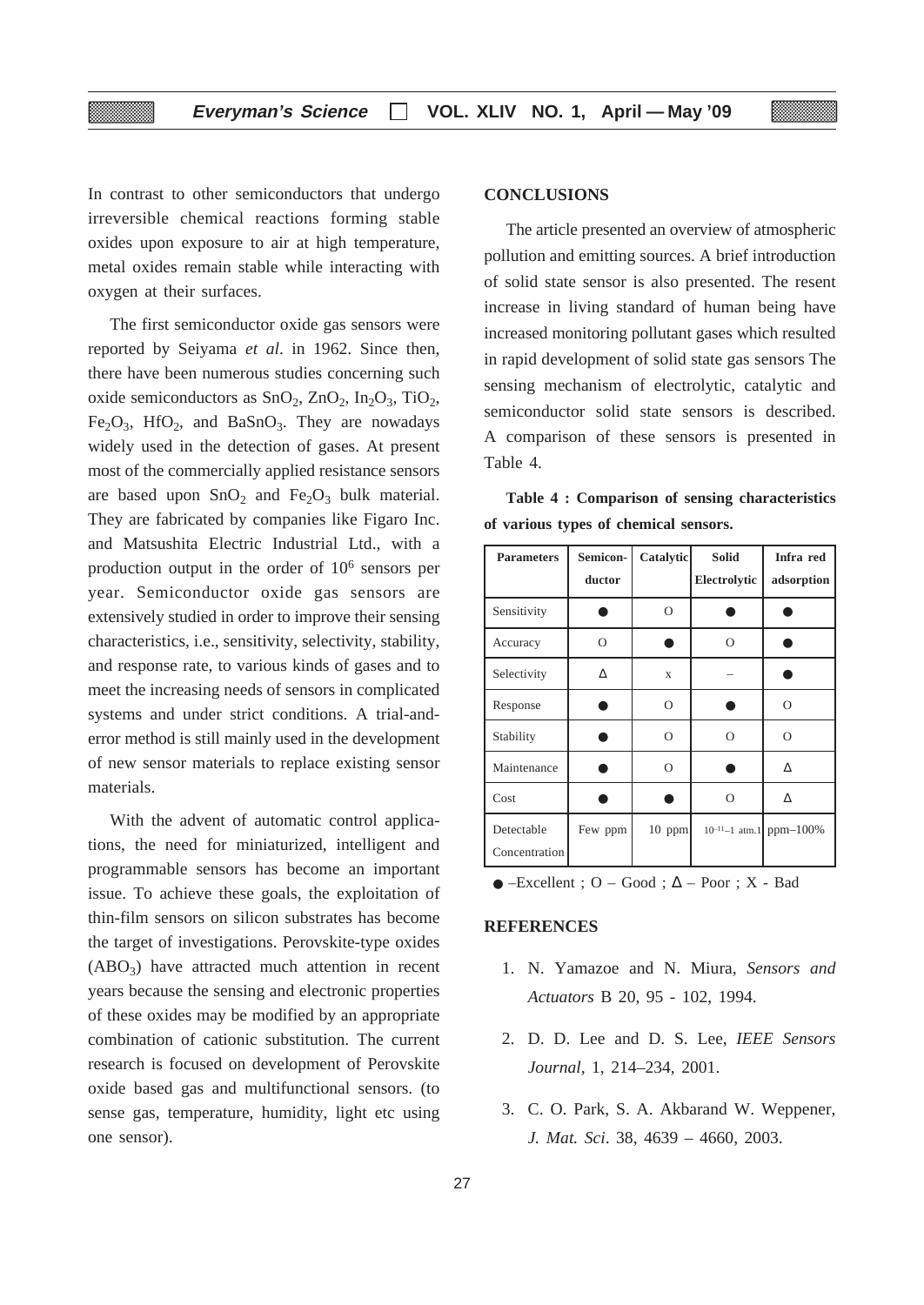In contrast to other semiconductors that undergo irreversible chemical reactions forming stable oxides upon exposure to air at high temperature, metal oxides remain stable while interacting with oxygen at their surfaces.

The first semiconductor oxide gas sensors were reported by Seiyama *et al*. in 1962. Since then, there have been numerous studies concerning such oxide semiconductors as $SnO_2$, $ZnO_2$, $In_2O_3$, $TiO_2$, $Fe_2O_3$, $HfO_2$, and $BaSnO_3$. They are nowadays widely used in the detection of gases. At present most of the commercially applied resistance sensors are based upon $SnO_2$ and $Fe_2O_3$ bulk material. They are fabricated by companies like Figaro Inc. and Matsushita Electric Industrial Ltd., with a production output in the order of $10^6$ sensors per year. Semiconductor oxide gas sensors are extensively studied in order to improve their sensing characteristics, i.e., sensitivity, selectivity, stability, and response rate, to various kinds of gases and to meet the increasing needs of sensors in complicated systems and under strict conditions. A trial-and-error method is still mainly used in the development of new sensor materials to replace existing sensor materials.

With the advent of automatic control applications, the need for miniaturized, intelligent and programmable sensors has become an important issue. To achieve these goals, the exploitation of thin-film sensors on silicon substrates has become the target of investigations. Perovskite-type oxides ($ABO_3$) have attracted much attention in recent years because the sensing and electronic properties of these oxides may be modified by an appropriate combination of cationic substitution. The current research is focused on development of Perovskite oxide based gas and multifunctional sensors. (to sense gas, temperature, humidity, light etc using one sensor).

## CONCLUSIONS

The article presented an overview of atmospheric pollution and emitting sources. A brief introduction of solid state sensor is also presented. The resent increase in living standard of human being have increased monitoring pollutant gases which resulted in rapid development of solid state gas sensors The sensing mechanism of electrolytic, catalytic and semiconductor solid state sensors is described. A comparison of these sensors is presented in Table 4.

**Table 4 : Comparison of sensing characteristics of various types of chemical sensors.**

| Parameters | Semiconductor | Catalytic | Solid Electrolytic | Infra red adsorption |
|---|---|---|---|---|
| Sensitivity | ● | O | ● | ● |
| Accuracy | O | ● | O | ● |
| Selectivity | Δ | x | – | ● |
| Response | ● | O | ● | O |
| Stability | ● | O | O | O |
| Maintenance | ● | O | ● | Δ |
| Cost | ● | ● | O | Δ |
| Detectable Concentration | Few ppm | 10 ppm | $10^{-11}$–1 atm. | 1 ppm–100% |

● –Excellent ; O – Good ; Δ – Poor ; X - Bad

## REFERENCES

1. N. Yamazoe and N. Miura, *Sensors and Actuators* B 20, 95 - 102, 1994.
2. D. D. Lee and D. S. Lee, *IEEE Sensors Journal*, 1, 214–234, 2001.
3. C. O. Park, S. A. Akbarand W. Weppener, *J. Mat. Sci*. 38, 4639 – 4660, 2003.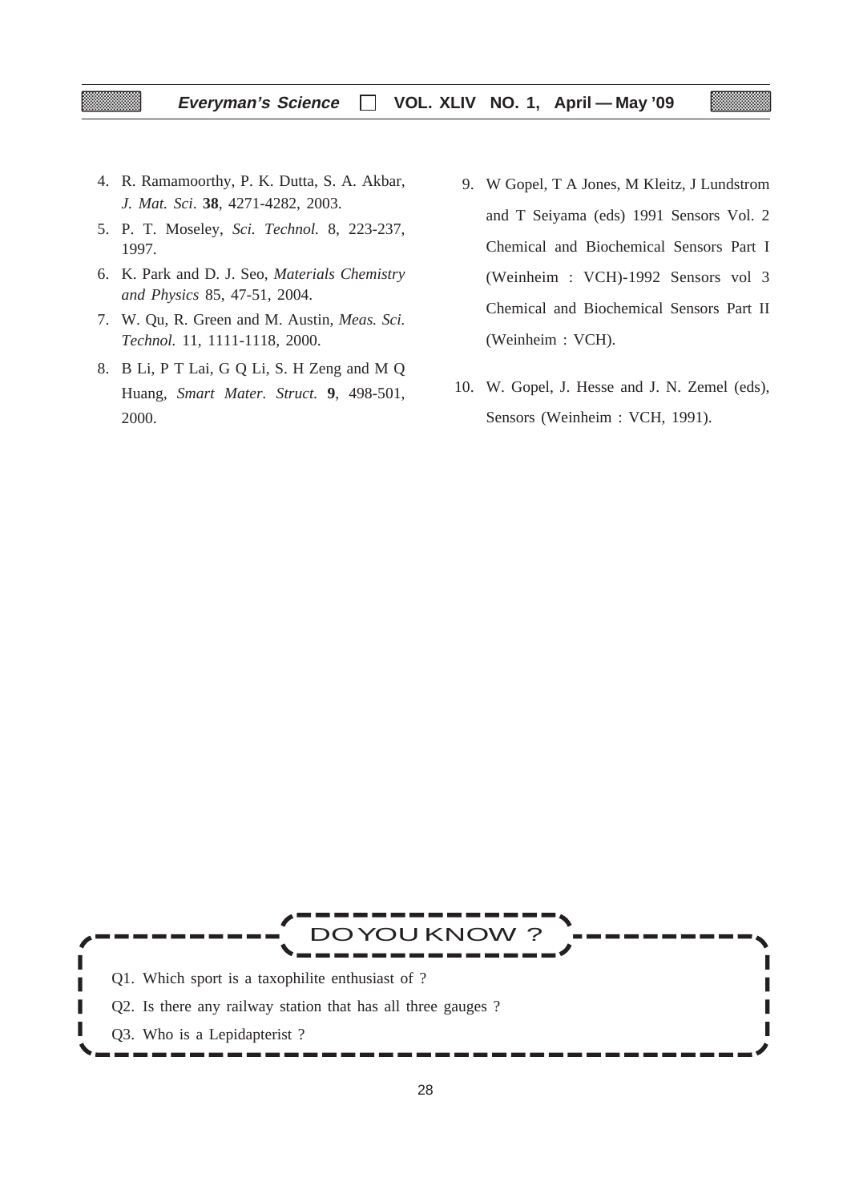4. R. Ramamoorthy, P. K. Dutta, S. A. Akbar, *J. Mat. Sci*. **38**, 4271-4282, 2003.
5. P. T. Moseley, *Sci. Technol.* 8, 223-237, 1997.
6. K. Park and D. J. Seo, *Materials Chemistry and Physics* 85, 47-51, 2004.
7. W. Qu, R. Green and M. Austin, *Meas. Sci. Technol.* 11, 1111-1118, 2000.
8. B Li, P T Lai, G Q Li, S. H Zeng and M Q Huang, *Smart Mater. Struct.* **9**, 498-501, 2000.
9. W Gopel, T A Jones, M Kleitz, J Lundstrom and T Seiyama (eds) 1991 Sensors Vol. 2 Chemical and Biochemical Sensors Part I (Weinheim : VCH)-1992 Sensors vol 3 Chemical and Biochemical Sensors Part II (Weinheim : VCH).
10. W. Gopel, J. Hesse and J. N. Zemel (eds), Sensors (Weinheim : VCH, 1991).

## DO YOU KNOW ?

Q1. Which sport is a taxophilite enthusiast of ?

Q2. Is there any railway station that has all three gauges ?

Q3. Who is a Lepidapterist ?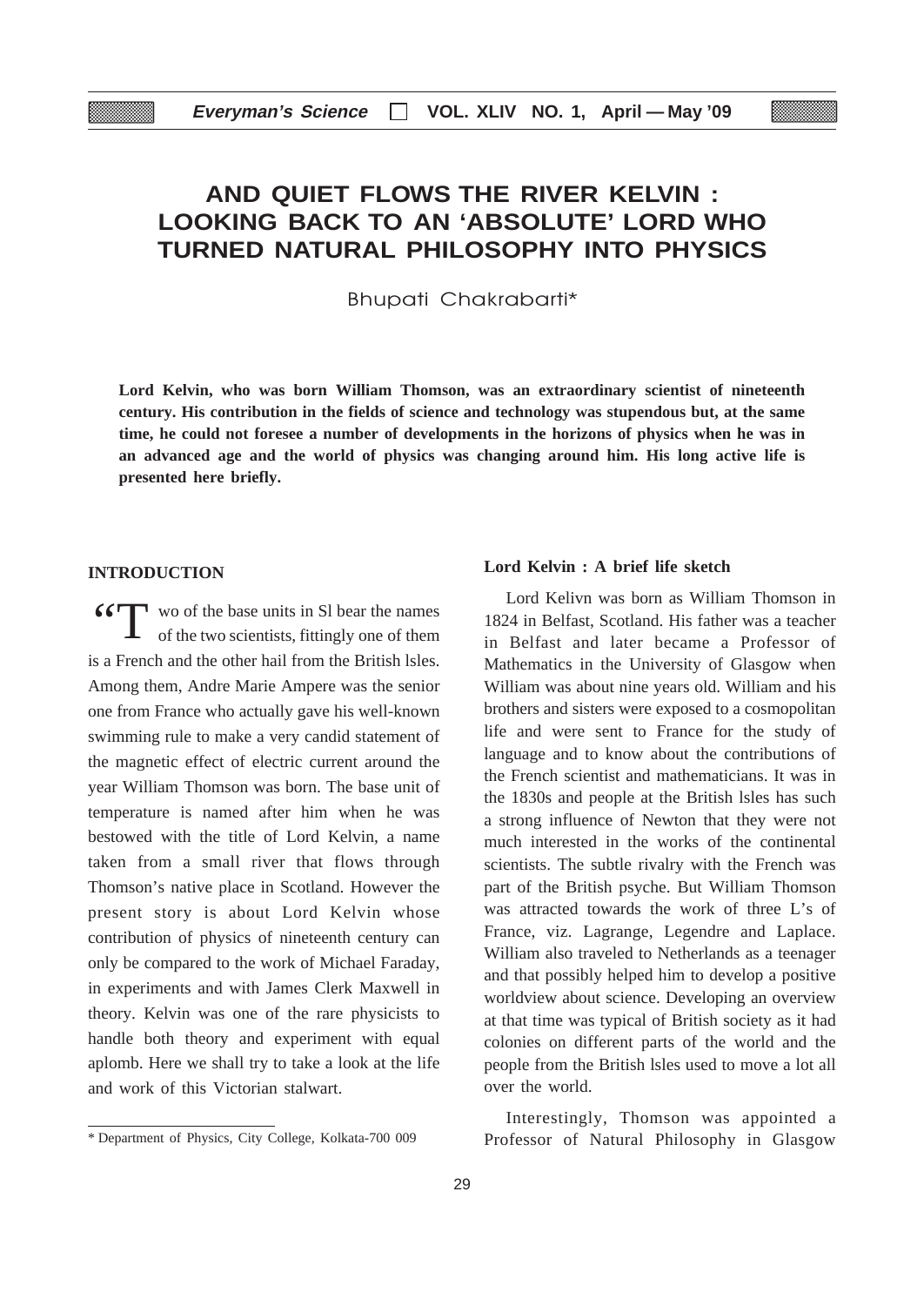# AND QUIET FLOWS THE RIVER KELVIN : LOOKING BACK TO AN 'ABSOLUTE' LORD WHO TURNED NATURAL PHILOSOPHY INTO PHYSICS

Bhupati Chakrabarti*

**Lord Kelvin, who was born William Thomson, was an extraordinary scientist of nineteenth century. His contribution in the fields of science and technology was stupendous but, at the same time, he could not foresee a number of developments in the horizons of physics when he was in an advanced age and the world of physics was changing around him. His long active life is presented here briefly.**

## INTRODUCTION

"Two of the base units in Sl bear the names of the two scientists, fittingly one of them is a French and the other hail from the British lsles. Among them, Andre Marie Ampere was the senior one from France who actually gave his well-known swimming rule to make a very candid statement of the magnetic effect of electric current around the year William Thomson was born. The base unit of temperature is named after him when he was bestowed with the title of Lord Kelvin, a name taken from a small river that flows through Thomson's native place in Scotland. However the present story is about Lord Kelvin whose contribution of physics of nineteenth century can only be compared to the work of Michael Faraday, in experiments and with James Clerk Maxwell in theory. Kelvin was one of the rare physicists to handle both theory and experiment with equal aplomb. Here we shall try to take a look at the life and work of this Victorian stalwart.

### Lord Kelvin : A brief life sketch

Lord Kelivn was born as William Thomson in 1824 in Belfast, Scotland. His father was a teacher in Belfast and later became a Professor of Mathematics in the University of Glasgow when William was about nine years old. William and his brothers and sisters were exposed to a cosmopolitan life and were sent to France for the study of language and to know about the contributions of the French scientist and mathematicians. It was in the 1830s and people at the British lsles has such a strong influence of Newton that they were not much interested in the works of the continental scientists. The subtle rivalry with the French was part of the British psyche. But William Thomson was attracted towards the work of three L's of France, viz. Lagrange, Legendre and Laplace. William also traveled to Netherlands as a teenager and that possibly helped him to develop a positive worldview about science. Developing an overview at that time was typical of British society as it had colonies on different parts of the world and the people from the British lsles used to move a lot all over the world.

Interestingly, Thomson was appointed a Professor of Natural Philosophy in Glasgow

\* Department of Physics, City College, Kolkata-700 009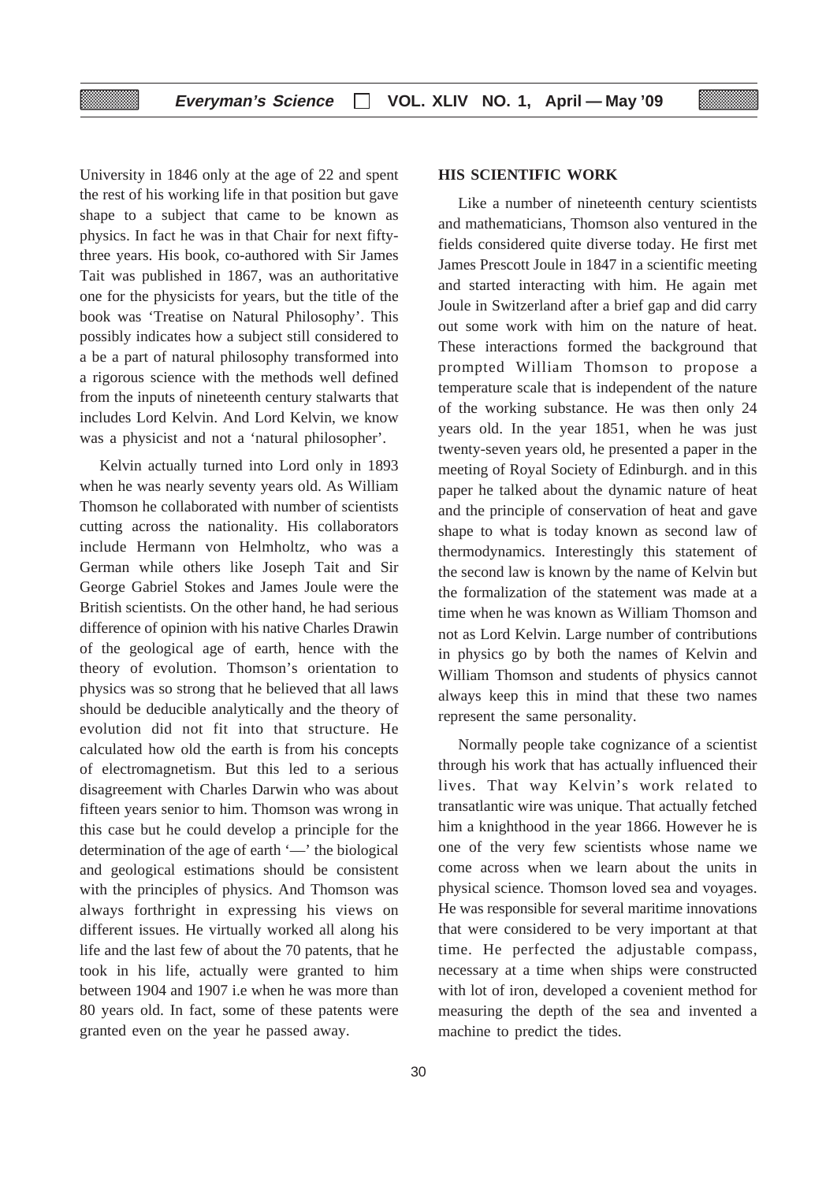University in 1846 only at the age of 22 and spent the rest of his working life in that position but gave shape to a subject that came to be known as physics. In fact he was in that Chair for next fifty-three years. His book, co-authored with Sir James Tait was published in 1867, was an authoritative one for the physicists for years, but the title of the book was 'Treatise on Natural Philosophy'. This possibly indicates how a subject still considered to a be a part of natural philosophy transformed into a rigorous science with the methods well defined from the inputs of nineteenth century stalwarts that includes Lord Kelvin. And Lord Kelvin, we know was a physicist and not a 'natural philosopher'.

Kelvin actually turned into Lord only in 1893 when he was nearly seventy years old. As William Thomson he collaborated with number of scientists cutting across the nationality. His collaborators include Hermann von Helmholtz, who was a German while others like Joseph Tait and Sir George Gabriel Stokes and James Joule were the British scientists. On the other hand, he had serious difference of opinion with his native Charles Drawin of the geological age of earth, hence with the theory of evolution. Thomson's orientation to physics was so strong that he believed that all laws should be deducible analytically and the theory of evolution did not fit into that structure. He calculated how old the earth is from his concepts of electromagnetism. But this led to a serious disagreement with Charles Darwin who was about fifteen years senior to him. Thomson was wrong in this case but he could develop a principle for the determination of the age of earth '—' the biological and geological estimations should be consistent with the principles of physics. And Thomson was always forthright in expressing his views on different issues. He virtually worked all along his life and the last few of about the 70 patents, that he took in his life, actually were granted to him between 1904 and 1907 i.e when he was more than 80 years old. In fact, some of these patents were granted even on the year he passed away.

## HIS SCIENTIFIC WORK

Like a number of nineteenth century scientists and mathematicians, Thomson also ventured in the fields considered quite diverse today. He first met James Prescott Joule in 1847 in a scientific meeting and started interacting with him. He again met Joule in Switzerland after a brief gap and did carry out some work with him on the nature of heat. These interactions formed the background that prompted William Thomson to propose a temperature scale that is independent of the nature of the working substance. He was then only 24 years old. In the year 1851, when he was just twenty-seven years old, he presented a paper in the meeting of Royal Society of Edinburgh. and in this paper he talked about the dynamic nature of heat and the principle of conservation of heat and gave shape to what is today known as second law of thermodynamics. Interestingly this statement of the second law is known by the name of Kelvin but the formalization of the statement was made at a time when he was known as William Thomson and not as Lord Kelvin. Large number of contributions in physics go by both the names of Kelvin and William Thomson and students of physics cannot always keep this in mind that these two names represent the same personality.

Normally people take cognizance of a scientist through his work that has actually influenced their lives. That way Kelvin's work related to transatlantic wire was unique. That actually fetched him a knighthood in the year 1866. However he is one of the very few scientists whose name we come across when we learn about the units in physical science. Thomson loved sea and voyages. He was responsible for several maritime innovations that were considered to be very important at that time. He perfected the adjustable compass, necessary at a time when ships were constructed with lot of iron, developed a covenient method for measuring the depth of the sea and invented a machine to predict the tides.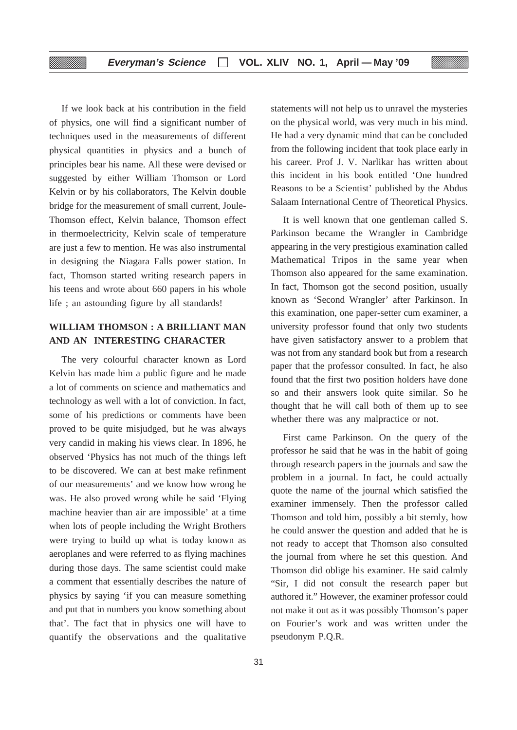If we look back at his contribution in the field of physics, one will find a significant number of techniques used in the measurements of different physical quantities in physics and a bunch of principles bear his name. All these were devised or suggested by either William Thomson or Lord Kelvin or by his collaborators, The Kelvin double bridge for the measurement of small current, Joule-Thomson effect, Kelvin balance, Thomson effect in thermoelectricity, Kelvin scale of temperature are just a few to mention. He was also instrumental in designing the Niagara Falls power station. In fact, Thomson started writing research papers in his teens and wrote about 660 papers in his whole life ; an astounding figure by all standards!

## WILLIAM THOMSON : A BRILLIANT MAN AND AN INTERESTING CHARACTER

The very colourful character known as Lord Kelvin has made him a public figure and he made a lot of comments on science and mathematics and technology as well with a lot of conviction. In fact, some of his predictions or comments have been proved to be quite misjudged, but he was always very candid in making his views clear. In 1896, he observed 'Physics has not much of the things left to be discovered. We can at best make refinment of our measurements' and we know how wrong he was. He also proved wrong while he said 'Flying machine heavier than air are impossible' at a time when lots of people including the Wright Brothers were trying to build up what is today known as aeroplanes and were referred to as flying machines during those days. The same scientist could make a comment that essentially describes the nature of physics by saying 'if you can measure something and put that in numbers you know something about that'. The fact that in physics one will have to quantify the observations and the qualitative statements will not help us to unravel the mysteries on the physical world, was very much in his mind. He had a very dynamic mind that can be concluded from the following incident that took place early in his career. Prof J. V. Narlikar has written about this incident in his book entitled 'One hundred Reasons to be a Scientist' published by the Abdus Salaam International Centre of Theoretical Physics.

It is well known that one gentleman called S. Parkinson became the Wrangler in Cambridge appearing in the very prestigious examination called Mathematical Tripos in the same year when Thomson also appeared for the same examination. In fact, Thomson got the second position, usually known as 'Second Wrangler' after Parkinson. In this examination, one paper-setter cum examiner, a university professor found that only two students have given satisfactory answer to a problem that was not from any standard book but from a research paper that the professor consulted. In fact, he also found that the first two position holders have done so and their answers look quite similar. So he thought that he will call both of them up to see whether there was any malpractice or not.

First came Parkinson. On the query of the professor he said that he was in the habit of going through research papers in the journals and saw the problem in a journal. In fact, he could actually quote the name of the journal which satisfied the examiner immensely. Then the professor called Thomson and told him, possibly a bit sternly, how he could answer the question and added that he is not ready to accept that Thomson also consulted the journal from where he set this question. And Thomson did oblige his examiner. He said calmly "Sir, I did not consult the research paper but authored it." However, the examiner professor could not make it out as it was possibly Thomson's paper on Fourier's work and was written under the pseudonym P.Q.R.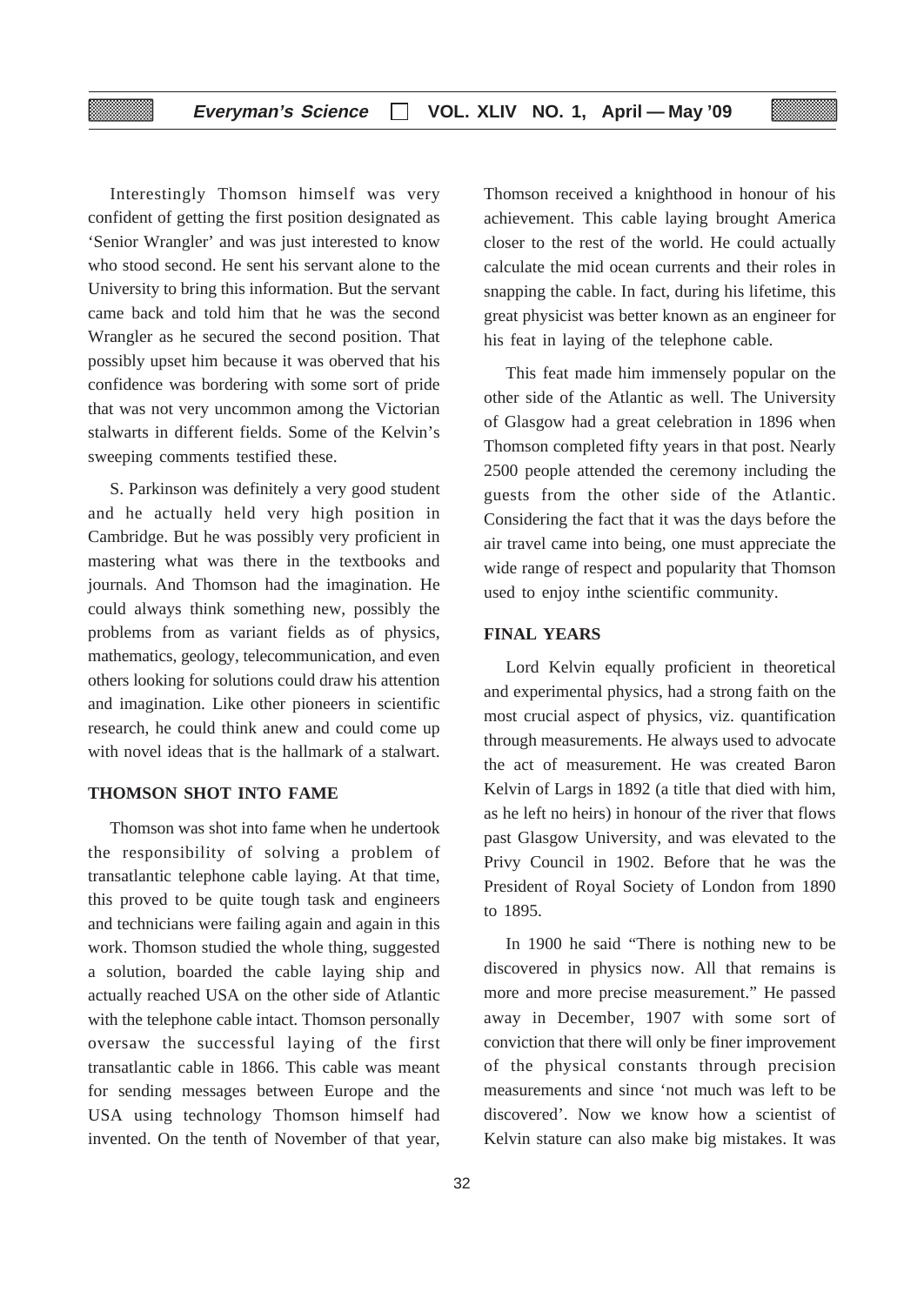Interestingly Thomson himself was very confident of getting the first position designated as 'Senior Wrangler' and was just interested to know who stood second. He sent his servant alone to the University to bring this information. But the servant came back and told him that he was the second Wrangler as he secured the second position. That possibly upset him because it was oberved that his confidence was bordering with some sort of pride that was not very uncommon among the Victorian stalwarts in different fields. Some of the Kelvin's sweeping comments testified these.

S. Parkinson was definitely a very good student and he actually held very high position in Cambridge. But he was possibly very proficient in mastering what was there in the textbooks and journals. And Thomson had the imagination. He could always think something new, possibly the problems from as variant fields as of physics, mathematics, geology, telecommunication, and even others looking for solutions could draw his attention and imagination. Like other pioneers in scientific research, he could think anew and could come up with novel ideas that is the hallmark of a stalwart.

## THOMSON SHOT INTO FAME

Thomson was shot into fame when he undertook the responsibility of solving a problem of transatlantic telephone cable laying. At that time, this proved to be quite tough task and engineers and technicians were failing again and again in this work. Thomson studied the whole thing, suggested a solution, boarded the cable laying ship and actually reached USA on the other side of Atlantic with the telephone cable intact. Thomson personally oversaw the successful laying of the first transatlantic cable in 1866. This cable was meant for sending messages between Europe and the USA using technology Thomson himself had invented. On the tenth of November of that year, Thomson received a knighthood in honour of his achievement. This cable laying brought America closer to the rest of the world. He could actually calculate the mid ocean currents and their roles in snapping the cable. In fact, during his lifetime, this great physicist was better known as an engineer for his feat in laying of the telephone cable.

This feat made him immensely popular on the other side of the Atlantic as well. The University of Glasgow had a great celebration in 1896 when Thomson completed fifty years in that post. Nearly 2500 people attended the ceremony including the guests from the other side of the Atlantic. Considering the fact that it was the days before the air travel came into being, one must appreciate the wide range of respect and popularity that Thomson used to enjoy inthe scientific community.

## FINAL YEARS

Lord Kelvin equally proficient in theoretical and experimental physics, had a strong faith on the most crucial aspect of physics, viz. quantification through measurements. He always used to advocate the act of measurement. He was created Baron Kelvin of Largs in 1892 (a title that died with him, as he left no heirs) in honour of the river that flows past Glasgow University, and was elevated to the Privy Council in 1902. Before that he was the President of Royal Society of London from 1890 to 1895.

In 1900 he said "There is nothing new to be discovered in physics now. All that remains is more and more precise measurement." He passed away in December, 1907 with some sort of conviction that there will only be finer improvement of the physical constants through precision measurements and since 'not much was left to be discovered'. Now we know how a scientist of Kelvin stature can also make big mistakes. It was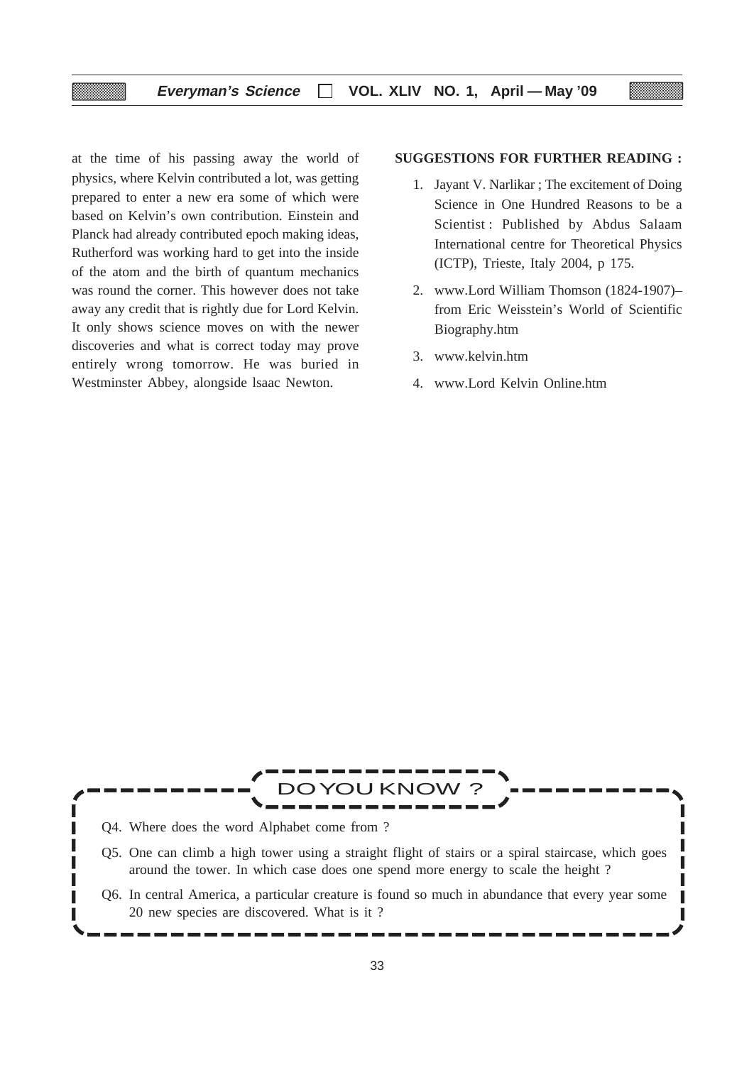at the time of his passing away the world of physics, where Kelvin contributed a lot, was getting prepared to enter a new era some of which were based on Kelvin's own contribution. Einstein and Planck had already contributed epoch making ideas, Rutherford was working hard to get into the inside of the atom and the birth of quantum mechanics was round the corner. This however does not take away any credit that is rightly due for Lord Kelvin. It only shows science moves on with the newer discoveries and what is correct today may prove entirely wrong tomorrow. He was buried in Westminster Abbey, alongside lsaac Newton.

**SUGGESTIONS FOR FURTHER READING :**

1. Jayant V. Narlikar ; The excitement of Doing Science in One Hundred Reasons to be a Scientist : Published by Abdus Salaam International centre for Theoretical Physics (ICTP), Trieste, Italy 2004, p 175.
2. www.Lord William Thomson (1824-1907)– from Eric Weisstein's World of Scientific Biography.htm
3. www.kelvin.htm
4. www.Lord Kelvin Online.htm

## DO YOU KNOW ?

Q4. Where does the word Alphabet come from ?

Q5. One can climb a high tower using a straight flight of stairs or a spiral staircase, which goes around the tower. In which case does one spend more energy to scale the height ?

Q6. In central America, a particular creature is found so much in abundance that every year some 20 new species are discovered. What is it ?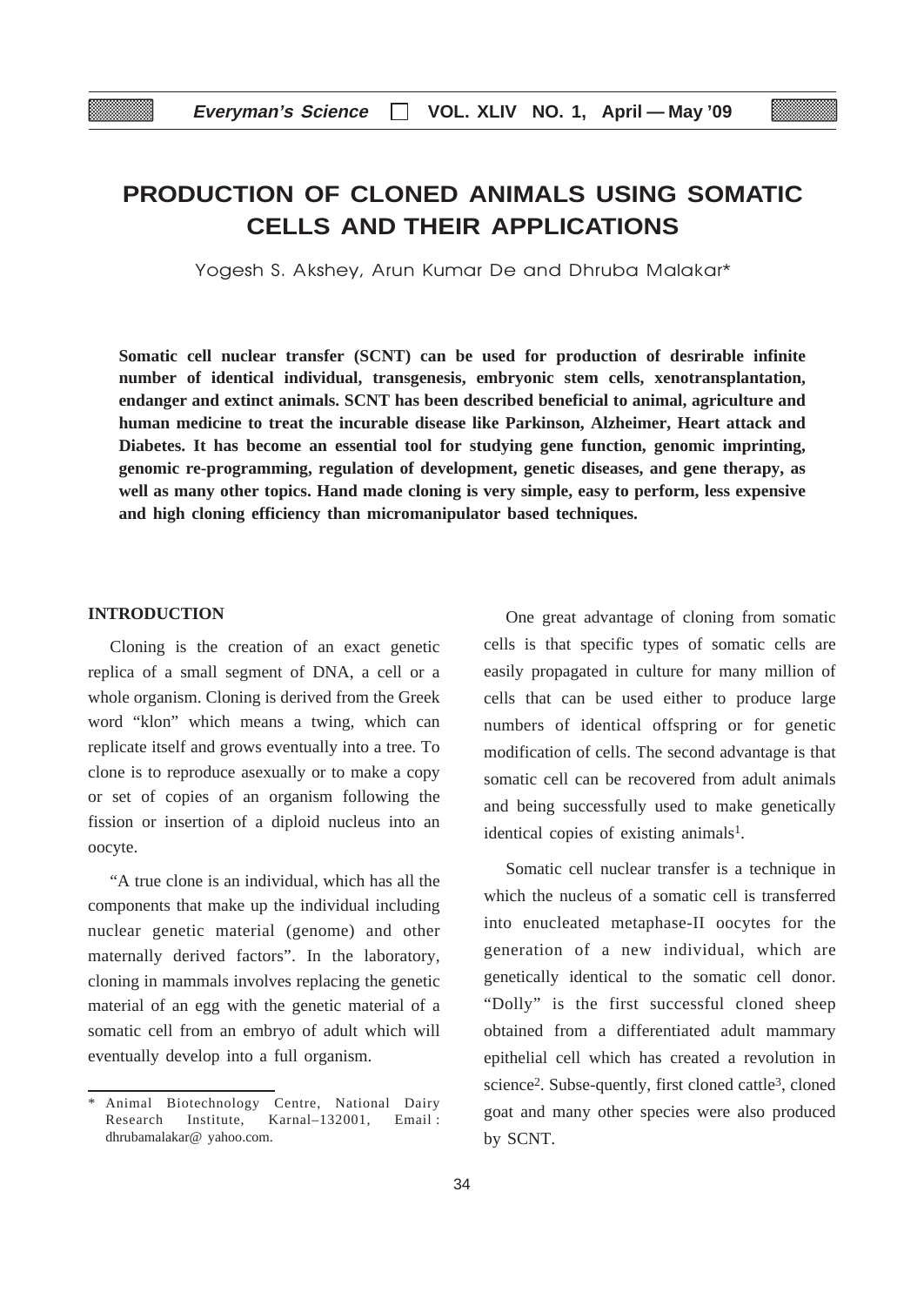# PRODUCTION OF CLONED ANIMALS USING SOMATIC CELLS AND THEIR APPLICATIONS

Yogesh S. Akshey, Arun Kumar De and Dhruba Malakar*

**Somatic cell nuclear transfer (SCNT) can be used for production of desrirable infinite number of identical individual, transgenesis, embryonic stem cells, xenotransplantation, endanger and extinct animals. SCNT has been described beneficial to animal, agriculture and human medicine to treat the incurable disease like Parkinson, Alzheimer, Heart attack and Diabetes. It has become an essential tool for studying gene function, genomic imprinting, genomic re-programming, regulation of development, genetic diseases, and gene therapy, as well as many other topics. Hand made cloning is very simple, easy to perform, less expensive and high cloning efficiency than micromanipulator based techniques.**

## INTRODUCTION

Cloning is the creation of an exact genetic replica of a small segment of DNA, a cell or a whole organism. Cloning is derived from the Greek word "klon" which means a twing, which can replicate itself and grows eventually into a tree. To clone is to reproduce asexually or to make a copy or set of copies of an organism following the fission or insertion of a diploid nucleus into an oocyte.

"A true clone is an individual, which has all the components that make up the individual including nuclear genetic material (genome) and other maternally derived factors". In the laboratory, cloning in mammals involves replacing the genetic material of an egg with the genetic material of a somatic cell from an embryo of adult which will eventually develop into a full organism.

One great advantage of cloning from somatic cells is that specific types of somatic cells are easily propagated in culture for many million of cells that can be used either to produce large numbers of identical offspring or for genetic modification of cells. The second advantage is that somatic cell can be recovered from adult animals and being successfully used to make genetically identical copies of existing animals[1].

Somatic cell nuclear transfer is a technique in which the nucleus of a somatic cell is transferred into enucleated metaphase-II oocytes for the generation of a new individual, which are genetically identical to the somatic cell donor. "Dolly" is the first successful cloned sheep obtained from a differentiated adult mammary epithelial cell which has created a revolution in science[2]. Subse-quently, first cloned cattle[3], cloned goat and many other species were also produced by SCNT.

---

\* Animal Biotechnology Centre, National Dairy Research Institute, Karnal–132001, Email : dhrubamalakar@ yahoo.com.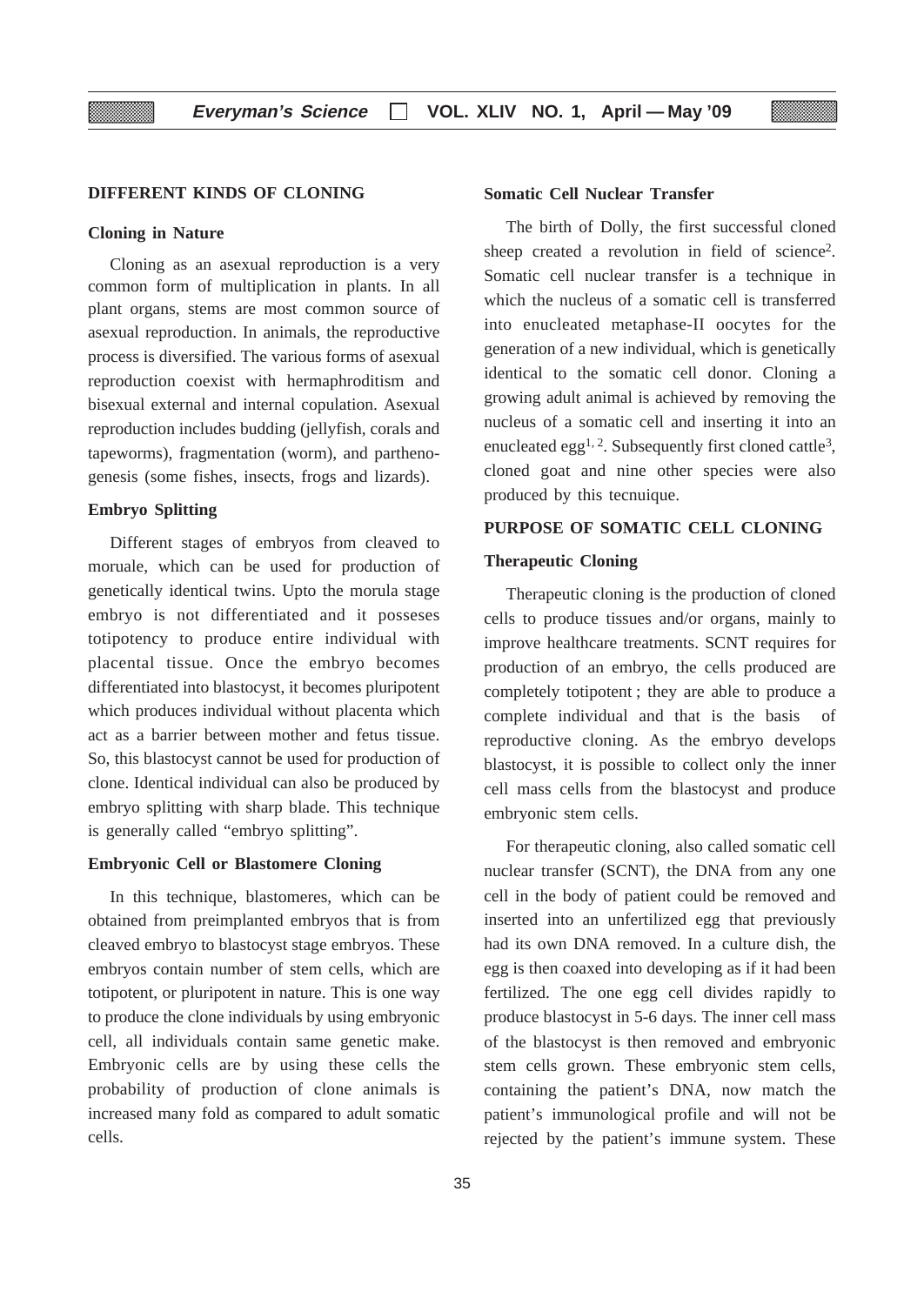## DIFFERENT KINDS OF CLONING

### Cloning in Nature

Cloning as an asexual reproduction is a very common form of multiplication in plants. In all plant organs, stems are most common source of asexual reproduction. In animals, the reproductive process is diversified. The various forms of asexual reproduction coexist with hermaphroditism and bisexual external and internal copulation. Asexual reproduction includes budding (jellyfish, corals and tapeworms), fragmentation (worm), and parthenogenesis (some fishes, insects, frogs and lizards).

### Embryo Splitting

Different stages of embryos from cleaved to moruale, which can be used for production of genetically identical twins. Upto the morula stage embryo is not differentiated and it posseses totipotency to produce entire individual with placental tissue. Once the embryo becomes differentiated into blastocyst, it becomes pluripotent which produces individual without placenta which act as a barrier between mother and fetus tissue. So, this blastocyst cannot be used for production of clone. Identical individual can also be produced by embryo splitting with sharp blade. This technique is generally called "embryo splitting".

### Embryonic Cell or Blastomere Cloning

In this technique, blastomeres, which can be obtained from preimplanted embryos that is from cleaved embryo to blastocyst stage embryos. These embryos contain number of stem cells, which are totipotent, or pluripotent in nature. This is one way to produce the clone individuals by using embryonic cell, all individuals contain same genetic make. Embryonic cells are by using these cells the probability of production of clone animals is increased many fold as compared to adult somatic cells.

### Somatic Cell Nuclear Transfer

The birth of Dolly, the first successful cloned sheep created a revolution in field of science[2]. Somatic cell nuclear transfer is a technique in which the nucleus of a somatic cell is transferred into enucleated metaphase-II oocytes for the generation of a new individual, which is genetically identical to the somatic cell donor. Cloning a growing adult animal is achieved by removing the nucleus of a somatic cell and inserting it into an enucleated egg[1, 2]. Subsequently first cloned cattle[3], cloned goat and nine other species were also produced by this tecnuique.

## PURPOSE OF SOMATIC CELL CLONING

### Therapeutic Cloning

Therapeutic cloning is the production of cloned cells to produce tissues and/or organs, mainly to improve healthcare treatments. SCNT requires for production of an embryo, the cells produced are completely totipotent ; they are able to produce a complete individual and that is the basis of reproductive cloning. As the embryo develops blastocyst, it is possible to collect only the inner cell mass cells from the blastocyst and produce embryonic stem cells.

For therapeutic cloning, also called somatic cell nuclear transfer (SCNT), the DNA from any one cell in the body of patient could be removed and inserted into an unfertilized egg that previously had its own DNA removed. In a culture dish, the egg is then coaxed into developing as if it had been fertilized. The one egg cell divides rapidly to produce blastocyst in 5-6 days. The inner cell mass of the blastocyst is then removed and embryonic stem cells grown. These embryonic stem cells, containing the patient's DNA, now match the patient's immunological profile and will not be rejected by the patient's immune system. These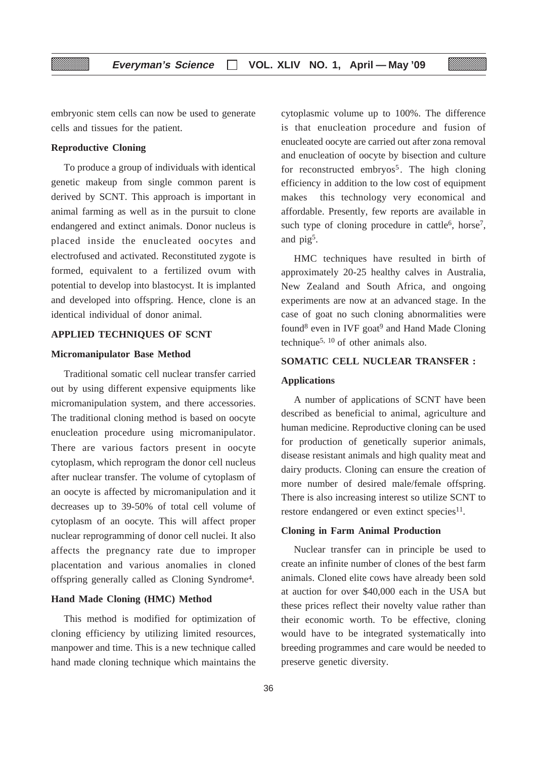embryonic stem cells can now be used to generate cells and tissues for the patient.

**Reproductive Cloning**

To produce a group of individuals with identical genetic makeup from single common parent is derived by SCNT. This approach is important in animal farming as well as in the pursuit to clone endangered and extinct animals. Donor nucleus is placed inside the enucleated oocytes and electrofused and activated. Reconstituted zygote is formed, equivalent to a fertilized ovum with potential to develop into blastocyst. It is implanted and developed into offspring. Hence, clone is an identical individual of donor animal.

## APPLIED TECHNIQUES OF SCNT

**Micromanipulator Base Method**

Traditional somatic cell nuclear transfer carried out by using different expensive equipments like micromanipulation system, and there accessories. The traditional cloning method is based on oocyte enucleation procedure using micromanipulator. There are various factors present in oocyte cytoplasm, which reprogram the donor cell nucleus after nuclear transfer. The volume of cytoplasm of an oocyte is affected by micromanipulation and it decreases up to 39-50% of total cell volume of cytoplasm of an oocyte. This will affect proper nuclear reprogramming of donor cell nuclei. It also affects the pregnancy rate due to improper placentation and various anomalies in cloned offspring generally called as Cloning Syndrome[4].

**Hand Made Cloning (HMC) Method**

This method is modified for optimization of cloning efficiency by utilizing limited resources, manpower and time. This is a new technique called hand made cloning technique which maintains the cytoplasmic volume up to 100%. The difference is that enucleation procedure and fusion of enucleated oocyte are carried out after zona removal and enucleation of oocyte by bisection and culture for reconstructed embryos[5]. The high cloning efficiency in addition to the low cost of equipment makes this technology very economical and affordable. Presently, few reports are available in such type of cloning procedure in cattle[6], horse[7], and pig[5].

HMC techniques have resulted in birth of approximately 20-25 healthy calves in Australia, New Zealand and South Africa, and ongoing experiments are now at an advanced stage. In the case of goat no such cloning abnormalities were found[8] even in IVF goat[9] and Hand Made Cloning technique[5, 10] of other animals also.

## SOMATIC CELL NUCLEAR TRANSFER :

**Applications**

A number of applications of SCNT have been described as beneficial to animal, agriculture and human medicine. Reproductive cloning can be used for production of genetically superior animals, disease resistant animals and high quality meat and dairy products. Cloning can ensure the creation of more number of desired male/female offspring. There is also increasing interest so utilize SCNT to restore endangered or even extinct species[11].

**Cloning in Farm Animal Production**

Nuclear transfer can in principle be used to create an infinite number of clones of the best farm animals. Cloned elite cows have already been sold at auction for over $40,000 each in the USA but these prices reflect their novelty value rather than their economic worth. To be effective, cloning would have to be integrated systematically into breeding programmes and care would be needed to preserve genetic diversity.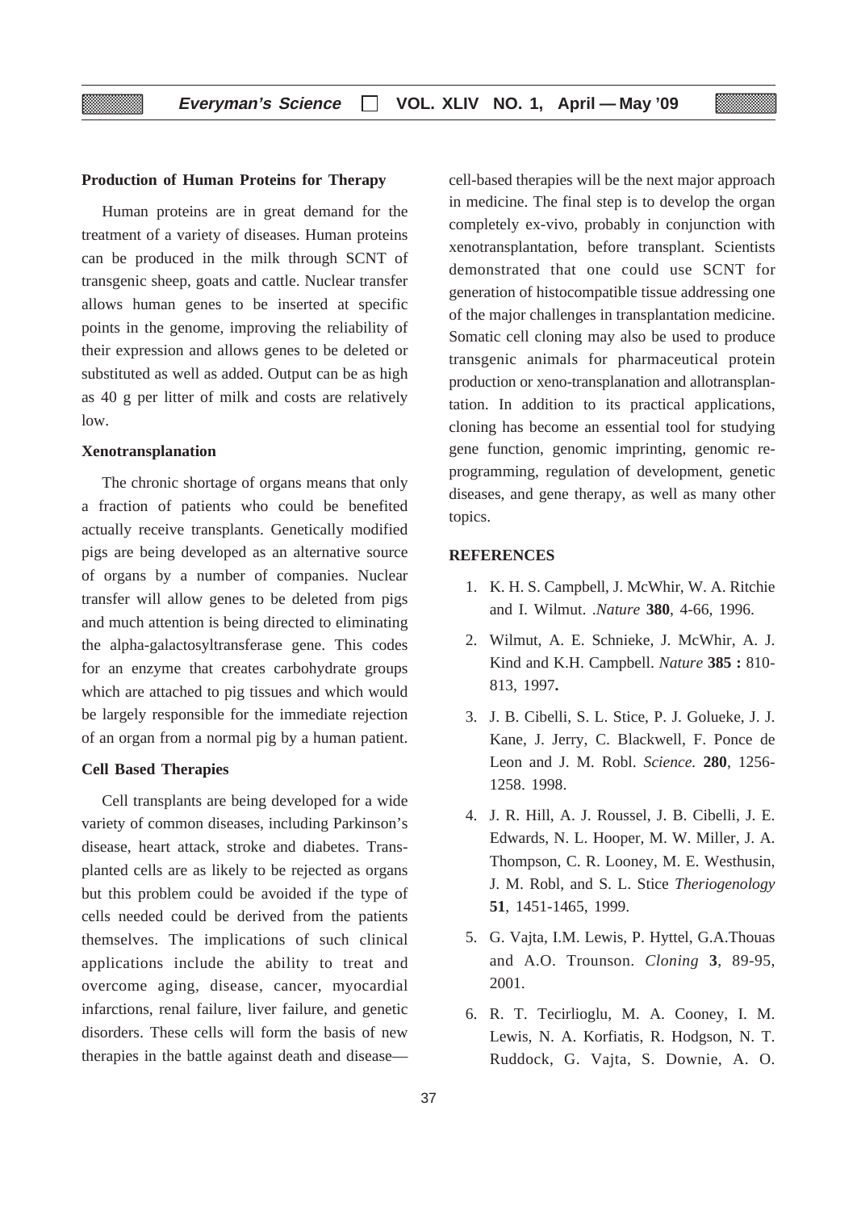### Production of Human Proteins for Therapy

Human proteins are in great demand for the treatment of a variety of diseases. Human proteins can be produced in the milk through SCNT of transgenic sheep, goats and cattle. Nuclear transfer allows human genes to be inserted at specific points in the genome, improving the reliability of their expression and allows genes to be deleted or substituted as well as added. Output can be as high as 40 g per litter of milk and costs are relatively low.

### Xenotransplanation

The chronic shortage of organs means that only a fraction of patients who could be benefited actually receive transplants. Genetically modified pigs are being developed as an alternative source of organs by a number of companies. Nuclear transfer will allow genes to be deleted from pigs and much attention is being directed to eliminating the alpha-galactosyltransferase gene. This codes for an enzyme that creates carbohydrate groups which are attached to pig tissues and which would be largely responsible for the immediate rejection of an organ from a normal pig by a human patient.

### Cell Based Therapies

Cell transplants are being developed for a wide variety of common diseases, including Parkinson's disease, heart attack, stroke and diabetes. Transplanted cells are as likely to be rejected as organs but this problem could be avoided if the type of cells needed could be derived from the patients themselves. The implications of such clinical applications include the ability to treat and overcome aging, disease, cancer, myocardial infarctions, renal failure, liver failure, and genetic disorders. These cells will form the basis of new therapies in the battle against death and disease—cell-based therapies will be the next major approach in medicine. The final step is to develop the organ completely ex-vivo, probably in conjunction with xenotransplantation, before transplant. Scientists demonstrated that one could use SCNT for generation of histocompatible tissue addressing one of the major challenges in transplantation medicine. Somatic cell cloning may also be used to produce transgenic animals for pharmaceutical protein production or xeno-transplanation and allotransplantation. In addition to its practical applications, cloning has become an essential tool for studying gene function, genomic imprinting, genomic re-programming, regulation of development, genetic diseases, and gene therapy, as well as many other topics.

### REFERENCES

1. K. H. S. Campbell, J. McWhir, W. A. Ritchie and I. Wilmut. .*Nature* **380**, 4-66, 1996.
2. Wilmut, A. E. Schnieke, J. McWhir, A. J. Kind and K.H. Campbell. *Nature* **385 :** 810-813, 1997**.**
3. J. B. Cibelli, S. L. Stice, P. J. Golueke, J. J. Kane, J. Jerry, C. Blackwell, F. Ponce de Leon and J. M. Robl. *Science.* **280**, 1256-1258. 1998.
4. J. R. Hill, A. J. Roussel, J. B. Cibelli, J. E. Edwards, N. L. Hooper, M. W. Miller, J. A. Thompson, C. R. Looney, M. E. Westhusin, J. M. Robl, and S. L. Stice *Theriogenology* **51**, 1451-1465, 1999.
5. G. Vajta, I.M. Lewis, P. Hyttel, G.A.Thouas and A.O. Trounson. *Cloning* **3**, 89-95, 2001.
6. R. T. Tecirlioglu, M. A. Cooney, I. M. Lewis, N. A. Korfiatis, R. Hodgson, N. T. Ruddock, G. Vajta, S. Downie, A. O.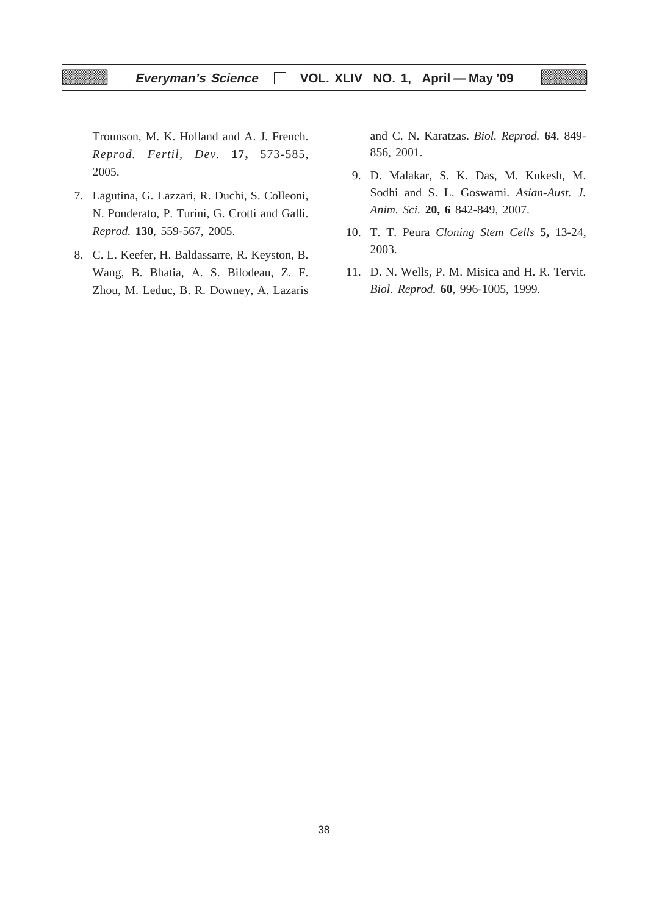Trounson, M. K. Holland and A. J. French. *Reprod. Fertil, Dev.* **17,** 573-585, 2005.

7. Lagutina, G. Lazzari, R. Duchi, S. Colleoni, N. Ponderato, P. Turini, G. Crotti and Galli. *Reprod.* **130**, 559-567, 2005.

8. C. L. Keefer, H. Baldassarre, R. Keyston, B. Wang, B. Bhatia, A. S. Bilodeau, Z. F. Zhou, M. Leduc, B. R. Downey, A. Lazaris and C. N. Karatzas. *Biol. Reprod.* **64**. 849-856, 2001.

9. D. Malakar, S. K. Das, M. Kukesh, M. Sodhi and S. L. Goswami. *Asian-Aust. J. Anim. Sci.* **20, 6** 842-849, 2007.

10. T. T. Peura *Cloning Stem Cells* **5,** 13-24, 2003.

11. D. N. Wells, P. M. Misica and H. R. Tervit. *Biol. Reprod.* **60**, 996-1005, 1999.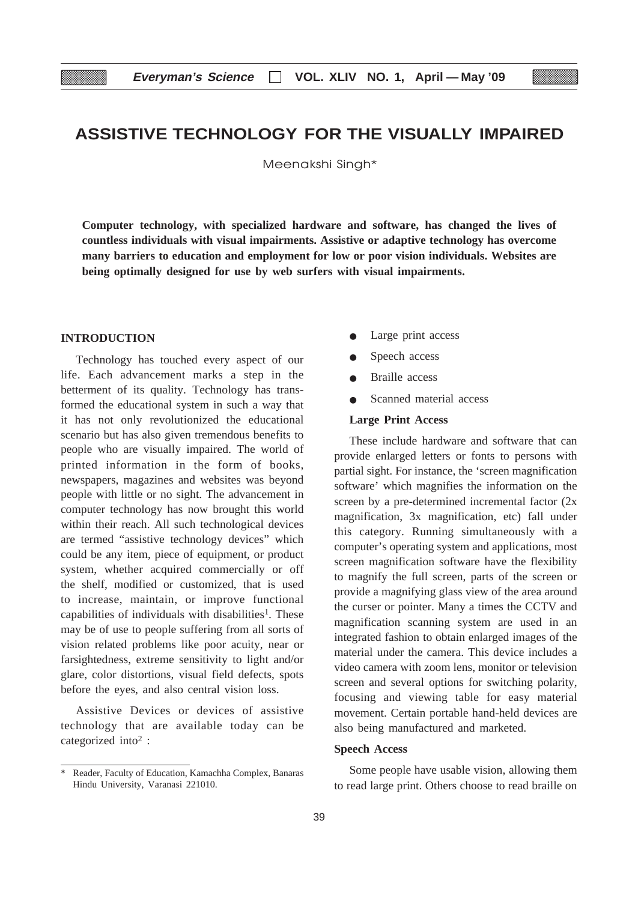# ASSISTIVE TECHNOLOGY FOR THE VISUALLY IMPAIRED

Meenakshi Singh*

**Computer technology, with specialized hardware and software, has changed the lives of countless individuals with visual impairments. Assistive or adaptive technology has overcome many barriers to education and employment for low or poor vision individuals. Websites are being optimally designed for use by web surfers with visual impairments.**

## INTRODUCTION

Technology has touched every aspect of our life. Each advancement marks a step in the betterment of its quality. Technology has transformed the educational system in such a way that it has not only revolutionized the educational scenario but has also given tremendous benefits to people who are visually impaired. The world of printed information in the form of books, newspapers, magazines and websites was beyond people with little or no sight. The advancement in computer technology has now brought this world within their reach. All such technological devices are termed "assistive technology devices" which could be any item, piece of equipment, or product system, whether acquired commercially or off the shelf, modified or customized, that is used to increase, maintain, or improve functional capabilities of individuals with disabilities[1]. These may be of use to people suffering from all sorts of vision related problems like poor acuity, near or farsightedness, extreme sensitivity to light and/or glare, color distortions, visual field defects, spots before the eyes, and also central vision loss.

Assistive Devices or devices of assistive technology that are available today can be categorized into[2] :

- Large print access
- Speech access
- Braille access
- Scanned material access

### Large Print Access

These include hardware and software that can provide enlarged letters or fonts to persons with partial sight. For instance, the 'screen magnification software' which magnifies the information on the screen by a pre-determined incremental factor (2x magnification, 3x magnification, etc) fall under this category. Running simultaneously with a computer's operating system and applications, most screen magnification software have the flexibility to magnify the full screen, parts of the screen or provide a magnifying glass view of the area around the curser or pointer. Many a times the CCTV and magnification scanning system are used in an integrated fashion to obtain enlarged images of the material under the camera. This device includes a video camera with zoom lens, monitor or television screen and several options for switching polarity, focusing and viewing table for easy material movement. Certain portable hand-held devices are also being manufactured and marketed.

### Speech Access

Some people have usable vision, allowing them to read large print. Others choose to read braille on

---

\* Reader, Faculty of Education, Kamachha Complex, Banaras Hindu University, Varanasi 221010.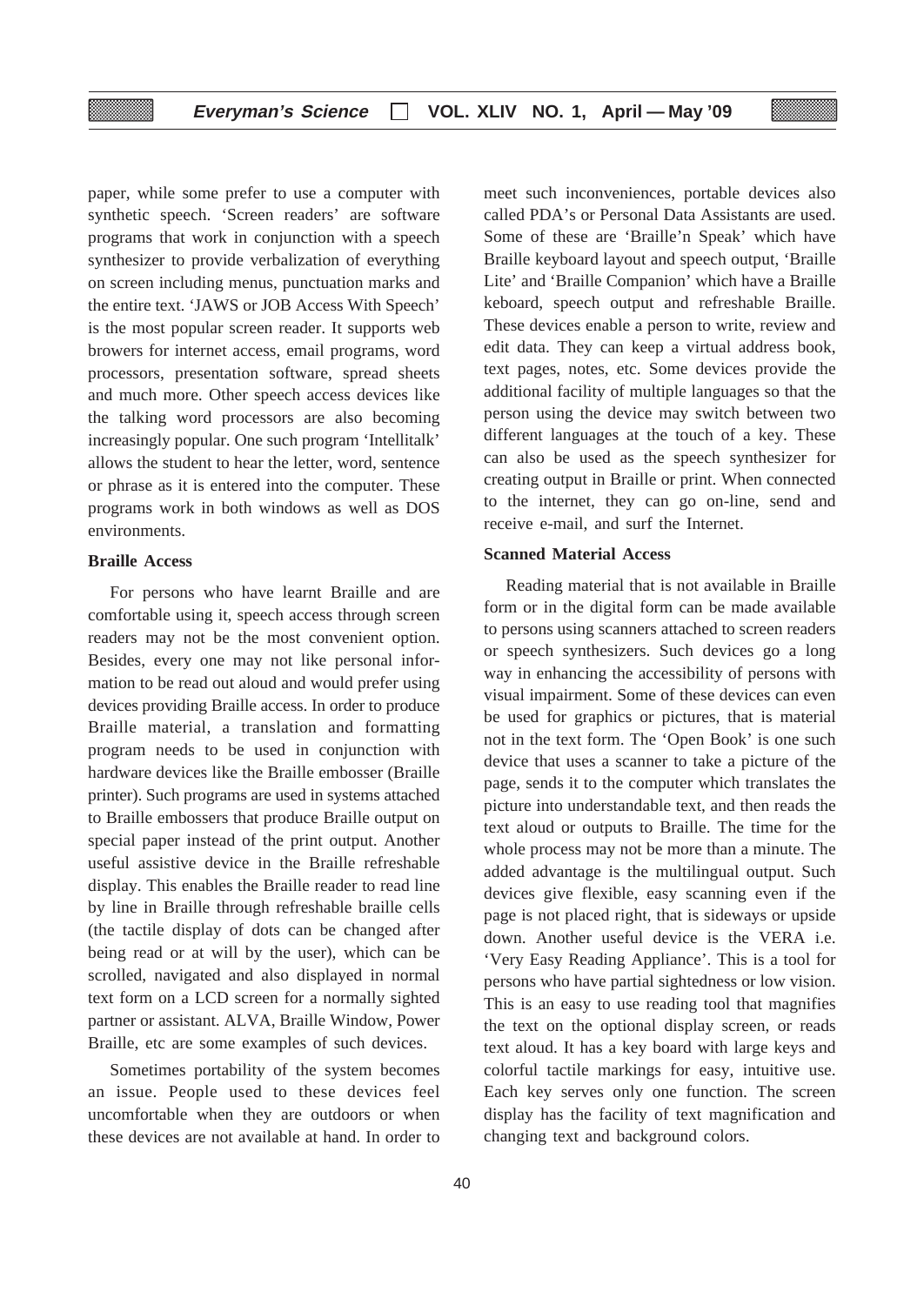paper, while some prefer to use a computer with synthetic speech. 'Screen readers' are software programs that work in conjunction with a speech synthesizer to provide verbalization of everything on screen including menus, punctuation marks and the entire text. 'JAWS or JOB Access With Speech' is the most popular screen reader. It supports web browers for internet access, email programs, word processors, presentation software, spread sheets and much more. Other speech access devices like the talking word processors are also becoming increasingly popular. One such program 'Intellitalk' allows the student to hear the letter, word, sentence or phrase as it is entered into the computer. These programs work in both windows as well as DOS environments.

**Braille Access**

For persons who have learnt Braille and are comfortable using it, speech access through screen readers may not be the most convenient option. Besides, every one may not like personal information to be read out aloud and would prefer using devices providing Braille access. In order to produce Braille material, a translation and formatting program needs to be used in conjunction with hardware devices like the Braille embosser (Braille printer). Such programs are used in systems attached to Braille embossers that produce Braille output on special paper instead of the print output. Another useful assistive device in the Braille refreshable display. This enables the Braille reader to read line by line in Braille through refreshable braille cells (the tactile display of dots can be changed after being read or at will by the user), which can be scrolled, navigated and also displayed in normal text form on a LCD screen for a normally sighted partner or assistant. ALVA, Braille Window, Power Braille, etc are some examples of such devices.

Sometimes portability of the system becomes an issue. People used to these devices feel uncomfortable when they are outdoors or when these devices are not available at hand. In order to meet such inconveniences, portable devices also called PDA's or Personal Data Assistants are used. Some of these are 'Braille'n Speak' which have Braille keyboard layout and speech output, 'Braille Lite' and 'Braille Companion' which have a Braille keboard, speech output and refreshable Braille. These devices enable a person to write, review and edit data. They can keep a virtual address book, text pages, notes, etc. Some devices provide the additional facility of multiple languages so that the person using the device may switch between two different languages at the touch of a key. These can also be used as the speech synthesizer for creating output in Braille or print. When connected to the internet, they can go on-line, send and receive e-mail, and surf the Internet.

**Scanned Material Access**

Reading material that is not available in Braille form or in the digital form can be made available to persons using scanners attached to screen readers or speech synthesizers. Such devices go a long way in enhancing the accessibility of persons with visual impairment. Some of these devices can even be used for graphics or pictures, that is material not in the text form. The 'Open Book' is one such device that uses a scanner to take a picture of the page, sends it to the computer which translates the picture into understandable text, and then reads the text aloud or outputs to Braille. The time for the whole process may not be more than a minute. The added advantage is the multilingual output. Such devices give flexible, easy scanning even if the page is not placed right, that is sideways or upside down. Another useful device is the VERA i.e. 'Very Easy Reading Appliance'. This is a tool for persons who have partial sightedness or low vision. This is an easy to use reading tool that magnifies the text on the optional display screen, or reads text aloud. It has a key board with large keys and colorful tactile markings for easy, intuitive use. Each key serves only one function. The screen display has the facility of text magnification and changing text and background colors.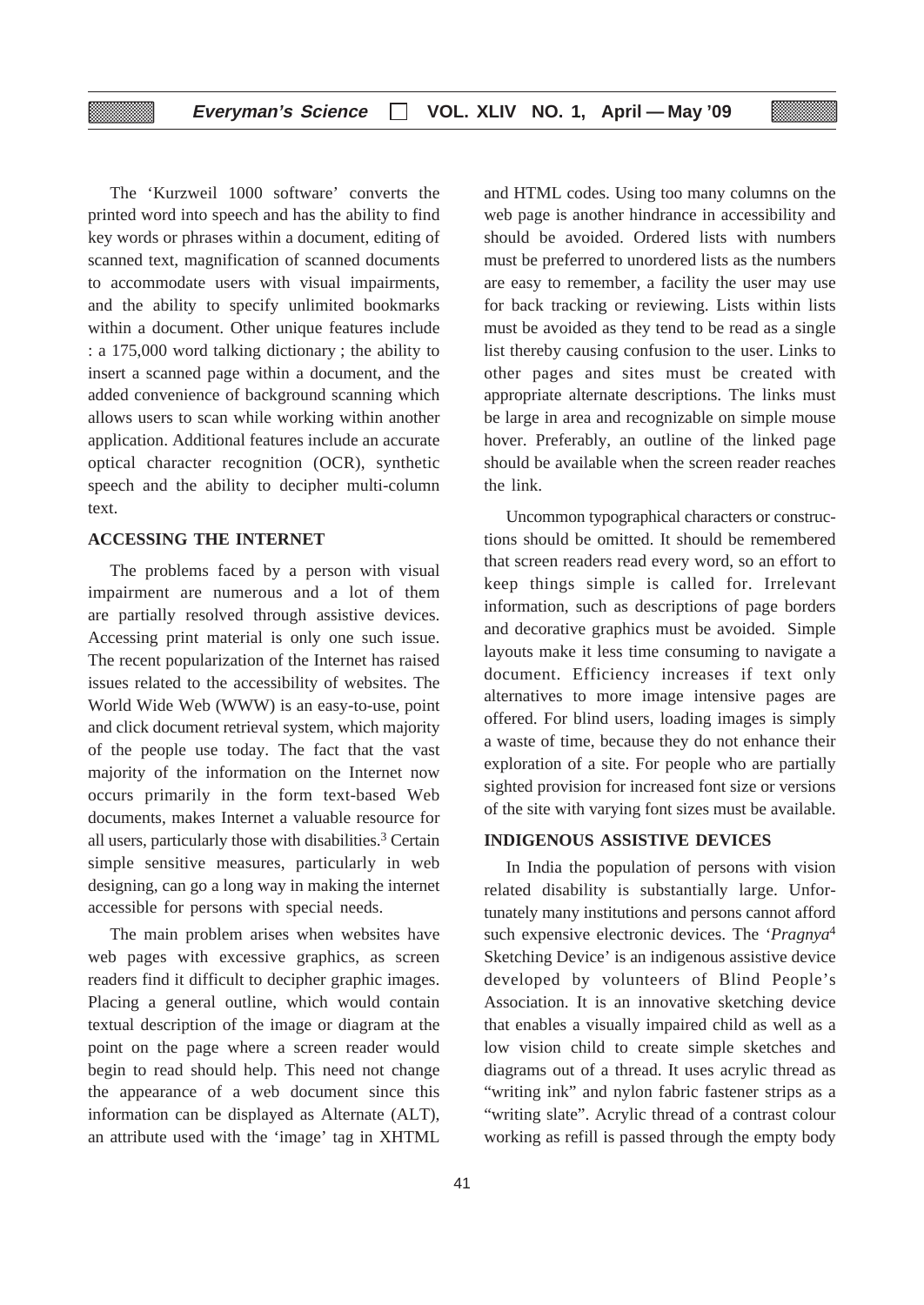The 'Kurzweil 1000 software' converts the printed word into speech and has the ability to find key words or phrases within a document, editing of scanned text, magnification of scanned documents to accommodate users with visual impairments, and the ability to specify unlimited bookmarks within a document. Other unique features include : a 175,000 word talking dictionary ; the ability to insert a scanned page within a document, and the added convenience of background scanning which allows users to scan while working within another application. Additional features include an accurate optical character recognition (OCR), synthetic speech and the ability to decipher multi-column text.

## ACCESSING THE INTERNET

The problems faced by a person with visual impairment are numerous and a lot of them are partially resolved through assistive devices. Accessing print material is only one such issue. The recent popularization of the Internet has raised issues related to the accessibility of websites. The World Wide Web (WWW) is an easy-to-use, point and click document retrieval system, which majority of the people use today. The fact that the vast majority of the information on the Internet now occurs primarily in the form text-based Web documents, makes Internet a valuable resource for all users, particularly those with disabilities.[3] Certain simple sensitive measures, particularly in web designing, can go a long way in making the internet accessible for persons with special needs.

The main problem arises when websites have web pages with excessive graphics, as screen readers find it difficult to decipher graphic images. Placing a general outline, which would contain textual description of the image or diagram at the point on the page where a screen reader would begin to read should help. This need not change the appearance of a web document since this information can be displayed as Alternate (ALT), an attribute used with the 'image' tag in XHTML and HTML codes. Using too many columns on the web page is another hindrance in accessibility and should be avoided. Ordered lists with numbers must be preferred to unordered lists as the numbers are easy to remember, a facility the user may use for back tracking or reviewing. Lists within lists must be avoided as they tend to be read as a single list thereby causing confusion to the user. Links to other pages and sites must be created with appropriate alternate descriptions. The links must be large in area and recognizable on simple mouse hover. Preferably, an outline of the linked page should be available when the screen reader reaches the link.

Uncommon typographical characters or constructions should be omitted. It should be remembered that screen readers read every word, so an effort to keep things simple is called for. Irrelevant information, such as descriptions of page borders and decorative graphics must be avoided. Simple layouts make it less time consuming to navigate a document. Efficiency increases if text only alternatives to more image intensive pages are offered. For blind users, loading images is simply a waste of time, because they do not enhance their exploration of a site. For people who are partially sighted provision for increased font size or versions of the site with varying font sizes must be available.

## INDIGENOUS ASSISTIVE DEVICES

In India the population of persons with vision related disability is substantially large. Unfortunately many institutions and persons cannot afford such expensive electronic devices. The '*Pragnya*[4] Sketching Device' is an indigenous assistive device developed by volunteers of Blind People's Association. It is an innovative sketching device that enables a visually impaired child as well as a low vision child to create simple sketches and diagrams out of a thread. It uses acrylic thread as "writing ink" and nylon fabric fastener strips as a "writing slate". Acrylic thread of a contrast colour working as refill is passed through the empty body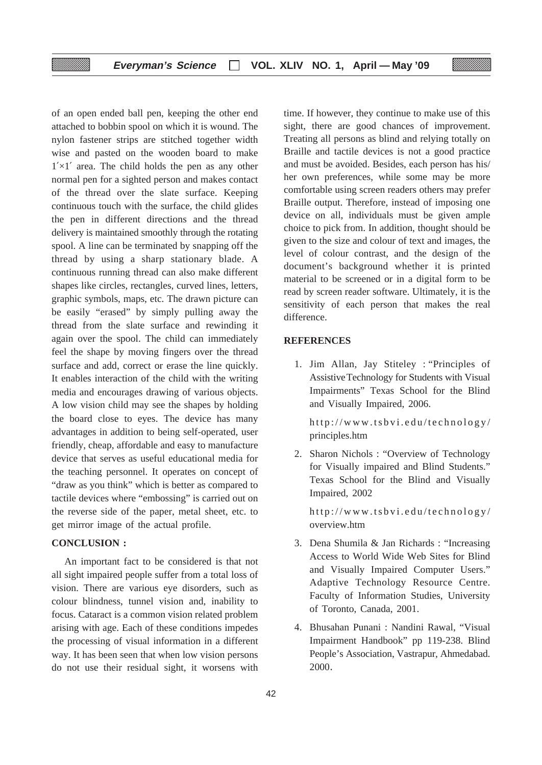of an open ended ball pen, keeping the other end attached to bobbin spool on which it is wound. The nylon fastener strips are stitched together width wise and pasted on the wooden board to make 1´×1´ area. The child holds the pen as any other normal pen for a sighted person and makes contact of the thread over the slate surface. Keeping continuous touch with the surface, the child glides the pen in different directions and the thread delivery is maintained smoothly through the rotating spool. A line can be terminated by snapping off the thread by using a sharp stationary blade. A continuous running thread can also make different shapes like circles, rectangles, curved lines, letters, graphic symbols, maps, etc. The drawn picture can be easily "erased" by simply pulling away the thread from the slate surface and rewinding it again over the spool. The child can immediately feel the shape by moving fingers over the thread surface and add, correct or erase the line quickly. It enables interaction of the child with the writing media and encourages drawing of various objects. A low vision child may see the shapes by holding the board close to eyes. The device has many advantages in addition to being self-operated, user friendly, cheap, affordable and easy to manufacture device that serves as useful educational media for the teaching personnel. It operates on concept of "draw as you think" which is better as compared to tactile devices where "embossing" is carried out on the reverse side of the paper, metal sheet, etc. to get mirror image of the actual profile.

## CONCLUSION :

An important fact to be considered is that not all sight impaired people suffer from a total loss of vision. There are various eye disorders, such as colour blindness, tunnel vision and, inability to focus. Cataract is a common vision related problem arising with age. Each of these conditions impedes the processing of visual information in a different way. It has been seen that when low vision persons do not use their residual sight, it worsens with time. If however, they continue to make use of this sight, there are good chances of improvement. Treating all persons as blind and relying totally on Braille and tactile devices is not a good practice and must be avoided. Besides, each person has his/her own preferences, while some may be more comfortable using screen readers others may prefer Braille output. Therefore, instead of imposing one device on all, individuals must be given ample choice to pick from. In addition, thought should be given to the size and colour of text and images, the level of colour contrast, and the design of the document's background whether it is printed material to be screened or in a digital form to be read by screen reader software. Ultimately, it is the sensitivity of each person that makes the real difference.

## REFERENCES

1. Jim Allan, Jay Stiteley : "Principles of Assistive Technology for Students with Visual Impairments" Texas School for the Blind and Visually Impaired, 2006.

   http://www.tsbvi.edu/technology/principles.htm

2. Sharon Nichols : "Overview of Technology for Visually impaired and Blind Students." Texas School for the Blind and Visually Impaired, 2002

   http://www.tsbvi.edu/technology/overview.htm

3. Dena Shumila & Jan Richards : "Increasing Access to World Wide Web Sites for Blind and Visually Impaired Computer Users." Adaptive Technology Resource Centre. Faculty of Information Studies, University of Toronto, Canada, 2001.

4. Bhusahan Punani : Nandini Rawal, "Visual Impairment Handbook" pp 119-238. Blind People's Association, Vastrapur, Ahmedabad. 2000.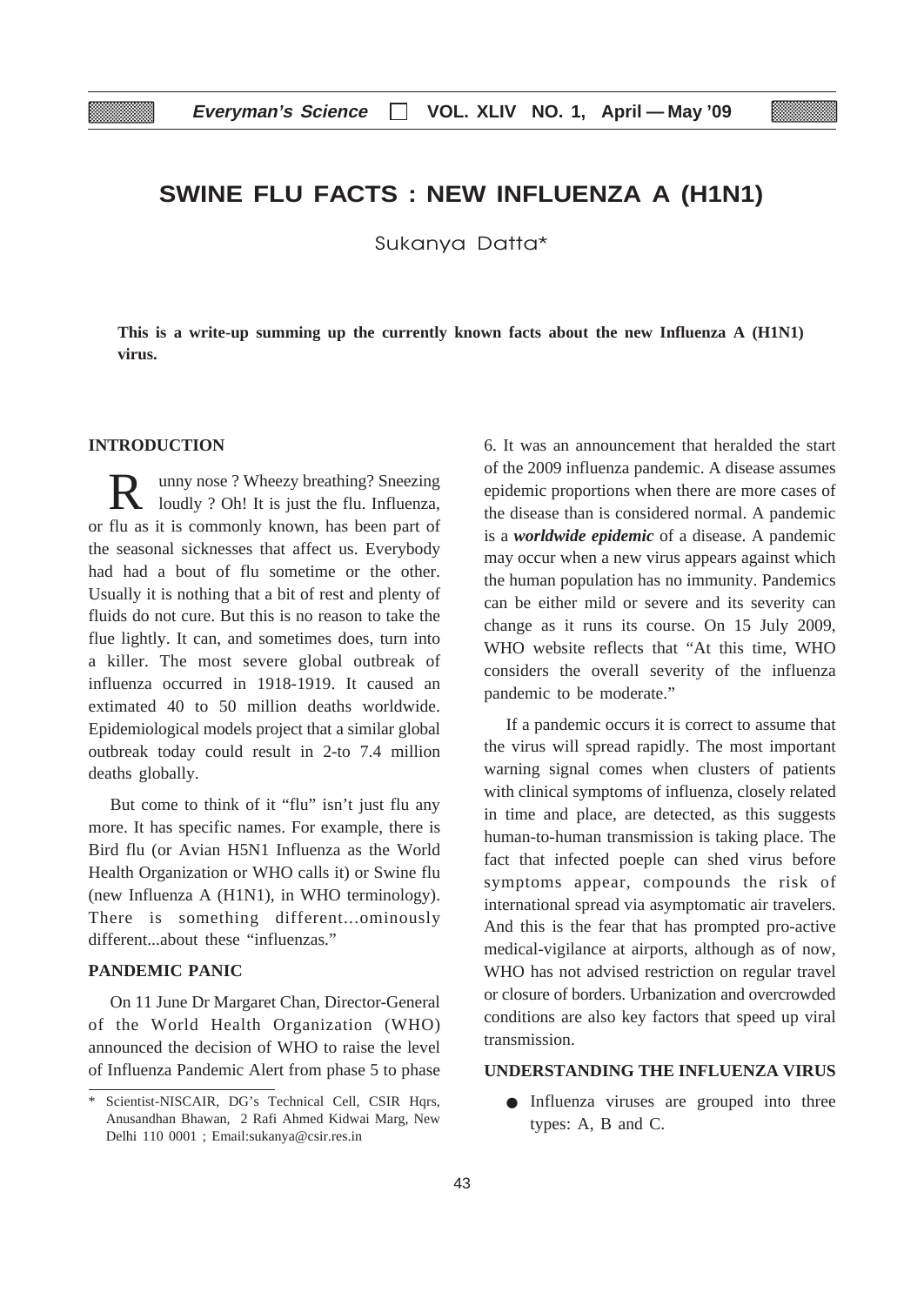# SWINE FLU FACTS : NEW INFLUENZA A (H1N1)

Sukanya Datta*

**This is a write-up summing up the currently known facts about the new Influenza A (H1N1) virus.**

## INTRODUCTION

Runny nose ? Wheezy breathing? Sneezing loudly ? Oh! It is just the flu. Influenza, or flu as it is commonly known, has been part of the seasonal sicknesses that affect us. Everybody had had a bout of flu sometime or the other. Usually it is nothing that a bit of rest and plenty of fluids do not cure. But this is no reason to take the flue lightly. It can, and sometimes does, turn into a killer. The most severe global outbreak of influenza occurred in 1918-1919. It caused an extimated 40 to 50 million deaths worldwide. Epidemiological models project that a similar global outbreak today could result in 2-to 7.4 million deaths globally.

But come to think of it "flu" isn't just flu any more. It has specific names. For example, there is Bird flu (or Avian H5N1 Influenza as the World Health Organization or WHO calls it) or Swine flu (new Influenza A (H1N1), in WHO terminology). There is something different...ominously different...about these "influenzas."

## PANDEMIC PANIC

On 11 June Dr Margaret Chan, Director-General of the World Health Organization (WHO) announced the decision of WHO to raise the level of Influenza Pandemic Alert from phase 5 to phase 6. It was an announcement that heralded the start of the 2009 influenza pandemic. A disease assumes epidemic proportions when there are more cases of the disease than is considered normal. A pandemic is a ***worldwide epidemic*** of a disease. A pandemic may occur when a new virus appears against which the human population has no immunity. Pandemics can be either mild or severe and its severity can change as it runs its course. On 15 July 2009, WHO website reflects that "At this time, WHO considers the overall severity of the influenza pandemic to be moderate."

If a pandemic occurs it is correct to assume that the virus will spread rapidly. The most important warning signal comes when clusters of patients with clinical symptoms of influenza, closely related in time and place, are detected, as this suggests human-to-human transmission is taking place. The fact that infected poeple can shed virus before symptoms appear, compounds the risk of international spread via asymptomatic air travelers. And this is the fear that has prompted pro-active medical-vigilance at airports, although as of now, WHO has not advised restriction on regular travel or closure of borders. Urbanization and overcrowded conditions are also key factors that speed up viral transmission.

## UNDERSTANDING THE INFLUENZA VIRUS

- Influenza viruses are grouped into three types: A, B and C.

---

\* Scientist-NISCAIR, DG's Technical Cell, CSIR Hqrs, Anusandhan Bhawan, 2 Rafi Ahmed Kidwai Marg, New Delhi 110 0001 ; Email:sukanya@csir.res.in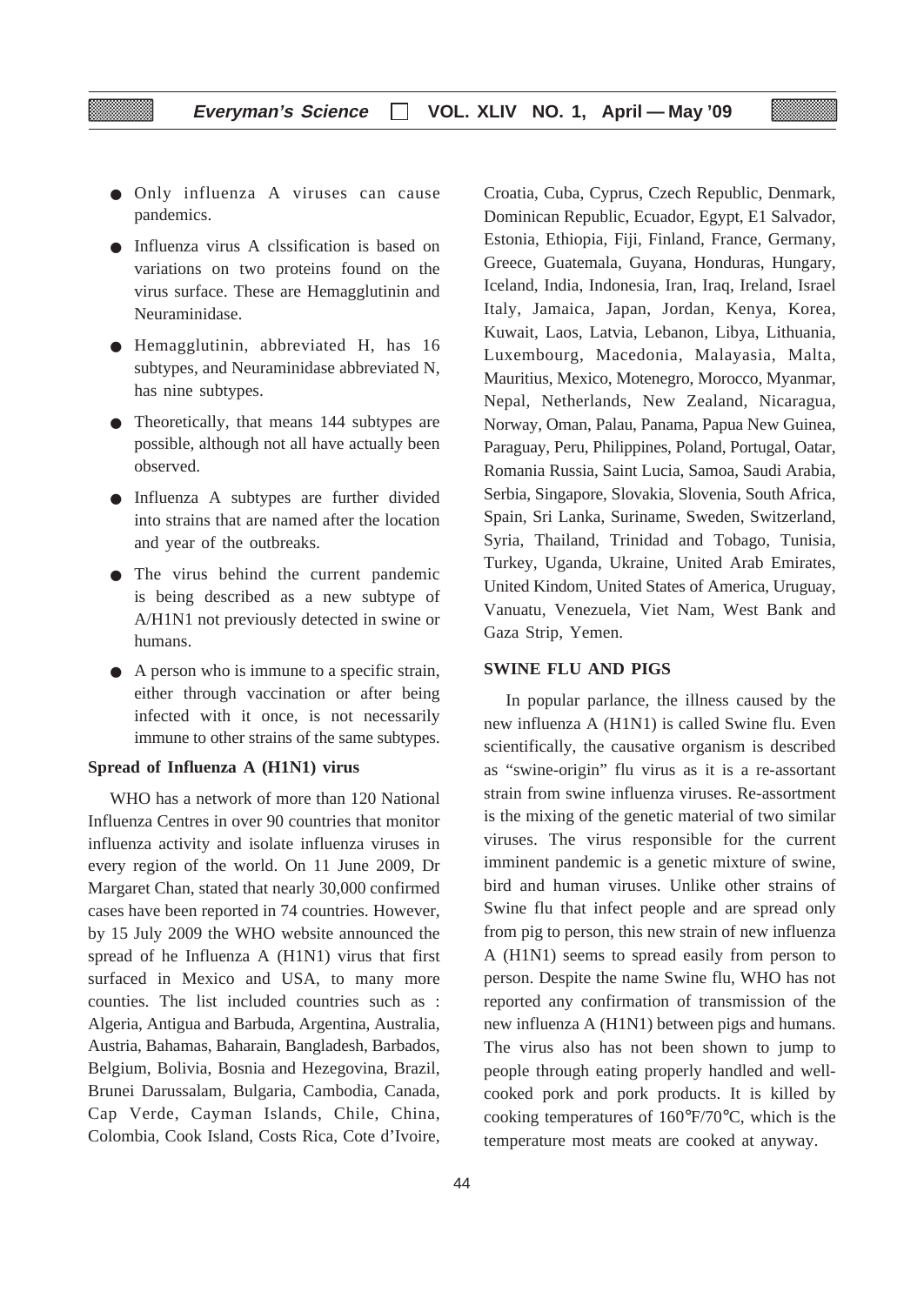- Only influenza A viruses can cause pandemics.
- Influenza virus A clssification is based on variations on two proteins found on the virus surface. These are Hemagglutinin and Neuraminidase.
- Hemagglutinin, abbreviated H, has 16 subtypes, and Neuraminidase abbreviated N, has nine subtypes.
- Theoretically, that means 144 subtypes are possible, although not all have actually been observed.
- Influenza A subtypes are further divided into strains that are named after the location and year of the outbreaks.
- The virus behind the current pandemic is being described as a new subtype of A/H1N1 not previously detected in swine or humans.
- A person who is immune to a specific strain, either through vaccination or after being infected with it once, is not necessarily immune to other strains of the same subtypes.

**Spread of Influenza A (H1N1) virus**

WHO has a network of more than 120 National Influenza Centres in over 90 countries that monitor influenza activity and isolate influenza viruses in every region of the world. On 11 June 2009, Dr Margaret Chan, stated that nearly 30,000 confirmed cases have been reported in 74 countries. However, by 15 July 2009 the WHO website announced the spread of he Influenza A (H1N1) virus that first surfaced in Mexico and USA, to many more counties. The list included countries such as : Algeria, Antigua and Barbuda, Argentina, Australia, Austria, Bahamas, Baharain, Bangladesh, Barbados, Belgium, Bolivia, Bosnia and Hezegovina, Brazil, Brunei Darussalam, Bulgaria, Cambodia, Canada, Cap Verde, Cayman Islands, Chile, China, Colombia, Cook Island, Costs Rica, Cote d'Ivoire, Croatia, Cuba, Cyprus, Czech Republic, Denmark, Dominican Republic, Ecuador, Egypt, E1 Salvador, Estonia, Ethiopia, Fiji, Finland, France, Germany, Greece, Guatemala, Guyana, Honduras, Hungary, Iceland, India, Indonesia, Iran, Iraq, Ireland, Israel Italy, Jamaica, Japan, Jordan, Kenya, Korea, Kuwait, Laos, Latvia, Lebanon, Libya, Lithuania, Luxembourg, Macedonia, Malayasia, Malta, Mauritius, Mexico, Motenegro, Morocco, Myanmar, Nepal, Netherlands, New Zealand, Nicaragua, Norway, Oman, Palau, Panama, Papua New Guinea, Paraguay, Peru, Philippines, Poland, Portugal, Oatar, Romania Russia, Saint Lucia, Samoa, Saudi Arabia, Serbia, Singapore, Slovakia, Slovenia, South Africa, Spain, Sri Lanka, Suriname, Sweden, Switzerland, Syria, Thailand, Trinidad and Tobago, Tunisia, Turkey, Uganda, Ukraine, United Arab Emirates, United Kindom, United States of America, Uruguay, Vanuatu, Venezuela, Viet Nam, West Bank and Gaza Strip, Yemen.

**SWINE FLU AND PIGS**

In popular parlance, the illness caused by the new influenza A (H1N1) is called Swine flu. Even scientifically, the causative organism is described as "swine-origin" flu virus as it is a re-assortant strain from swine influenza viruses. Re-assortment is the mixing of the genetic material of two similar viruses. The virus responsible for the current imminent pandemic is a genetic mixture of swine, bird and human viruses. Unlike other strains of Swine flu that infect people and are spread only from pig to person, this new strain of new influenza A (H1N1) seems to spread easily from person to person. Despite the name Swine flu, WHO has not reported any confirmation of transmission of the new influenza A (H1N1) between pigs and humans. The virus also has not been shown to jump to people through eating properly handled and well-cooked pork and pork products. It is killed by cooking temperatures of 160°F/70°C, which is the temperature most meats are cooked at anyway.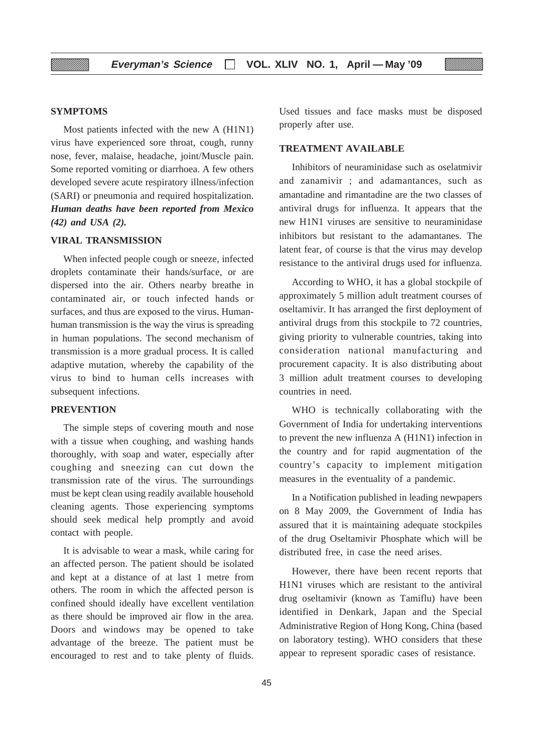## SYMPTOMS

Most patients infected with the new A (H1N1) virus have experienced sore throat, cough, runny nose, fever, malaise, headache, joint/Muscle pain. Some reported vomiting or diarrhoea. A few others developed severe acute respiratory illness/infection (SARI) or pneumonia and required hospitalization. ***Human deaths have been reported from Mexico (42) and USA (2).***

## VIRAL TRANSMISSION

When infected people cough or sneeze, infected droplets contaminate their hands/surface, or are dispersed into the air. Others nearby breathe in contaminated air, or touch infected hands or surfaces, and thus are exposed to the virus. Human-human transmission is the way the virus is spreading in human populations. The second mechanism of transmission is a more gradual process. It is called adaptive mutation, whereby the capability of the virus to bind to human cells increases with subsequent infections.

## PREVENTION

The simple steps of covering mouth and nose with a tissue when coughing, and washing hands thoroughly, with soap and water, especially after coughing and sneezing can cut down the transmission rate of the virus. The surroundings must be kept clean using readily available household cleaning agents. Those experiencing symptoms should seek medical help promptly and avoid contact with people.

It is advisable to wear a mask, while caring for an affected person. The patient should be isolated and kept at a distance of at last 1 metre from others. The room in which the affected person is confined should ideally have excellent ventilation as there should be improved air flow in the area. Doors and windows may be opened to take advantage of the breeze. The patient must be encouraged to rest and to take plenty of fluids. Used tissues and face masks must be disposed properly after use.

## TREATMENT AVAILABLE

Inhibitors of neuraminidase such as oselatmivir and zanamivir ; and adamantances, such as amantadine and rimantadine are the two classes of antiviral drugs for influenza. It appears that the new H1N1 viruses are sensitive to neuraminidase inhibitors but resistant to the adamantanes. The latent fear, of course is that the virus may develop resistance to the antiviral drugs used for influenza.

According to WHO, it has a global stockpile of approximately 5 million adult treatment courses of oseltamivir. It has arranged the first deployment of antiviral drugs from this stockpile to 72 countries, giving priority to vulnerable countries, taking into consideration national manufacturing and procurement capacity. It is also distributing about 3 million adult treatment courses to developing countries in need.

WHO is technically collaborating with the Government of India for undertaking interventions to prevent the new influenza A (H1N1) infection in the country and for rapid augmentation of the country's capacity to implement mitigation measures in the eventuality of a pandemic.

In a Notification published in leading newpapers on 8 May 2009, the Government of India has assured that it is maintaining adequate stockpiles of the drug Oseltamivir Phosphate which will be distributed free, in case the need arises.

However, there have been recent reports that H1N1 viruses which are resistant to the antiviral drug oseltamivir (known as Tamiflu) have been identified in Denkark, Japan and the Special Administrative Region of Hong Kong, China (based on laboratory testing). WHO considers that these appear to represent sporadic cases of resistance.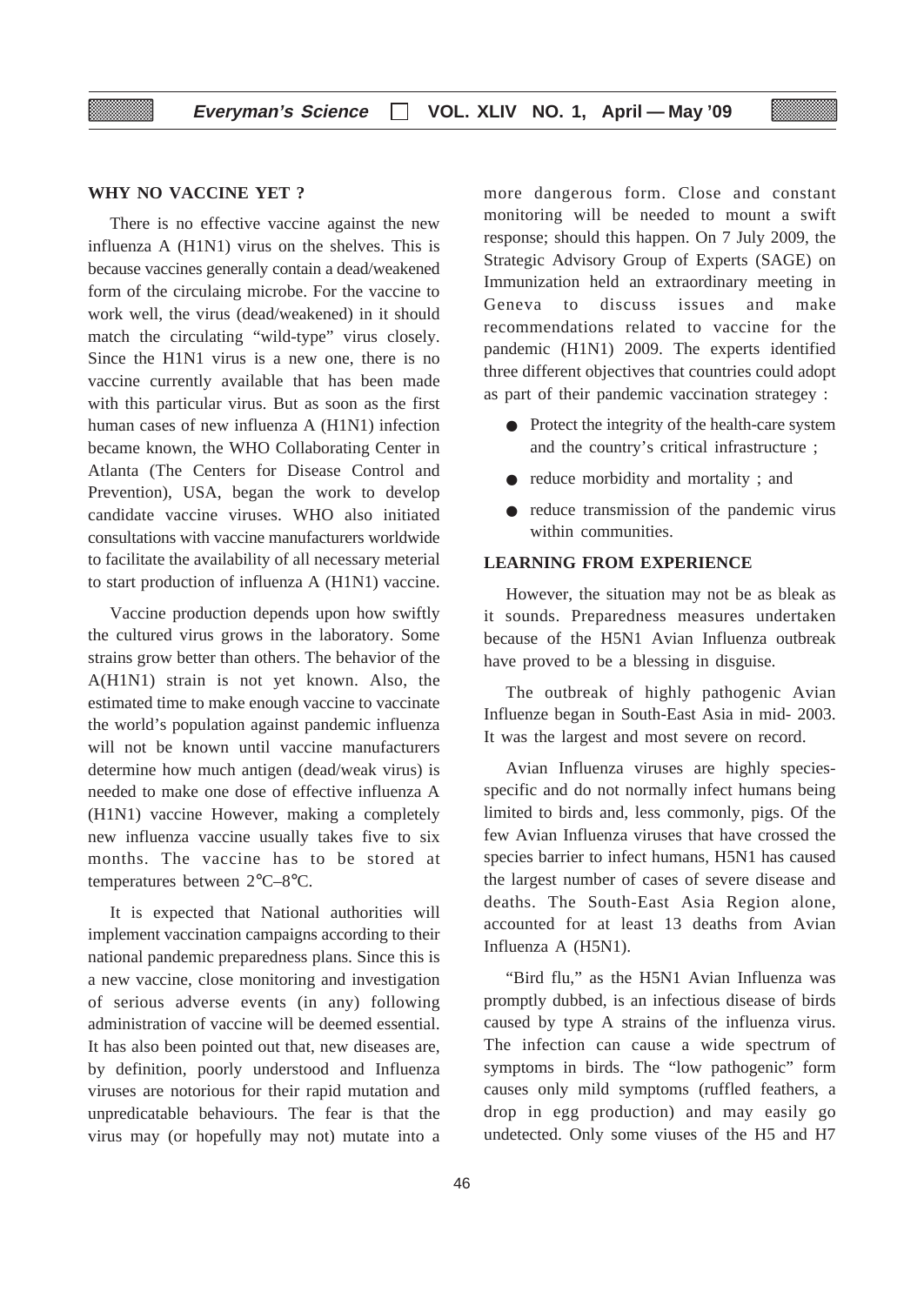## WHY NO VACCINE YET ?

There is no effective vaccine against the new influenza A (H1N1) virus on the shelves. This is because vaccines generally contain a dead/weakened form of the circulaing microbe. For the vaccine to work well, the virus (dead/weakened) in it should match the circulating "wild-type" virus closely. Since the H1N1 virus is a new one, there is no vaccine currently available that has been made with this particular virus. But as soon as the first human cases of new influenza A (H1N1) infection became known, the WHO Collaborating Center in Atlanta (The Centers for Disease Control and Prevention), USA, began the work to develop candidate vaccine viruses. WHO also initiated consultations with vaccine manufacturers worldwide to facilitate the availability of all necessary meterial to start production of influenza A (H1N1) vaccine.

Vaccine production depends upon how swiftly the cultured virus grows in the laboratory. Some strains grow better than others. The behavior of the A(H1N1) strain is not yet known. Also, the estimated time to make enough vaccine to vaccinate the world's population against pandemic influenza will not be known until vaccine manufacturers determine how much antigen (dead/weak virus) is needed to make one dose of effective influenza A (H1N1) vaccine However, making a completely new influenza vaccine usually takes five to six months. The vaccine has to be stored at temperatures between 2°C–8°C.

It is expected that National authorities will implement vaccination campaigns according to their national pandemic preparedness plans. Since this is a new vaccine, close monitoring and investigation of serious adverse events (in any) following administration of vaccine will be deemed essential. It has also been pointed out that, new diseases are, by definition, poorly understood and Influenza viruses are notorious for their rapid mutation and unpredicatable behaviours. The fear is that the virus may (or hopefully may not) mutate into a more dangerous form. Close and constant monitoring will be needed to mount a swift response; should this happen. On 7 July 2009, the Strategic Advisory Group of Experts (SAGE) on Immunization held an extraordinary meeting in Geneva to discuss issues and make recommendations related to vaccine for the pandemic (H1N1) 2009. The experts identified three different objectives that countries could adopt as part of their pandemic vaccination strategey :

- Protect the integrity of the health-care system and the country's critical infrastructure ;
- reduce morbidity and mortality ; and
- reduce transmission of the pandemic virus within communities.

## LEARNING FROM EXPERIENCE

However, the situation may not be as bleak as it sounds. Preparedness measures undertaken because of the H5N1 Avian Influenza outbreak have proved to be a blessing in disguise.

The outbreak of highly pathogenic Avian Influenze began in South-East Asia in mid- 2003. It was the largest and most severe on record.

Avian Influenza viruses are highly species-specific and do not normally infect humans being limited to birds and, less commonly, pigs. Of the few Avian Influenza viruses that have crossed the species barrier to infect humans, H5N1 has caused the largest number of cases of severe disease and deaths. The South-East Asia Region alone, accounted for at least 13 deaths from Avian Influenza A (H5N1).

"Bird flu," as the H5N1 Avian Influenza was promptly dubbed, is an infectious disease of birds caused by type A strains of the influenza virus. The infection can cause a wide spectrum of symptoms in birds. The "low pathogenic" form causes only mild symptoms (ruffled feathers, a drop in egg production) and may easily go undetected. Only some viuses of the H5 and H7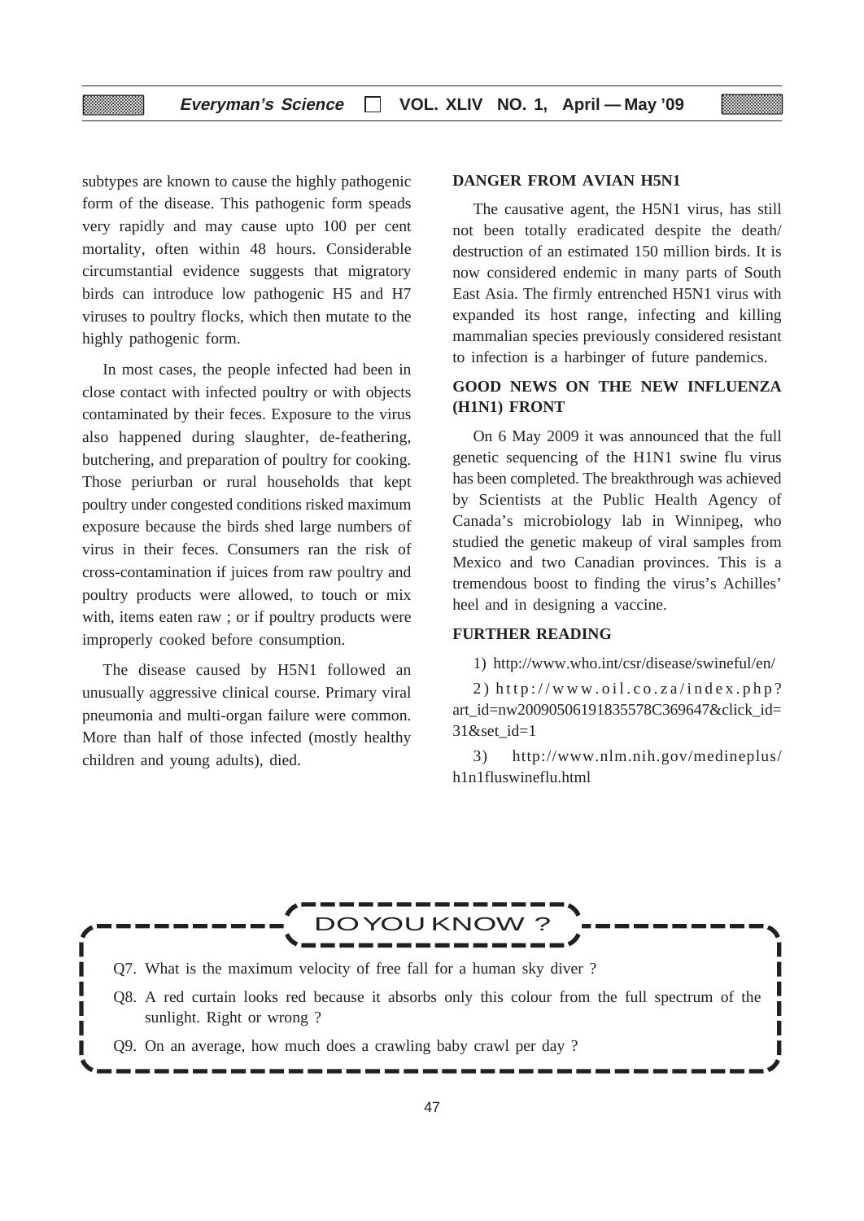subtypes are known to cause the highly pathogenic form of the disease. This pathogenic form speads very rapidly and may cause upto 100 per cent mortality, often within 48 hours. Considerable circumstantial evidence suggests that migratory birds can introduce low pathogenic H5 and H7 viruses to poultry flocks, which then mutate to the highly pathogenic form.

In most cases, the people infected had been in close contact with infected poultry or with objects contaminated by their feces. Exposure to the virus also happened during slaughter, de-feathering, butchering, and preparation of poultry for cooking. Those periurban or rural households that kept poultry under congested conditions risked maximum exposure because the birds shed large numbers of virus in their feces. Consumers ran the risk of cross-contamination if juices from raw poultry and poultry products were allowed, to touch or mix with, items eaten raw ; or if poultry products were improperly cooked before consumption.

The disease caused by H5N1 followed an unusually aggressive clinical course. Primary viral pneumonia and multi-organ failure were common. More than half of those infected (mostly healthy children and young adults), died.

## DANGER FROM AVIAN H5N1

The causative agent, the H5N1 virus, has still not been totally eradicated despite the death/ destruction of an estimated 150 million birds. It is now considered endemic in many parts of South East Asia. The firmly entrenched H5N1 virus with expanded its host range, infecting and killing mammalian species previously considered resistant to infection is a harbinger of future pandemics.

## GOOD NEWS ON THE NEW INFLUENZA (H1N1) FRONT

On 6 May 2009 it was announced that the full genetic sequencing of the H1N1 swine flu virus has been completed. The breakthrough was achieved by Scientists at the Public Health Agency of Canada's microbiology lab in Winnipeg, who studied the genetic makeup of viral samples from Mexico and two Canadian provinces. This is a tremendous boost to finding the virus's Achilles' heel and in designing a vaccine.

## FURTHER READING

1) http://www.who.int/csr/disease/swineful/en/

2) http://www.oil.co.za/index.php?art_id=nw20090506191835578C369647&click_id=31&set_id=1

3) http://www.nlm.nih.gov/medineplus/h1n1fluswineflu.html

## DO YOU KNOW ?

Q7. What is the maximum velocity of free fall for a human sky diver ?

Q8. A red curtain looks red because it absorbs only this colour from the full spectrum of the sunlight. Right or wrong ?

Q9. On an average, how much does a crawling baby crawl per day ?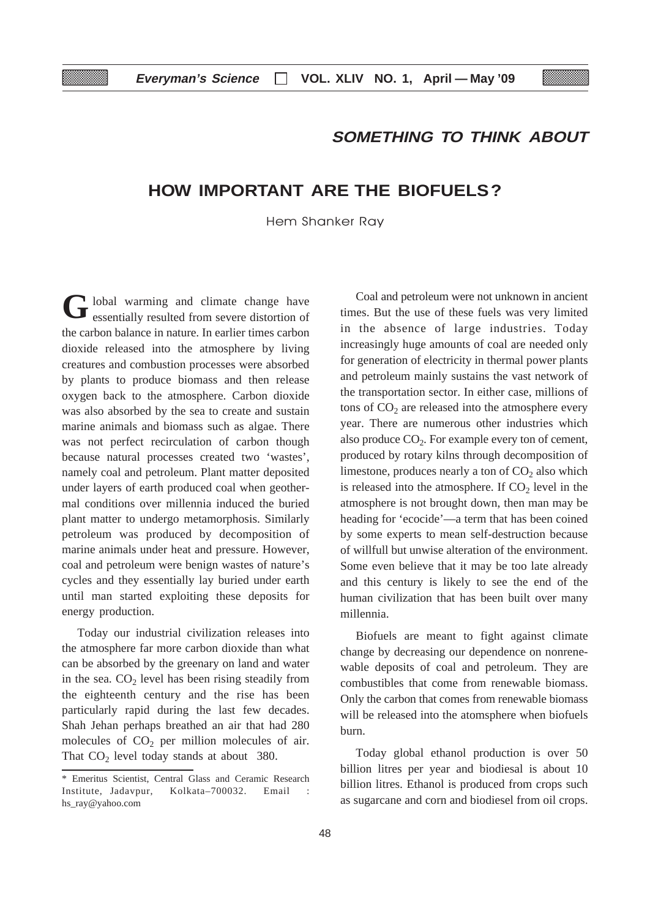## SOMETHING TO THINK ABOUT

# HOW IMPORTANT ARE THE BIOFUELS?

Hem Shanker Ray

Global warming and climate change have essentially resulted from severe distortion of the carbon balance in nature. In earlier times carbon dioxide released into the atmosphere by living creatures and combustion processes were absorbed by plants to produce biomass and then release oxygen back to the atmosphere. Carbon dioxide was also absorbed by the sea to create and sustain marine animals and biomass such as algae. There was not perfect recirculation of carbon though because natural processes created two 'wastes', namely coal and petroleum. Plant matter deposited under layers of earth produced coal when geothermal conditions over millennia induced the buried plant matter to undergo metamorphosis. Similarly petroleum was produced by decomposition of marine animals under heat and pressure. However, coal and petroleum were benign wastes of nature's cycles and they essentially lay buried under earth until man started exploiting these deposits for energy production.

Today our industrial civilization releases into the atmosphere far more carbon dioxide than what can be absorbed by the greenary on land and water in the sea. $CO_2$ level has been rising steadily from the eighteenth century and the rise has been particularly rapid during the last few decades. Shah Jehan perhaps breathed an air that had 280 molecules of $CO_2$ per million molecules of air. That $CO_2$ level today stands at about 380.

\* Emeritus Scientist, Central Glass and Ceramic Research Institute, Jadavpur, Kolkata–700032. Email : hs_ray@yahoo.com

Coal and petroleum were not unknown in ancient times. But the use of these fuels was very limited in the absence of large industries. Today increasingly huge amounts of coal are needed only for generation of electricity in thermal power plants and petroleum mainly sustains the vast network of the transportation sector. In either case, millions of tons of $CO_2$ are released into the atmosphere every year. There are numerous other industries which also produce $CO_2$. For example every ton of cement, produced by rotary kilns through decomposition of limestone, produces nearly a ton of $CO_2$ also which is released into the atmosphere. If $CO_2$ level in the atmosphere is not brought down, then man may be heading for 'ecocide'—a term that has been coined by some experts to mean self-destruction because of willfull but unwise alteration of the environment. Some even believe that it may be too late already and this century is likely to see the end of the human civilization that has been built over many millennia.

Biofuels are meant to fight against climate change by decreasing our dependence on nonrenewable deposits of coal and petroleum. They are combustibles that come from renewable biomass. Only the carbon that comes from renewable biomass will be released into the atomsphere when biofuels burn.

Today global ethanol production is over 50 billion litres per year and biodiesal is about 10 billion litres. Ethanol is produced from crops such as sugarcane and corn and biodiesel from oil crops.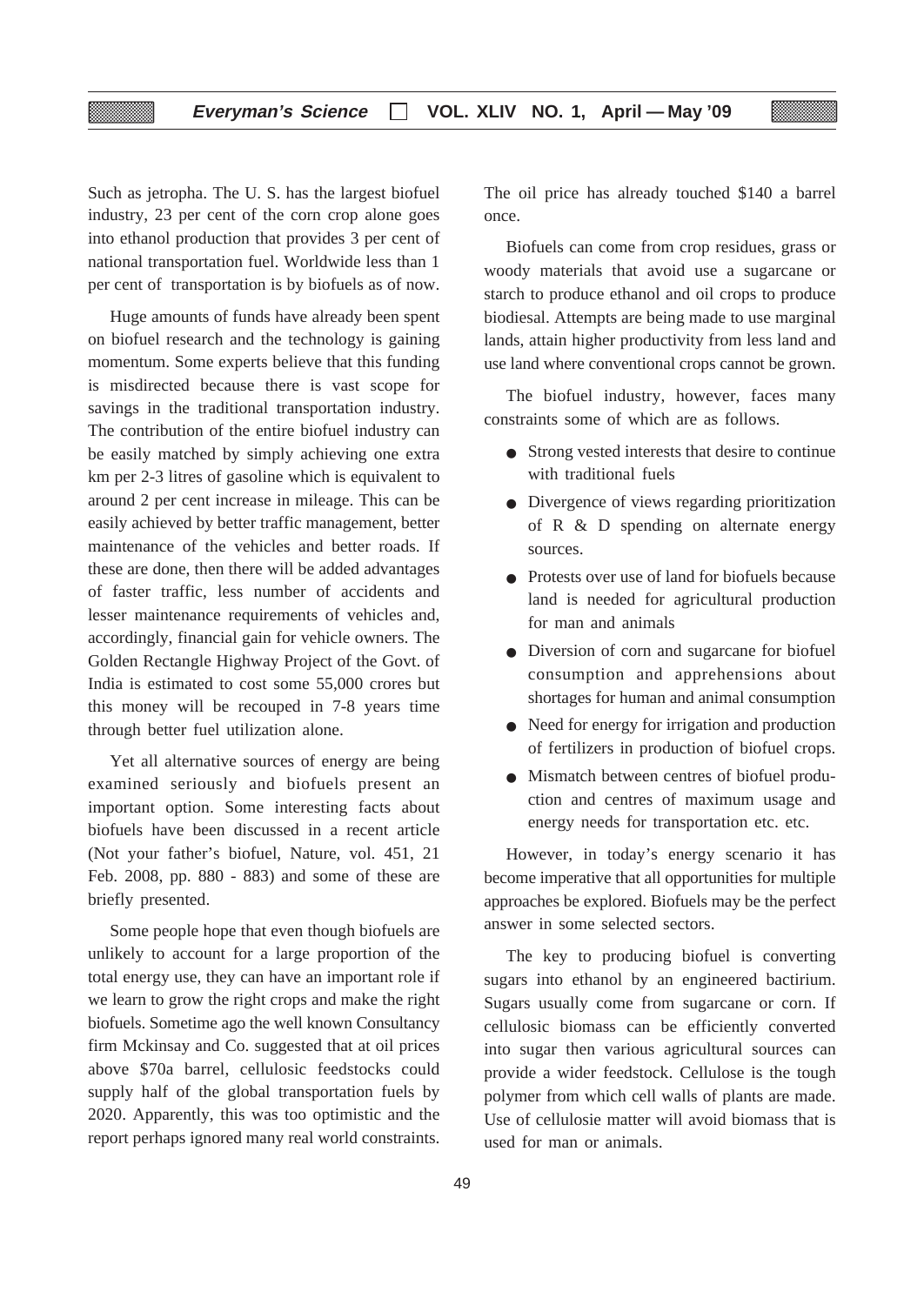Such as jetropha. The U. S. has the largest biofuel industry, 23 per cent of the corn crop alone goes into ethanol production that provides 3 per cent of national transportation fuel. Worldwide less than 1 per cent of transportation is by biofuels as of now.

Huge amounts of funds have already been spent on biofuel research and the technology is gaining momentum. Some experts believe that this funding is misdirected because there is vast scope for savings in the traditional transportation industry. The contribution of the entire biofuel industry can be easily matched by simply achieving one extra km per 2-3 litres of gasoline which is equivalent to around 2 per cent increase in mileage. This can be easily achieved by better traffic management, better maintenance of the vehicles and better roads. If these are done, then there will be added advantages of faster traffic, less number of accidents and lesser maintenance requirements of vehicles and, accordingly, financial gain for vehicle owners. The Golden Rectangle Highway Project of the Govt. of India is estimated to cost some 55,000 crores but this money will be recouped in 7-8 years time through better fuel utilization alone.

Yet all alternative sources of energy are being examined seriously and biofuels present an important option. Some interesting facts about biofuels have been discussed in a recent article (Not your father's biofuel, Nature, vol. 451, 21 Feb. 2008, pp. 880 - 883) and some of these are briefly presented.

Some people hope that even though biofuels are unlikely to account for a large proportion of the total energy use, they can have an important role if we learn to grow the right crops and make the right biofuels. Sometime ago the well known Consultancy firm Mckinsay and Co. suggested that at oil prices above \$70a barrel, cellulosic feedstocks could supply half of the global transportation fuels by 2020. Apparently, this was too optimistic and the report perhaps ignored many real world constraints. The oil price has already touched \$140 a barrel once.

Biofuels can come from crop residues, grass or woody materials that avoid use a sugarcane or starch to produce ethanol and oil crops to produce biodiesal. Attempts are being made to use marginal lands, attain higher productivity from less land and use land where conventional crops cannot be grown.

The biofuel industry, however, faces many constraints some of which are as follows.

- Strong vested interests that desire to continue with traditional fuels
- Divergence of views regarding prioritization of R & D spending on alternate energy sources.
- Protests over use of land for biofuels because land is needed for agricultural production for man and animals
- Diversion of corn and sugarcane for biofuel consumption and apprehensions about shortages for human and animal consumption
- Need for energy for irrigation and production of fertilizers in production of biofuel crops.
- Mismatch between centres of biofuel production and centres of maximum usage and energy needs for transportation etc. etc.

However, in today's energy scenario it has become imperative that all opportunities for multiple approaches be explored. Biofuels may be the perfect answer in some selected sectors.

The key to producing biofuel is converting sugars into ethanol by an engineered bactirium. Sugars usually come from sugarcane or corn. If cellulosic biomass can be efficiently converted into sugar then various agricultural sources can provide a wider feedstock. Cellulose is the tough polymer from which cell walls of plants are made. Use of cellulosie matter will avoid biomass that is used for man or animals.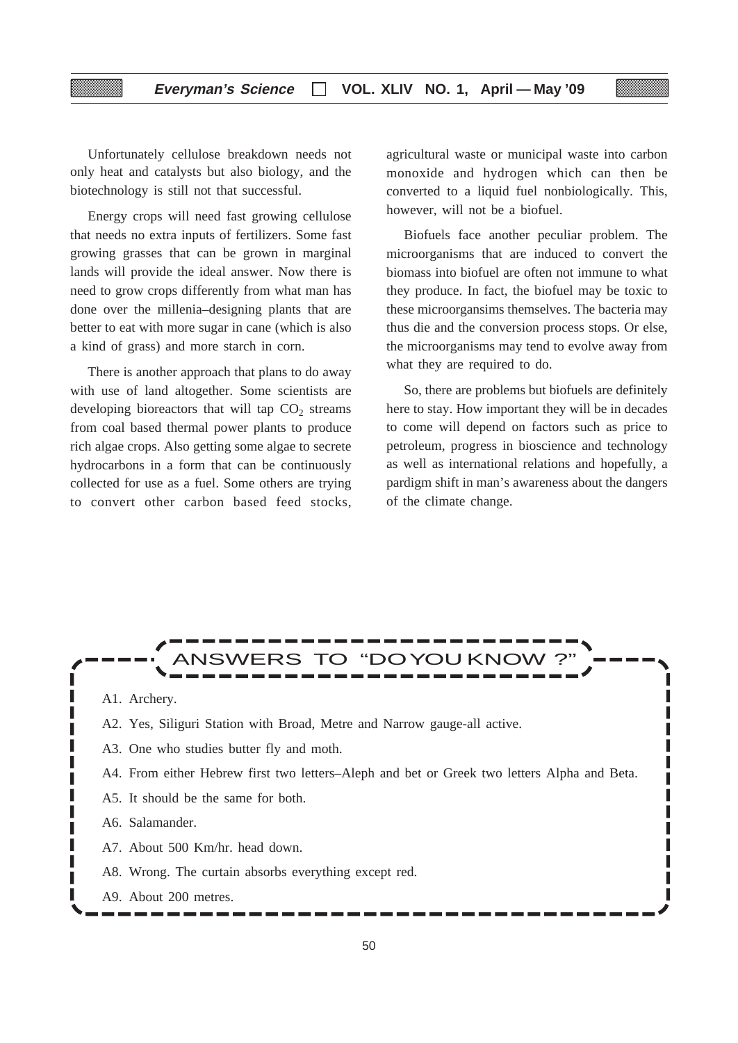Unfortunately cellulose breakdown needs not only heat and catalysts but also biology, and the biotechnology is still not that successful.

Energy crops will need fast growing cellulose that needs no extra inputs of fertilizers. Some fast growing grasses that can be grown in marginal lands will provide the ideal answer. Now there is need to grow crops differently from what man has done over the millenia–designing plants that are better to eat with more sugar in cane (which is also a kind of grass) and more starch in corn.

There is another approach that plans to do away with use of land altogether. Some scientists are developing bioreactors that will tap $CO_2$ streams from coal based thermal power plants to produce rich algae crops. Also getting some algae to secrete hydrocarbons in a form that can be continuously collected for use as a fuel. Some others are trying to convert other carbon based feed stocks, agricultural waste or municipal waste into carbon monoxide and hydrogen which can then be converted to a liquid fuel nonbiologically. This, however, will not be a biofuel.

Biofuels face another peculiar problem. The microorganisms that are induced to convert the biomass into biofuel are often not immune to what they produce. In fact, the biofuel may be toxic to these microorgansims themselves. The bacteria may thus die and the conversion process stops. Or else, the microorganisms may tend to evolve away from what they are required to do.

So, there are problems but biofuels are definitely here to stay. How important they will be in decades to come will depend on factors such as price to petroleum, progress in bioscience and technology as well as international relations and hopefully, a pardigm shift in man's awareness about the dangers of the climate change.

## ANSWERS TO "DO YOU KNOW ?"

A1. Archery.

A2. Yes, Siliguri Station with Broad, Metre and Narrow gauge-all active.

A3. One who studies butter fly and moth.

A4. From either Hebrew first two letters–Aleph and bet or Greek two letters Alpha and Beta.

A5. It should be the same for both.

A6. Salamander.

A7. About 500 Km/hr. head down.

A8. Wrong. The curtain absorbs everything except red.

A9. About 200 metres.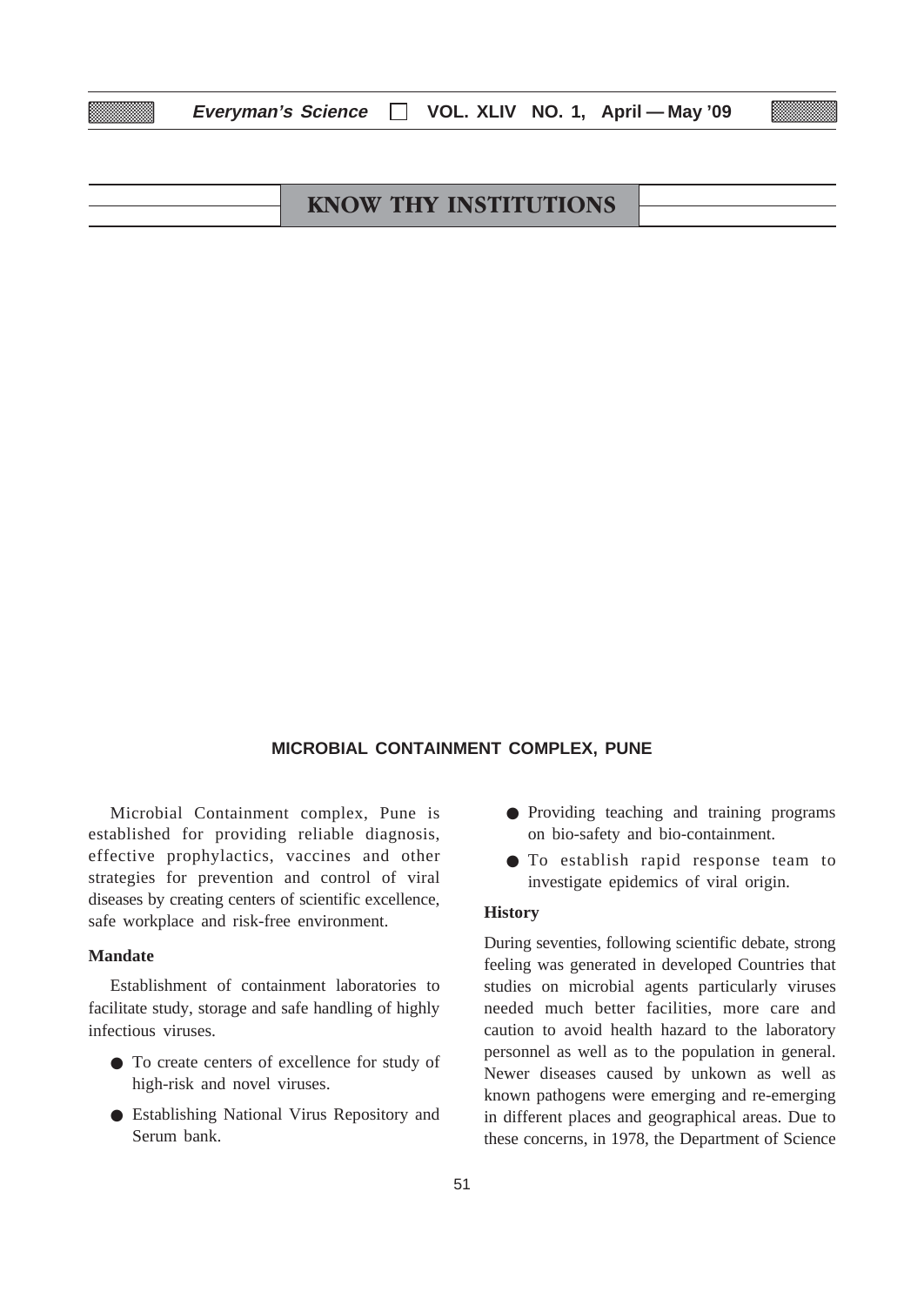## KNOW THY INSTITUTIONS

### MICROBIAL CONTAINMENT COMPLEX, PUNE

Microbial Containment complex, Pune is established for providing reliable diagnosis, effective prophylactics, vaccines and other strategies for prevention and control of viral diseases by creating centers of scientific excellence, safe workplace and risk-free environment.

**Mandate**

Establishment of containment laboratories to facilitate study, storage and safe handling of highly infectious viruses.

- To create centers of excellence for study of high-risk and novel viruses.
- Establishing National Virus Repository and Serum bank.
- Providing teaching and training programs on bio-safety and bio-containment.
- To establish rapid response team to investigate epidemics of viral origin.

**History**

During seventies, following scientific debate, strong feeling was generated in developed Countries that studies on microbial agents particularly viruses needed much better facilities, more care and caution to avoid health hazard to the laboratory personnel as well as to the population in general. Newer diseases caused by unkown as well as known pathogens were emerging and re-emerging in different places and geographical areas. Due to these concerns, in 1978, the Department of Science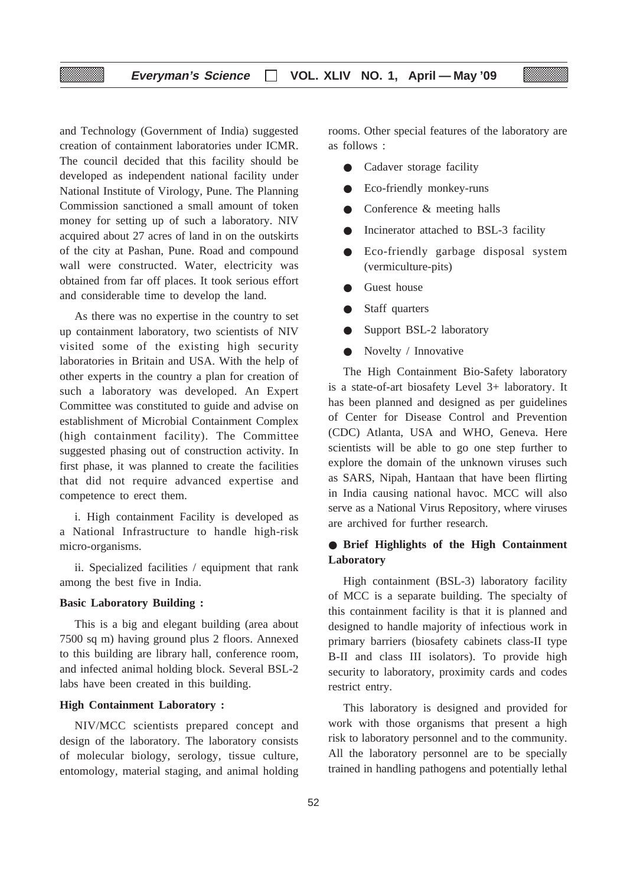and Technology (Government of India) suggested creation of containment laboratories under ICMR. The council decided that this facility should be developed as independent national facility under National Institute of Virology, Pune. The Planning Commission sanctioned a small amount of token money for setting up of such a laboratory. NIV acquired about 27 acres of land in on the outskirts of the city at Pashan, Pune. Road and compound wall were constructed. Water, electricity was obtained from far off places. It took serious effort and considerable time to develop the land.

As there was no expertise in the country to set up containment laboratory, two scientists of NIV visited some of the existing high security laboratories in Britain and USA. With the help of other experts in the country a plan for creation of such a laboratory was developed. An Expert Committee was constituted to guide and advise on establishment of Microbial Containment Complex (high containment facility). The Committee suggested phasing out of construction activity. In first phase, it was planned to create the facilities that did not require advanced expertise and competence to erect them.

i. High containment Facility is developed as a National Infrastructure to handle high-risk micro-organisms.

ii. Specialized facilities / equipment that rank among the best five in India.

**Basic Laboratory Building :**

This is a big and elegant building (area about 7500 sq m) having ground plus 2 floors. Annexed to this building are library hall, conference room, and infected animal holding block. Several BSL-2 labs have been created in this building.

**High Containment Laboratory :**

NIV/MCC scientists prepared concept and design of the laboratory. The laboratory consists of molecular biology, serology, tissue culture, entomology, material staging, and animal holding rooms. Other special features of the laboratory are as follows :

- Cadaver storage facility
- Eco-friendly monkey-runs
- Conference & meeting halls
- Incinerator attached to BSL-3 facility
- Eco-friendly garbage disposal system (vermiculture-pits)
- Guest house
- Staff quarters
- Support BSL-2 laboratory
- Novelty / Innovative

The High Containment Bio-Safety laboratory is a state-of-art biosafety Level 3+ laboratory. It has been planned and designed as per guidelines of Center for Disease Control and Prevention (CDC) Atlanta, USA and WHO, Geneva. Here scientists will be able to go one step further to explore the domain of the unknown viruses such as SARS, Nipah, Hantaan that have been flirting in India causing national havoc. MCC will also serve as a National Virus Repository, where viruses are archived for further research.

**● Brief Highlights of the High Containment Laboratory**

High containment (BSL-3) laboratory facility of MCC is a separate building. The specialty of this containment facility is that it is planned and designed to handle majority of infectious work in primary barriers (biosafety cabinets class-II type B-II and class III isolators). To provide high security to laboratory, proximity cards and codes restrict entry.

This laboratory is designed and provided for work with those organisms that present a high risk to laboratory personnel and to the community. All the laboratory personnel are to be specially trained in handling pathogens and potentially lethal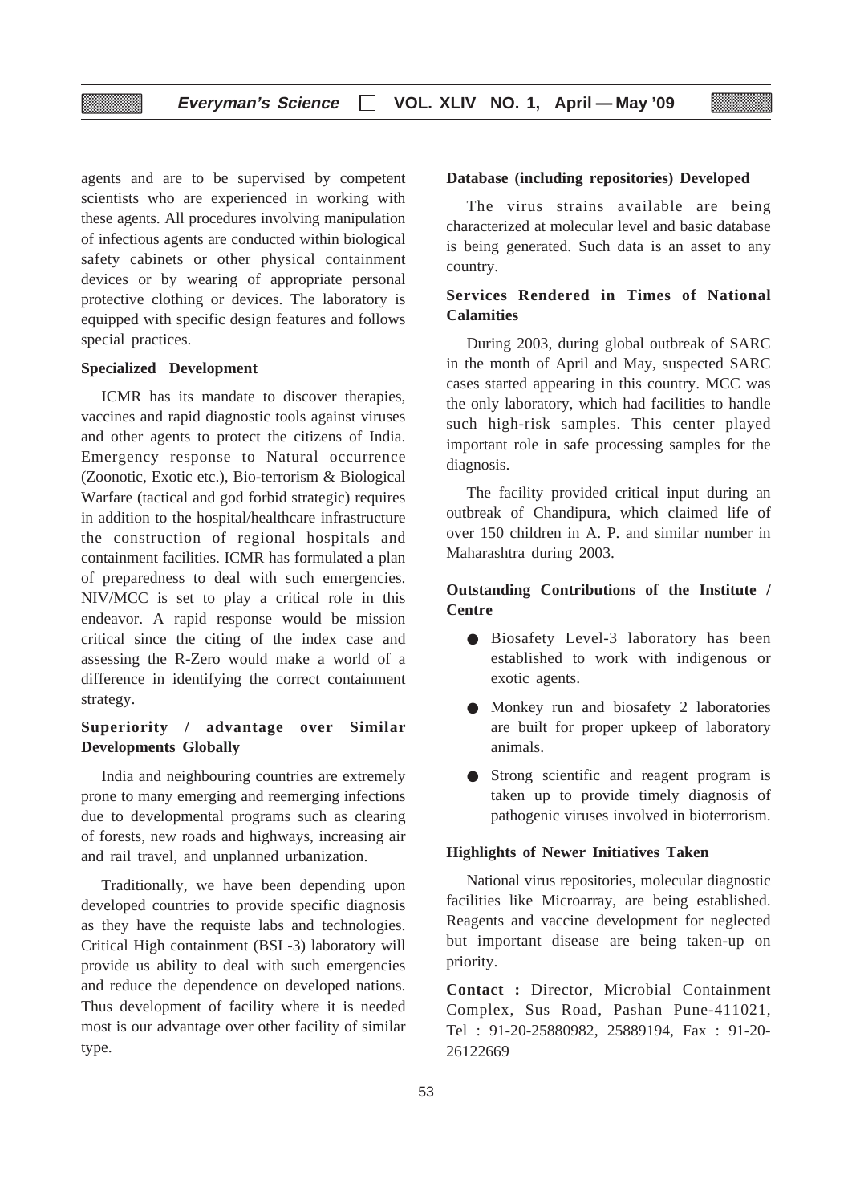agents and are to be supervised by competent scientists who are experienced in working with these agents. All procedures involving manipulation of infectious agents are conducted within biological safety cabinets or other physical containment devices or by wearing of appropriate personal protective clothing or devices. The laboratory is equipped with specific design features and follows special practices.

**Specialized Development**

ICMR has its mandate to discover therapies, vaccines and rapid diagnostic tools against viruses and other agents to protect the citizens of India. Emergency response to Natural occurrence (Zoonotic, Exotic etc.), Bio-terrorism & Biological Warfare (tactical and god forbid strategic) requires in addition to the hospital/healthcare infrastructure the construction of regional hospitals and containment facilities. ICMR has formulated a plan of preparedness to deal with such emergencies. NIV/MCC is set to play a critical role in this endeavor. A rapid response would be mission critical since the citing of the index case and assessing the R-Zero would make a world of a difference in identifying the correct containment strategy.

**Superiority / advantage over Similar Developments Globally**

India and neighbouring countries are extremely prone to many emerging and reemerging infections due to developmental programs such as clearing of forests, new roads and highways, increasing air and rail travel, and unplanned urbanization.

Traditionally, we have been depending upon developed countries to provide specific diagnosis as they have the requiste labs and technologies. Critical High containment (BSL-3) laboratory will provide us ability to deal with such emergencies and reduce the dependence on developed nations. Thus development of facility where it is needed most is our advantage over other facility of similar type.

**Database (including repositories) Developed**

The virus strains available are being characterized at molecular level and basic database is being generated. Such data is an asset to any country.

**Services Rendered in Times of National Calamities**

During 2003, during global outbreak of SARC in the month of April and May, suspected SARC cases started appearing in this country. MCC was the only laboratory, which had facilities to handle such high-risk samples. This center played important role in safe processing samples for the diagnosis.

The facility provided critical input during an outbreak of Chandipura, which claimed life of over 150 children in A. P. and similar number in Maharashtra during 2003.

**Outstanding Contributions of the Institute / Centre**

- Biosafety Level-3 laboratory has been established to work with indigenous or exotic agents.
- Monkey run and biosafety 2 laboratories are built for proper upkeep of laboratory animals.
- Strong scientific and reagent program is taken up to provide timely diagnosis of pathogenic viruses involved in bioterrorism.

**Highlights of Newer Initiatives Taken**

National virus repositories, molecular diagnostic facilities like Microarray, are being established. Reagents and vaccine development for neglected but important disease are being taken-up on priority.

**Contact :** Director, Microbial Containment Complex, Sus Road, Pashan Pune-411021, Tel : 91-20-25880982, 25889194, Fax : 91-20-26122669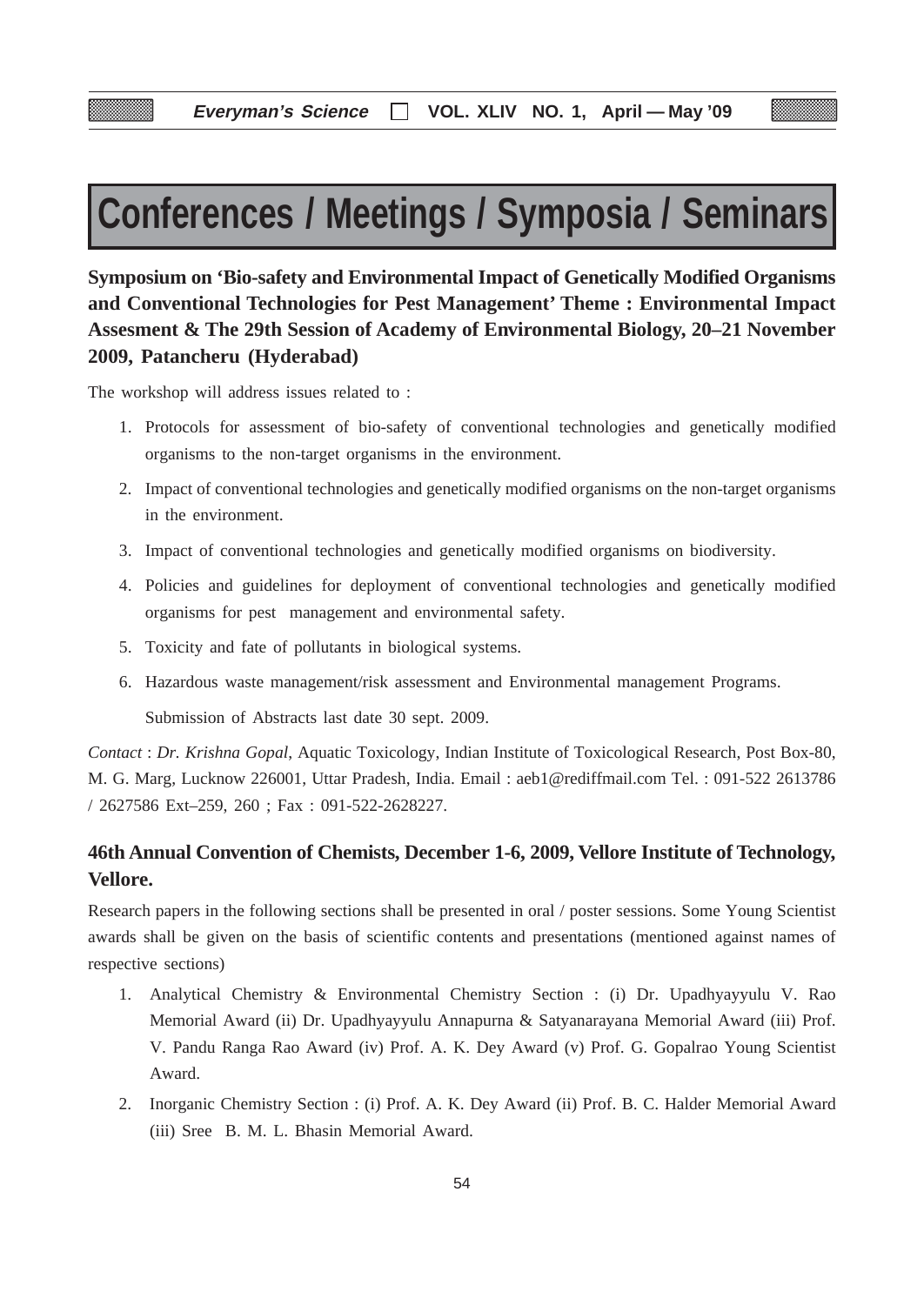# Conferences / Meetings / Symposia / Seminars

**Symposium on 'Bio-safety and Environmental Impact of Genetically Modified Organisms and Conventional Technologies for Pest Management' Theme : Environmental Impact Assesment & The 29th Session of Academy of Environmental Biology, 20–21 November 2009, Patancheru (Hyderabad)**

The workshop will address issues related to :

1. Protocols for assessment of bio-safety of conventional technologies and genetically modified organisms to the non-target organisms in the environment.
2. Impact of conventional technologies and genetically modified organisms on the non-target organisms in the environment.
3. Impact of conventional technologies and genetically modified organisms on biodiversity.
4. Policies and guidelines for deployment of conventional technologies and genetically modified organisms for pest management and environmental safety.
5. Toxicity and fate of pollutants in biological systems.
6. Hazardous waste management/risk assessment and Environmental management Programs.

   Submission of Abstracts last date 30 sept. 2009.

*Contact* : *Dr. Krishna Gopal*, Aquatic Toxicology, Indian Institute of Toxicological Research, Post Box-80, M. G. Marg, Lucknow 226001, Uttar Pradesh, India. Email : aeb1@rediffmail.com Tel. : 091-522 2613786 / 2627586 Ext–259, 260 ; Fax : 091-522-2628227.

**46th Annual Convention of Chemists, December 1-6, 2009, Vellore Institute of Technology, Vellore.**

Research papers in the following sections shall be presented in oral / poster sessions. Some Young Scientist awards shall be given on the basis of scientific contents and presentations (mentioned against names of respective sections)

1. Analytical Chemistry & Environmental Chemistry Section : (i) Dr. Upadhyayyulu V. Rao Memorial Award (ii) Dr. Upadhyayyulu Annapurna & Satyanarayana Memorial Award (iii) Prof. V. Pandu Ranga Rao Award (iv) Prof. A. K. Dey Award (v) Prof. G. Gopalrao Young Scientist Award.
2. Inorganic Chemistry Section : (i) Prof. A. K. Dey Award (ii) Prof. B. C. Halder Memorial Award (iii) Sree B. M. L. Bhasin Memorial Award.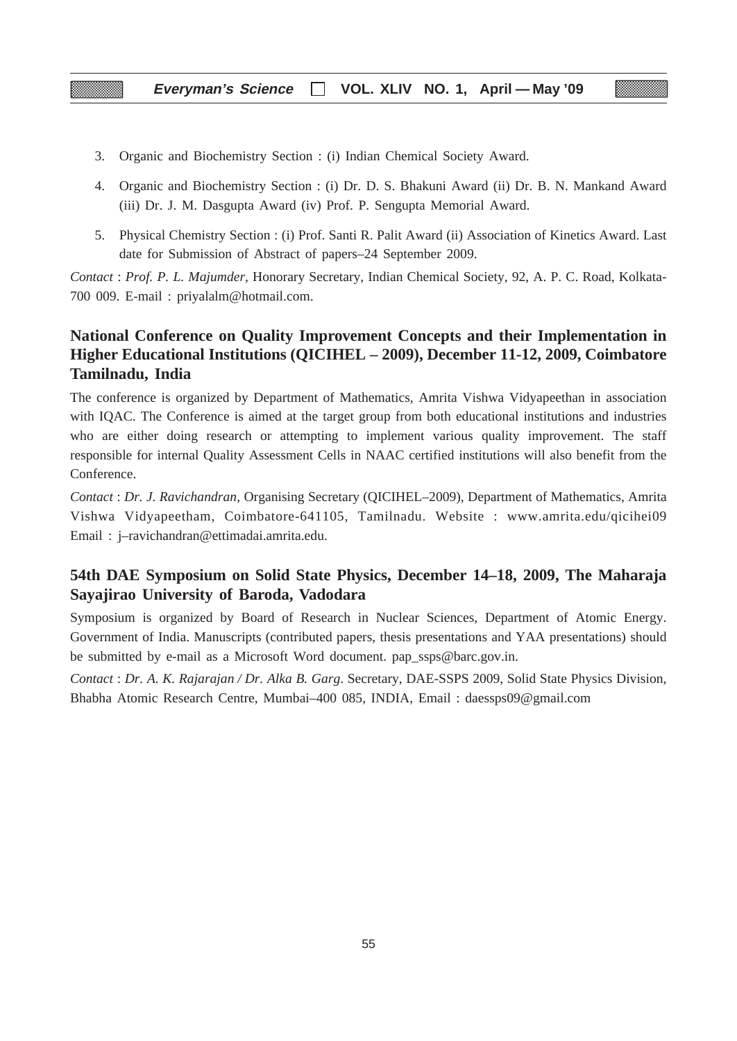3. Organic and Biochemistry Section : (i) Indian Chemical Society Award.

4. Organic and Biochemistry Section : (i) Dr. D. S. Bhakuni Award (ii) Dr. B. N. Mankand Award (iii) Dr. J. M. Dasgupta Award (iv) Prof. P. Sengupta Memorial Award.

5. Physical Chemistry Section : (i) Prof. Santi R. Palit Award (ii) Association of Kinetics Award. Last date for Submission of Abstract of papers–24 September 2009.

*Contact* : *Prof. P. L. Majumder*, Honorary Secretary, Indian Chemical Society, 92, A. P. C. Road, Kolkata-700 009. E-mail : priyalalm@hotmail.com.

## National Conference on Quality Improvement Concepts and their Implementation in Higher Educational Institutions (QICIHEL – 2009), December 11-12, 2009, Coimbatore Tamilnadu, India

The conference is organized by Department of Mathematics, Amrita Vishwa Vidyapeethan in association with IQAC. The Conference is aimed at the target group from both educational institutions and industries who are either doing research or attempting to implement various quality improvement. The staff responsible for internal Quality Assessment Cells in NAAC certified institutions will also benefit from the Conference.

*Contact* : *Dr. J. Ravichandran*, Organising Secretary (QICIHEL–2009), Department of Mathematics, Amrita Vishwa Vidyapeetham, Coimbatore-641105, Tamilnadu. Website : www.amrita.edu/qicihei09 Email : j–ravichandran@ettimadai.amrita.edu.

## 54th DAE Symposium on Solid State Physics, December 14–18, 2009, The Maharaja Sayajirao University of Baroda, Vadodara

Symposium is organized by Board of Research in Nuclear Sciences, Department of Atomic Energy. Government of India. Manuscripts (contributed papers, thesis presentations and YAA presentations) should be submitted by e-mail as a Microsoft Word document. pap_ssps@barc.gov.in.

*Contact* : *Dr. A. K. Rajarajan / Dr. Alka B. Garg*. Secretary, DAE-SSPS 2009, Solid State Physics Division, Bhabha Atomic Research Centre, Mumbai–400 085, INDIA, Email : daessps09@gmail.com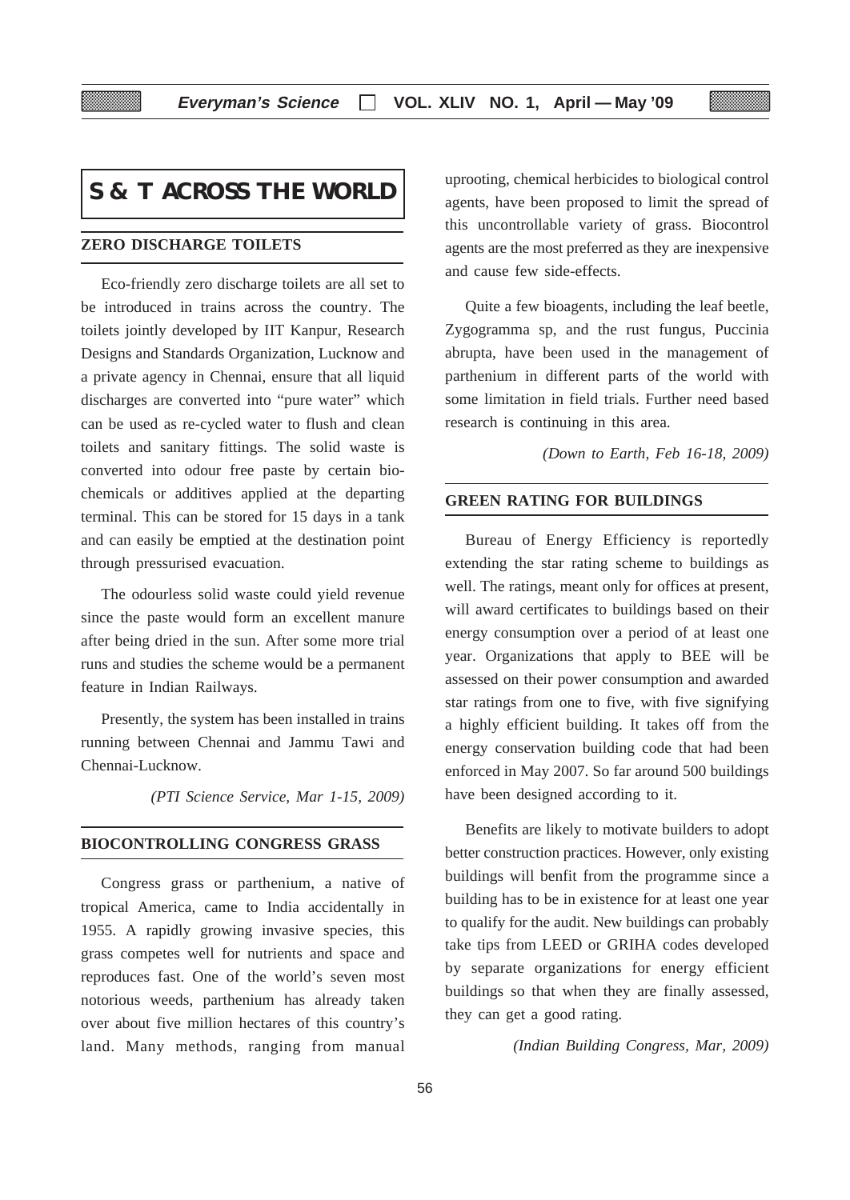# S & T ACROSS THE WORLD

## ZERO DISCHARGE TOILETS

Eco-friendly zero discharge toilets are all set to be introduced in trains across the country. The toilets jointly developed by IIT Kanpur, Research Designs and Standards Organization, Lucknow and a private agency in Chennai, ensure that all liquid discharges are converted into "pure water" which can be used as re-cycled water to flush and clean toilets and sanitary fittings. The solid waste is converted into odour free paste by certain bio-chemicals or additives applied at the departing terminal. This can be stored for 15 days in a tank and can easily be emptied at the destination point through pressurised evacuation.

The odourless solid waste could yield revenue since the paste would form an excellent manure after being dried in the sun. After some more trial runs and studies the scheme would be a permanent feature in Indian Railways.

Presently, the system has been installed in trains running between Chennai and Jammu Tawi and Chennai-Lucknow.

*(PTI Science Service, Mar 1-15, 2009)*

## BIOCONTROLLING CONGRESS GRASS

Congress grass or parthenium, a native of tropical America, came to India accidentally in 1955. A rapidly growing invasive species, this grass competes well for nutrients and space and reproduces fast. One of the world's seven most notorious weeds, parthenium has already taken over about five million hectares of this country's land. Many methods, ranging from manual uprooting, chemical herbicides to biological control agents, have been proposed to limit the spread of this uncontrollable variety of grass. Biocontrol agents are the most preferred as they are inexpensive and cause few side-effects.

Quite a few bioagents, including the leaf beetle, Zygogramma sp, and the rust fungus, Puccinia abrupta, have been used in the management of parthenium in different parts of the world with some limitation in field trials. Further need based research is continuing in this area.

*(Down to Earth, Feb 16-18, 2009)*

## GREEN RATING FOR BUILDINGS

Bureau of Energy Efficiency is reportedly extending the star rating scheme to buildings as well. The ratings, meant only for offices at present, will award certificates to buildings based on their energy consumption over a period of at least one year. Organizations that apply to BEE will be assessed on their power consumption and awarded star ratings from one to five, with five signifying a highly efficient building. It takes off from the energy conservation building code that had been enforced in May 2007. So far around 500 buildings have been designed according to it.

Benefits are likely to motivate builders to adopt better construction practices. However, only existing buildings will benfit from the programme since a building has to be in existence for at least one year to qualify for the audit. New buildings can probably take tips from LEED or GRIHA codes developed by separate organizations for energy efficient buildings so that when they are finally assessed, they can get a good rating.

*(Indian Building Congress, Mar, 2009)*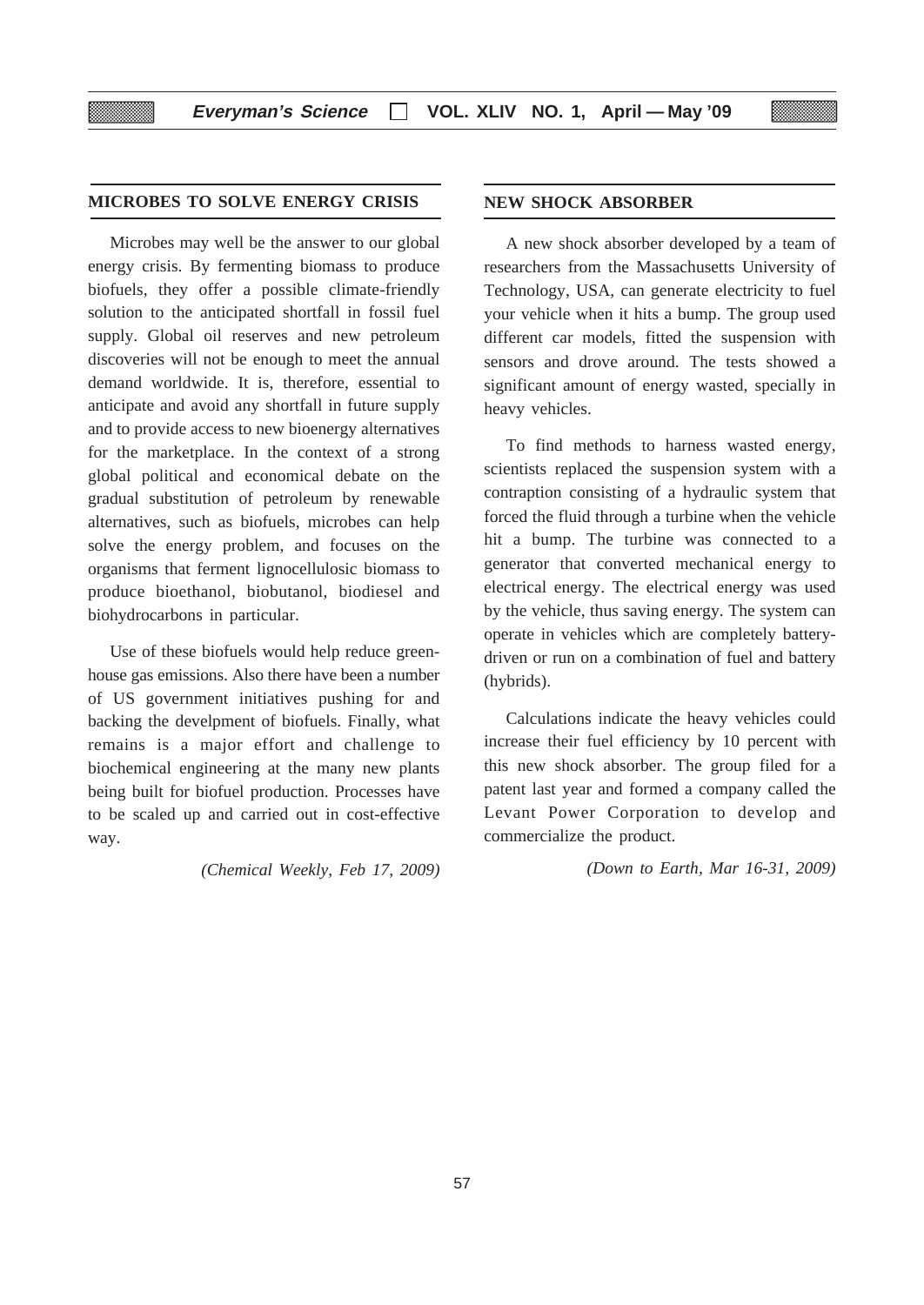## MICROBES TO SOLVE ENERGY CRISIS

Microbes may well be the answer to our global energy crisis. By fermenting biomass to produce biofuels, they offer a possible climate-friendly solution to the anticipated shortfall in fossil fuel supply. Global oil reserves and new petroleum discoveries will not be enough to meet the annual demand worldwide. It is, therefore, essential to anticipate and avoid any shortfall in future supply and to provide access to new bioenergy alternatives for the marketplace. In the context of a strong global political and economical debate on the gradual substitution of petroleum by renewable alternatives, such as biofuels, microbes can help solve the energy problem, and focuses on the organisms that ferment lignocellulosic biomass to produce bioethanol, biobutanol, biodiesel and biohydrocarbons in particular.

Use of these biofuels would help reduce greenhouse gas emissions. Also there have been a number of US government initiatives pushing for and backing the develpment of biofuels. Finally, what remains is a major effort and challenge to biochemical engineering at the many new plants being built for biofuel production. Processes have to be scaled up and carried out in cost-effective way.

*(Chemical Weekly, Feb 17, 2009)*

## NEW SHOCK ABSORBER

A new shock absorber developed by a team of researchers from the Massachusetts University of Technology, USA, can generate electricity to fuel your vehicle when it hits a bump. The group used different car models, fitted the suspension with sensors and drove around. The tests showed a significant amount of energy wasted, specially in heavy vehicles.

To find methods to harness wasted energy, scientists replaced the suspension system with a contraption consisting of a hydraulic system that forced the fluid through a turbine when the vehicle hit a bump. The turbine was connected to a generator that converted mechanical energy to electrical energy. The electrical energy was used by the vehicle, thus saving energy. The system can operate in vehicles which are completely battery-driven or run on a combination of fuel and battery (hybrids).

Calculations indicate the heavy vehicles could increase their fuel efficiency by 10 percent with this new shock absorber. The group filed for a patent last year and formed a company called the Levant Power Corporation to develop and commercialize the product.

*(Down to Earth, Mar 16-31, 2009)*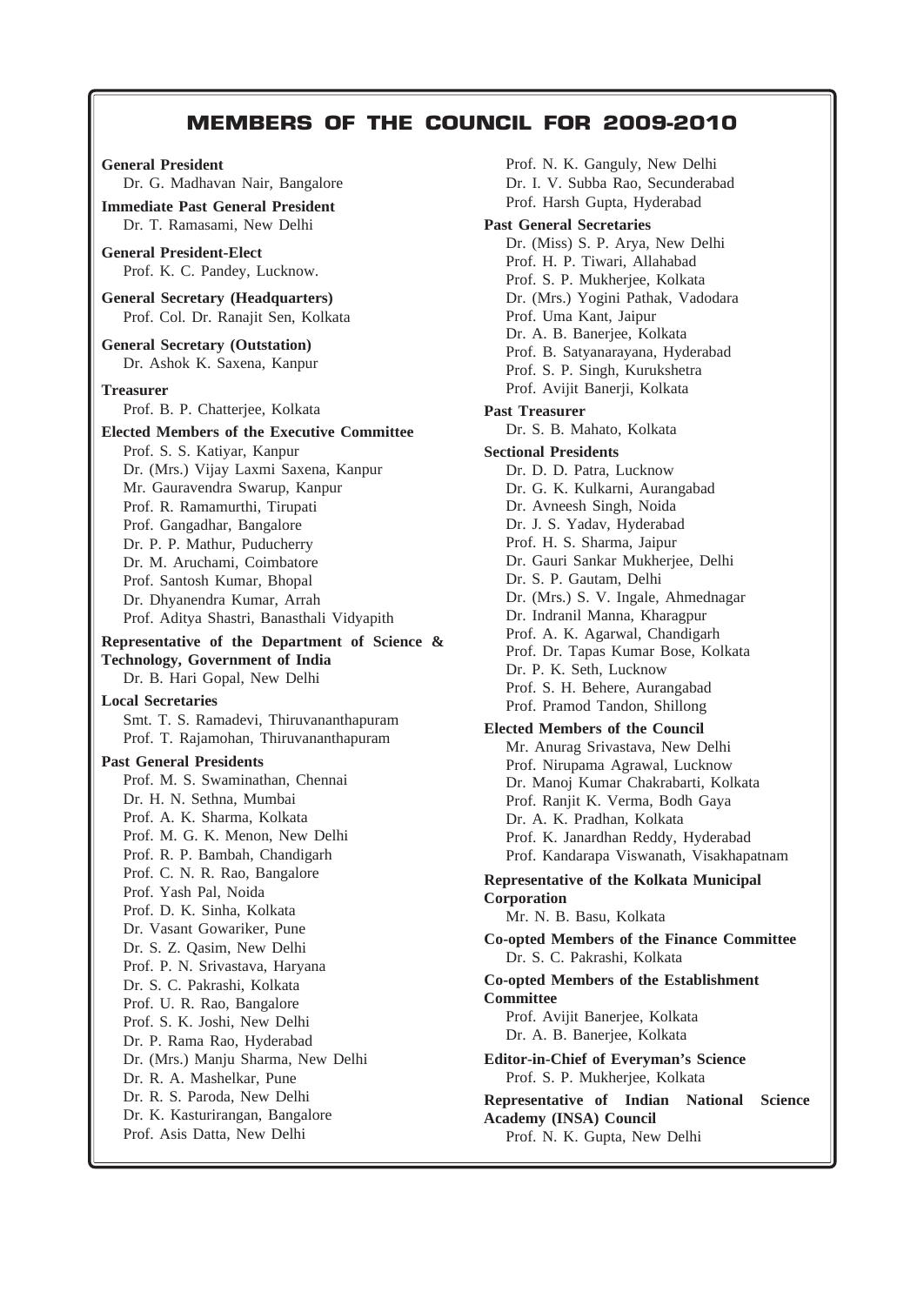# MEMBERS OF THE COUNCIL FOR 2009-2010

**General President**
Dr. G. Madhavan Nair, Bangalore

**Immediate Past General President**
Dr. T. Ramasami, New Delhi

**General President-Elect**
Prof. K. C. Pandey, Lucknow.

**General Secretary (Headquarters)**
Prof. Col. Dr. Ranajit Sen, Kolkata

**General Secretary (Outstation)**
Dr. Ashok K. Saxena, Kanpur

**Treasurer**
Prof. B. P. Chatterjee, Kolkata

**Elected Members of the Executive Committee**
Prof. S. S. Katiyar, Kanpur
Dr. (Mrs.) Vijay Laxmi Saxena, Kanpur
Mr. Gauravendra Swarup, Kanpur
Prof. R. Ramamurthi, Tirupati
Prof. Gangadhar, Bangalore
Dr. P. P. Mathur, Puducherry
Dr. M. Aruchami, Coimbatore
Prof. Santosh Kumar, Bhopal
Dr. Dhyanendra Kumar, Arrah
Prof. Aditya Shastri, Banasthali Vidyapith

**Representative of the Department of Science & Technology, Government of India**
Dr. B. Hari Gopal, New Delhi

**Local Secretaries**
Smt. T. S. Ramadevi, Thiruvananthapuram
Prof. T. Rajamohan, Thiruvananthapuram

**Past General Presidents**
Prof. M. S. Swaminathan, Chennai
Dr. H. N. Sethna, Mumbai
Prof. A. K. Sharma, Kolkata
Prof. M. G. K. Menon, New Delhi
Prof. R. P. Bambah, Chandigarh
Prof. C. N. R. Rao, Bangalore
Prof. Yash Pal, Noida
Prof. D. K. Sinha, Kolkata
Dr. Vasant Gowariker, Pune
Dr. S. Z. Qasim, New Delhi
Prof. P. N. Srivastava, Haryana
Dr. S. C. Pakrashi, Kolkata
Prof. U. R. Rao, Bangalore
Prof. S. K. Joshi, New Delhi
Dr. P. Rama Rao, Hyderabad
Dr. (Mrs.) Manju Sharma, New Delhi
Dr. R. A. Mashelkar, Pune
Dr. R. S. Paroda, New Delhi
Dr. K. Kasturirangan, Bangalore
Prof. Asis Datta, New Delhi
Prof. N. K. Ganguly, New Delhi
Dr. I. V. Subba Rao, Secunderabad
Prof. Harsh Gupta, Hyderabad

**Past General Secretaries**
Dr. (Miss) S. P. Arya, New Delhi
Prof. H. P. Tiwari, Allahabad
Prof. S. P. Mukherjee, Kolkata
Dr. (Mrs.) Yogini Pathak, Vadodara
Prof. Uma Kant, Jaipur
Dr. A. B. Banerjee, Kolkata
Prof. B. Satyanarayana, Hyderabad
Prof. S. P. Singh, Kurukshetra
Prof. Avijit Banerji, Kolkata

**Past Treasurer**
Dr. S. B. Mahato, Kolkata

**Sectional Presidents**
Dr. D. D. Patra, Lucknow
Dr. G. K. Kulkarni, Aurangabad
Dr. Avneesh Singh, Noida
Dr. J. S. Yadav, Hyderabad
Prof. H. S. Sharma, Jaipur
Dr. Gauri Sankar Mukherjee, Delhi
Dr. S. P. Gautam, Delhi
Dr. (Mrs.) S. V. Ingale, Ahmednagar
Dr. Indranil Manna, Kharagpur
Prof. A. K. Agarwal, Chandigarh
Prof. Dr. Tapas Kumar Bose, Kolkata
Dr. P. K. Seth, Lucknow
Prof. S. H. Behere, Aurangabad
Prof. Pramod Tandon, Shillong

**Elected Members of the Council**
Mr. Anurag Srivastava, New Delhi
Prof. Nirupama Agrawal, Lucknow
Dr. Manoj Kumar Chakrabarti, Kolkata
Prof. Ranjit K. Verma, Bodh Gaya
Dr. A. K. Pradhan, Kolkata
Prof. K. Janardhan Reddy, Hyderabad
Prof. Kandarapa Viswanath, Visakhapatnam

**Representative of the Kolkata Municipal Corporation**
Mr. N. B. Basu, Kolkata

**Co-opted Members of the Finance Committee**
Dr. S. C. Pakrashi, Kolkata

**Co-opted Members of the Establishment Committee**
Prof. Avijit Banerjee, Kolkata
Dr. A. B. Banerjee, Kolkata

**Editor-in-Chief of Everyman's Science**
Prof. S. P. Mukherjee, Kolkata

**Representative of Indian National Science Academy (INSA) Council**
Prof. N. K. Gupta, New Delhi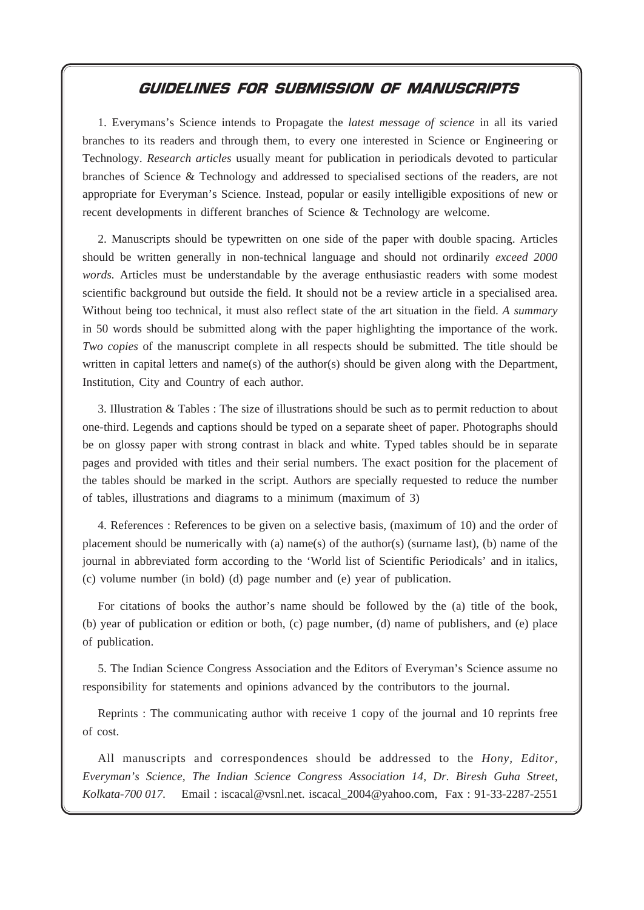## GUIDELINES FOR SUBMISSION OF MANUSCRIPTS

1. Everymans's Science intends to Propagate the *latest message of science* in all its varied branches to its readers and through them, to every one interested in Science or Engineering or Technology. *Research articles* usually meant for publication in periodicals devoted to particular branches of Science & Technology and addressed to specialised sections of the readers, are not appropriate for Everyman's Science. Instead, popular or easily intelligible expositions of new or recent developments in different branches of Science & Technology are welcome.

2. Manuscripts should be typewritten on one side of the paper with double spacing. Articles should be written generally in non-technical language and should not ordinarily *exceed 2000 words.* Articles must be understandable by the average enthusiastic readers with some modest scientific background but outside the field. It should not be a review article in a specialised area. Without being too technical, it must also reflect state of the art situation in the field. *A summary* in 50 words should be submitted along with the paper highlighting the importance of the work. *Two copies* of the manuscript complete in all respects should be submitted. The title should be written in capital letters and name(s) of the author(s) should be given along with the Department, Institution, City and Country of each author.

3. Illustration & Tables : The size of illustrations should be such as to permit reduction to about one-third. Legends and captions should be typed on a separate sheet of paper. Photographs should be on glossy paper with strong contrast in black and white. Typed tables should be in separate pages and provided with titles and their serial numbers. The exact position for the placement of the tables should be marked in the script. Authors are specially requested to reduce the number of tables, illustrations and diagrams to a minimum (maximum of 3)

4. References : References to be given on a selective basis, (maximum of 10) and the order of placement should be numerically with (a) name(s) of the author(s) (surname last), (b) name of the journal in abbreviated form according to the 'World list of Scientific Periodicals' and in italics, (c) volume number (in bold) (d) page number and (e) year of publication.

For citations of books the author's name should be followed by the (a) title of the book, (b) year of publication or edition or both, (c) page number, (d) name of publishers, and (e) place of publication.

5. The Indian Science Congress Association and the Editors of Everyman's Science assume no responsibility for statements and opinions advanced by the contributors to the journal.

Reprints : The communicating author with receive 1 copy of the journal and 10 reprints free of cost.

All manuscripts and correspondences should be addressed to the *Hony, Editor, Everyman's Science, The Indian Science Congress Association 14, Dr. Biresh Guha Street, Kolkata-700 017.* Email : iscacal@vsnl.net. iscacal_2004@yahoo.com, Fax : 91-33-2287-2551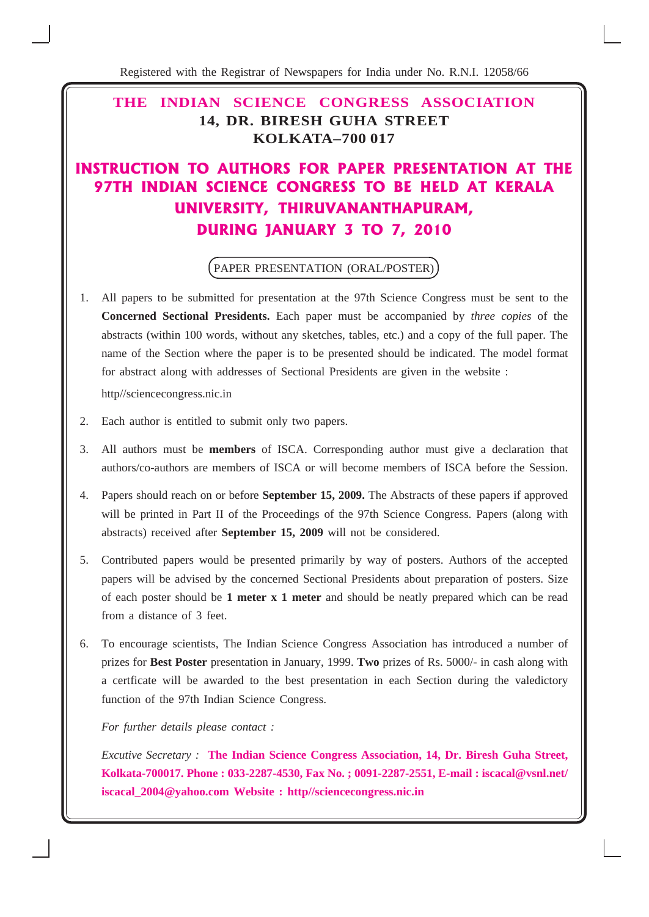Registered with the Registrar of Newspapers for India under No. R.N.I. 12058/66

# THE INDIAN SCIENCE CONGRESS ASSOCIATION

**14, DR. BIRESH GUHA STREET**
**KOLKATA–700 017**

# INSTRUCTION TO AUTHORS FOR PAPER PRESENTATION AT THE 97TH INDIAN SCIENCE CONGRESS TO BE HELD AT KERALA UNIVERSITY, THIRUVANANTHAPURAM, DURING JANUARY 3 TO 7, 2010

## PAPER PRESENTATION (ORAL/POSTER)

1. All papers to be submitted for presentation at the 97th Science Congress must be sent to the **Concerned Sectional Presidents.** Each paper must be accompanied by *three copies* of the abstracts (within 100 words, without any sketches, tables, etc.) and a copy of the full paper. The name of the Section where the paper is to be presented should be indicated. The model format for abstract along with addresses of Sectional Presidents are given in the website :

   http//sciencecongress.nic.in

2. Each author is entitled to submit only two papers.

3. All authors must be **members** of ISCA. Corresponding author must give a declaration that authors/co-authors are members of ISCA or will become members of ISCA before the Session.

4. Papers should reach on or before **September 15, 2009.** The Abstracts of these papers if approved will be printed in Part II of the Proceedings of the 97th Science Congress. Papers (along with abstracts) received after **September 15, 2009** will not be considered.

5. Contributed papers would be presented primarily by way of posters. Authors of the accepted papers will be advised by the concerned Sectional Presidents about preparation of posters. Size of each poster should be **1 meter x 1 meter** and should be neatly prepared which can be read from a distance of 3 feet.

6. To encourage scientists, The Indian Science Congress Association has introduced a number of prizes for **Best Poster** presentation in January, 1999. **Two** prizes of Rs. 5000/- in cash along with a certficate will be awarded to the best presentation in each Section during the valedictory function of the 97th Indian Science Congress.

   *For further details please contact :*

   *Excutive Secretary :* **The Indian Science Congress Association, 14, Dr. Biresh Guha Street, Kolkata-700017. Phone : 033-2287-4530, Fax No. ; 0091-2287-2551, E-mail : iscacal@vsnl.net/ iscacal_2004@yahoo.com Website : http//sciencecongress.nic.in**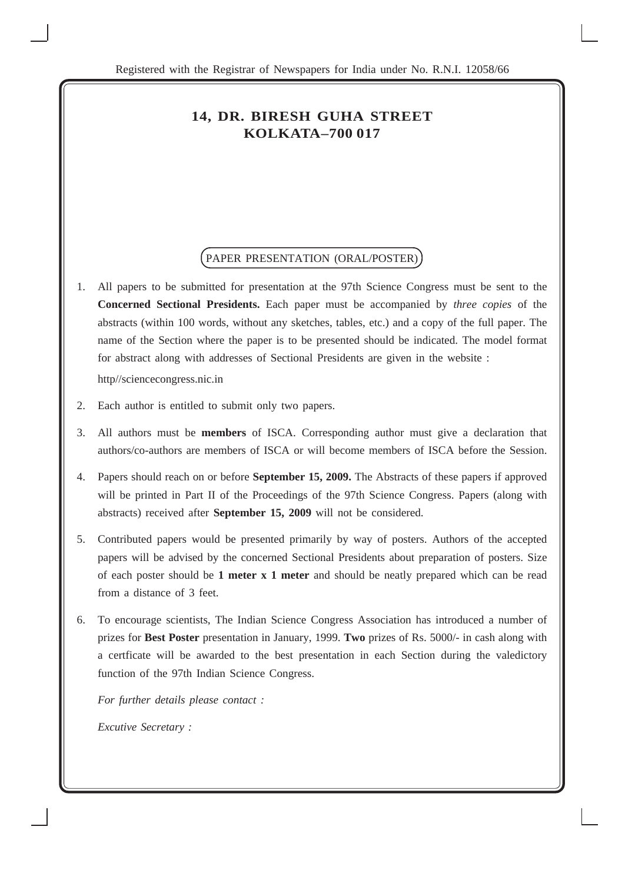Registered with the Registrar of Newspapers for India under No. R.N.I. 12058/66

# 14, DR. BIRESH GUHA STREET
# KOLKATA–700 017

## PAPER PRESENTATION (ORAL/POSTER)

1. All papers to be submitted for presentation at the 97th Science Congress must be sent to the **Concerned Sectional Presidents.** Each paper must be accompanied by *three copies* of the abstracts (within 100 words, without any sketches, tables, etc.) and a copy of the full paper. The name of the Section where the paper is to be presented should be indicated. The model format for abstract along with addresses of Sectional Presidents are given in the website :

   http//sciencecongress.nic.in

2. Each author is entitled to submit only two papers.

3. All authors must be **members** of ISCA. Corresponding author must give a declaration that authors/co-authors are members of ISCA or will become members of ISCA before the Session.

4. Papers should reach on or before **September 15, 2009.** The Abstracts of these papers if approved will be printed in Part II of the Proceedings of the 97th Science Congress. Papers (along with abstracts) received after **September 15, 2009** will not be considered.

5. Contributed papers would be presented primarily by way of posters. Authors of the accepted papers will be advised by the concerned Sectional Presidents about preparation of posters. Size of each poster should be **1 meter x 1 meter** and should be neatly prepared which can be read from a distance of 3 feet.

6. To encourage scientists, The Indian Science Congress Association has introduced a number of prizes for **Best Poster** presentation in January, 1999. **Two** prizes of Rs. 5000/- in cash along with a certficate will be awarded to the best presentation in each Section during the valedictory function of the 97th Indian Science Congress.

   *For further details please contact :*

   *Excutive Secretary :*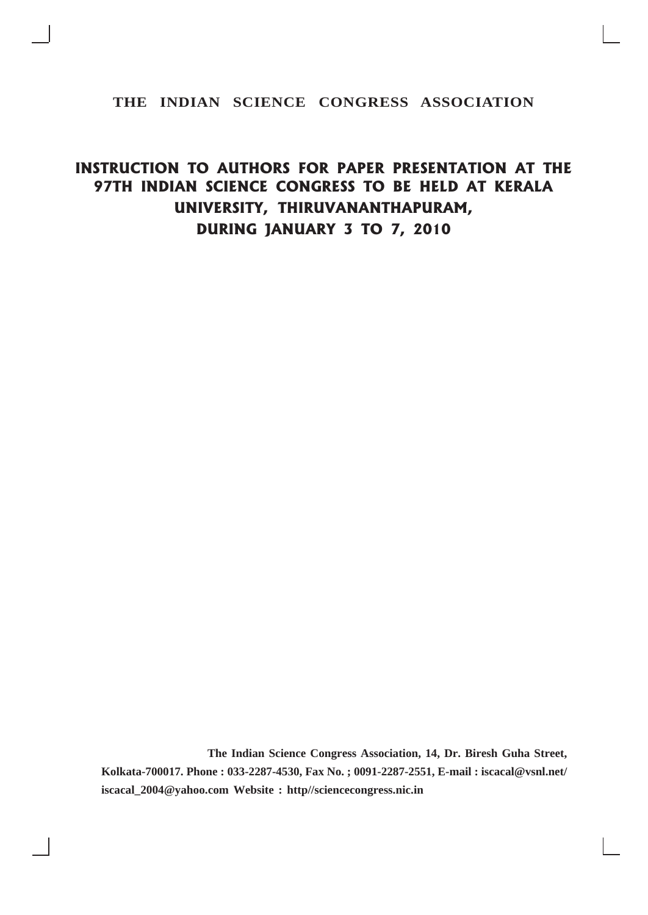**THE INDIAN SCIENCE CONGRESS ASSOCIATION**

# INSTRUCTION TO AUTHORS FOR PAPER PRESENTATION AT THE 97TH INDIAN SCIENCE CONGRESS TO BE HELD AT KERALA UNIVERSITY, THIRUVANANTHAPURAM, DURING JANUARY 3 TO 7, 2010

**The Indian Science Congress Association, 14, Dr. Biresh Guha Street, Kolkata-700017. Phone : 033-2287-4530, Fax No. ; 0091-2287-2551, E-mail : iscacal@vsnl.net/ iscacal_2004@yahoo.com Website : http//sciencecongress.nic.in**